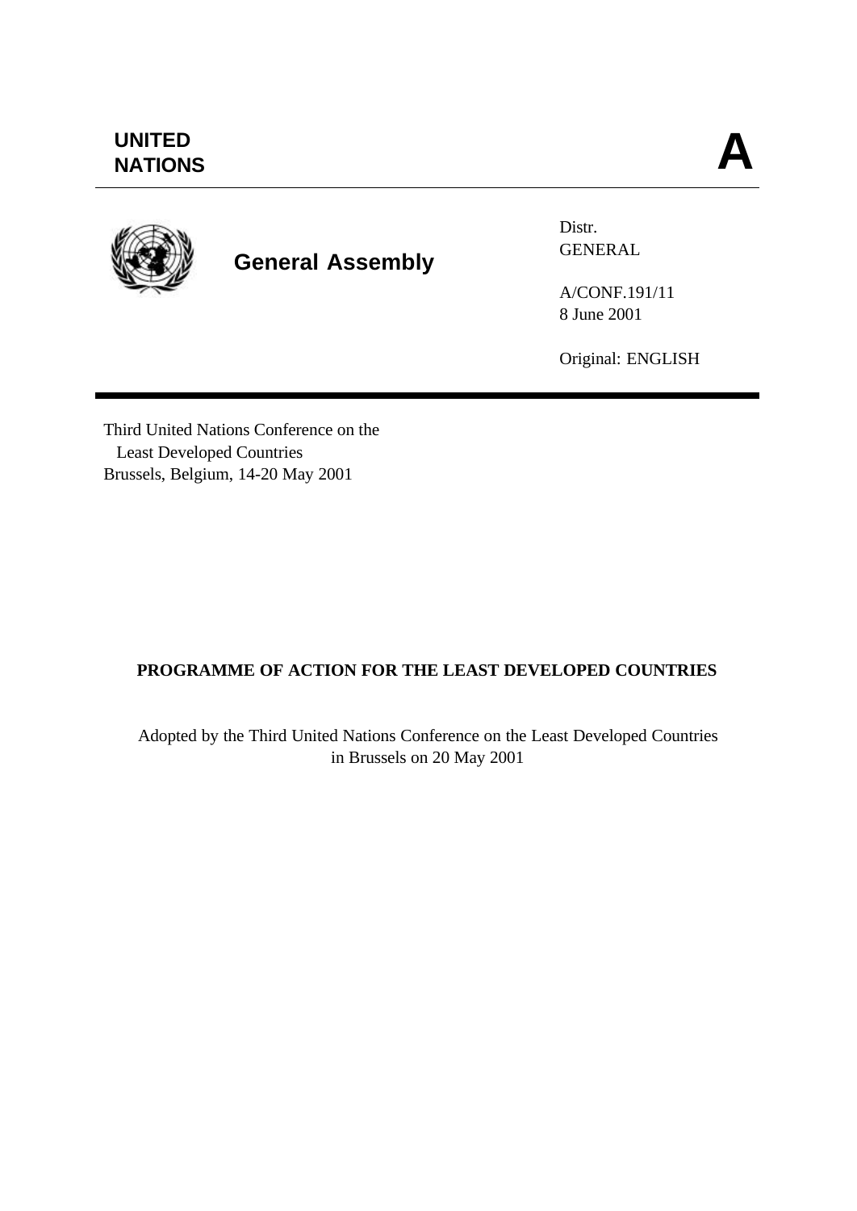UNITED
NATIONS

**A**

**General Assembly**

Distr.
GENERAL

A/CONF.191/11
8 June 2001

Original: ENGLISH

Third United Nations Conference on the
Least Developed Countries
Brussels, Belgium, 14-20 May 2001

**PROGRAMME OF ACTION FOR THE LEAST DEVELOPED COUNTRIES**

Adopted by the Third United Nations Conference on the Least Developed Countries
in Brussels on 20 May 2001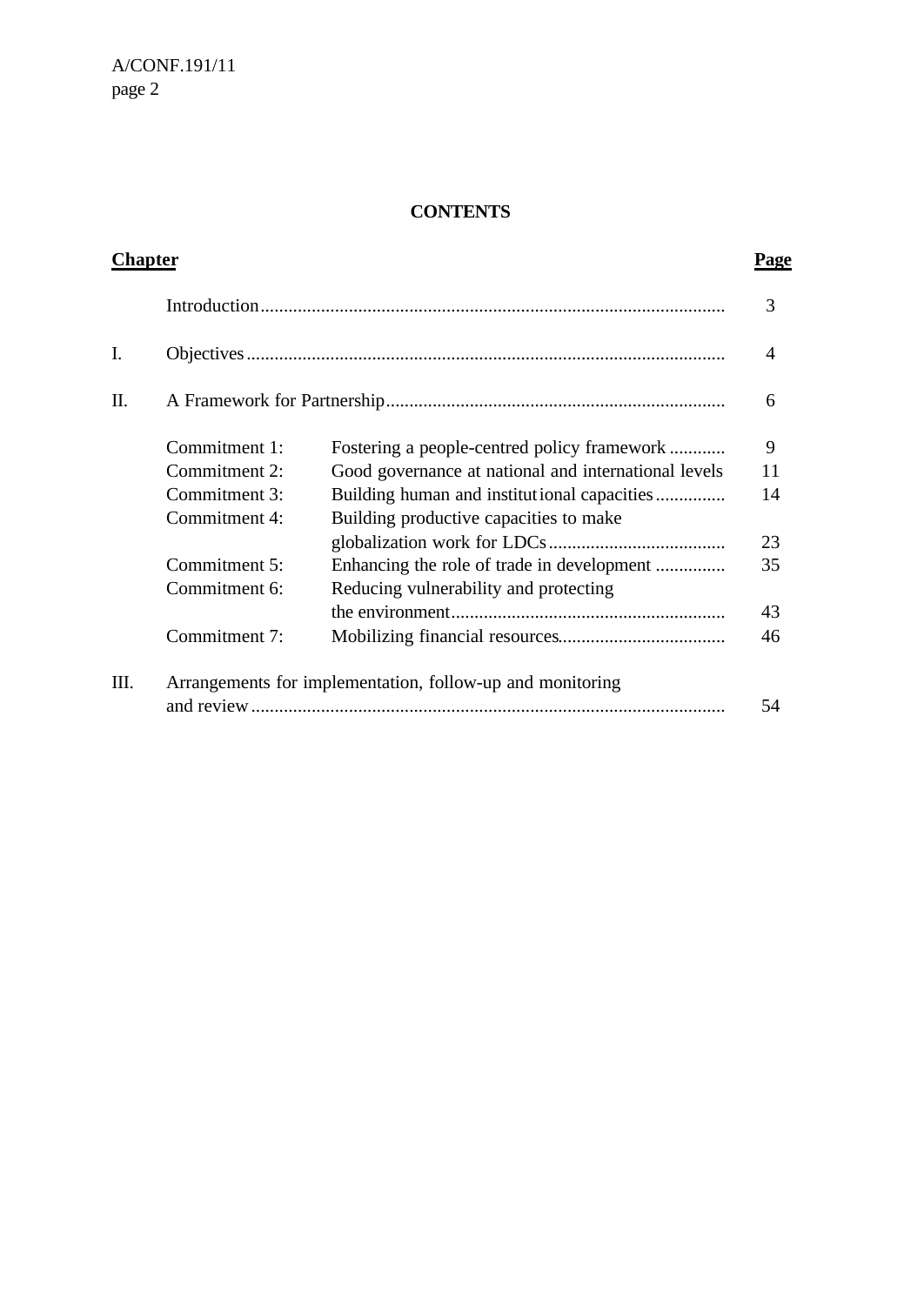**CONTENTS**

| **Chapter** | | | **Page** |
|---|---|---|---|
| | Introduction | | 3 |
| I. | Objectives | | 4 |
| II. | A Framework for Partnership | | 6 |
| | Commitment 1: | Fostering a people-centred policy framework | 9 |
| | Commitment 2: | Good governance at national and international levels | 11 |
| | Commitment 3: | Building human and institutional capacities | 14 |
| | Commitment 4: | Building productive capacities to make globalization work for LDCs | 23 |
| | Commitment 5: | Enhancing the role of trade in development | 35 |
| | Commitment 6: | Reducing vulnerability and protecting the environment | 43 |
| | Commitment 7: | Mobilizing financial resources | 46 |
| III. | Arrangements for implementation, follow-up and monitoring and review | | 54 |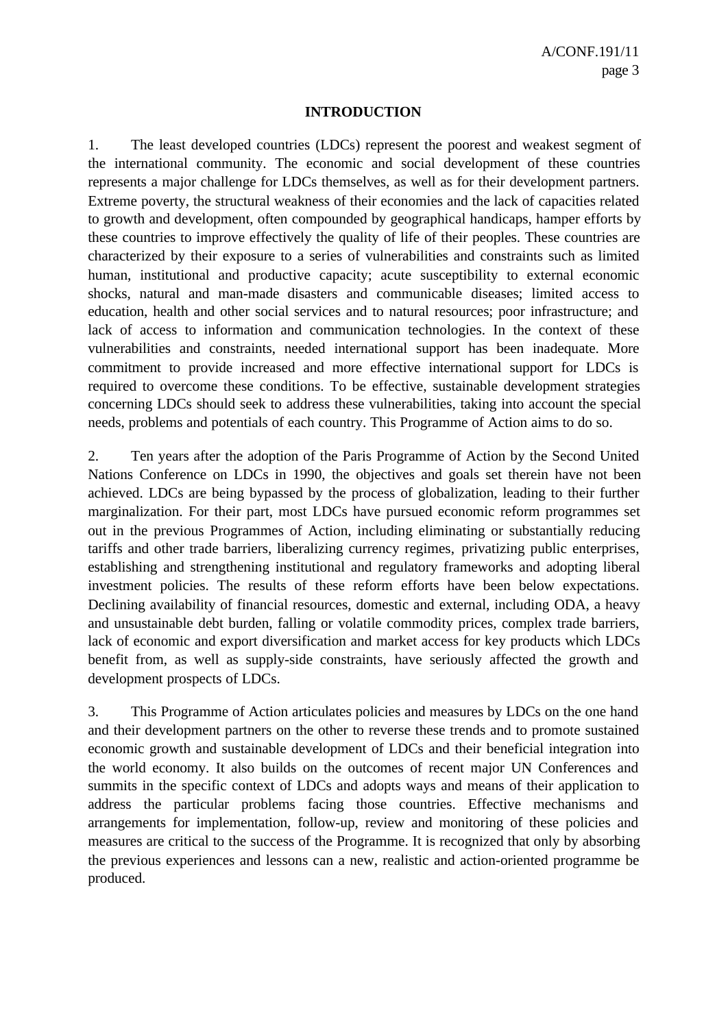## INTRODUCTION

1. The least developed countries (LDCs) represent the poorest and weakest segment of the international community. The economic and social development of these countries represents a major challenge for LDCs themselves, as well as for their development partners. Extreme poverty, the structural weakness of their economies and the lack of capacities related to growth and development, often compounded by geographical handicaps, hamper efforts by these countries to improve effectively the quality of life of their peoples. These countries are characterized by their exposure to a series of vulnerabilities and constraints such as limited human, institutional and productive capacity; acute susceptibility to external economic shocks, natural and man-made disasters and communicable diseases; limited access to education, health and other social services and to natural resources; poor infrastructure; and lack of access to information and communication technologies. In the context of these vulnerabilities and constraints, needed international support has been inadequate. More commitment to provide increased and more effective international support for LDCs is required to overcome these conditions. To be effective, sustainable development strategies concerning LDCs should seek to address these vulnerabilities, taking into account the special needs, problems and potentials of each country. This Programme of Action aims to do so.

2. Ten years after the adoption of the Paris Programme of Action by the Second United Nations Conference on LDCs in 1990, the objectives and goals set therein have not been achieved. LDCs are being bypassed by the process of globalization, leading to their further marginalization. For their part, most LDCs have pursued economic reform programmes set out in the previous Programmes of Action, including eliminating or substantially reducing tariffs and other trade barriers, liberalizing currency regimes, privatizing public enterprises, establishing and strengthening institutional and regulatory frameworks and adopting liberal investment policies. The results of these reform efforts have been below expectations. Declining availability of financial resources, domestic and external, including ODA, a heavy and unsustainable debt burden, falling or volatile commodity prices, complex trade barriers, lack of economic and export diversification and market access for key products which LDCs benefit from, as well as supply-side constraints, have seriously affected the growth and development prospects of LDCs.

3. This Programme of Action articulates policies and measures by LDCs on the one hand and their development partners on the other to reverse these trends and to promote sustained economic growth and sustainable development of LDCs and their beneficial integration into the world economy. It also builds on the outcomes of recent major UN Conferences and summits in the specific context of LDCs and adopts ways and means of their application to address the particular problems facing those countries. Effective mechanisms and arrangements for implementation, follow-up, review and monitoring of these policies and measures are critical to the success of the Programme. It is recognized that only by absorbing the previous experiences and lessons can a new, realistic and action-oriented programme be produced.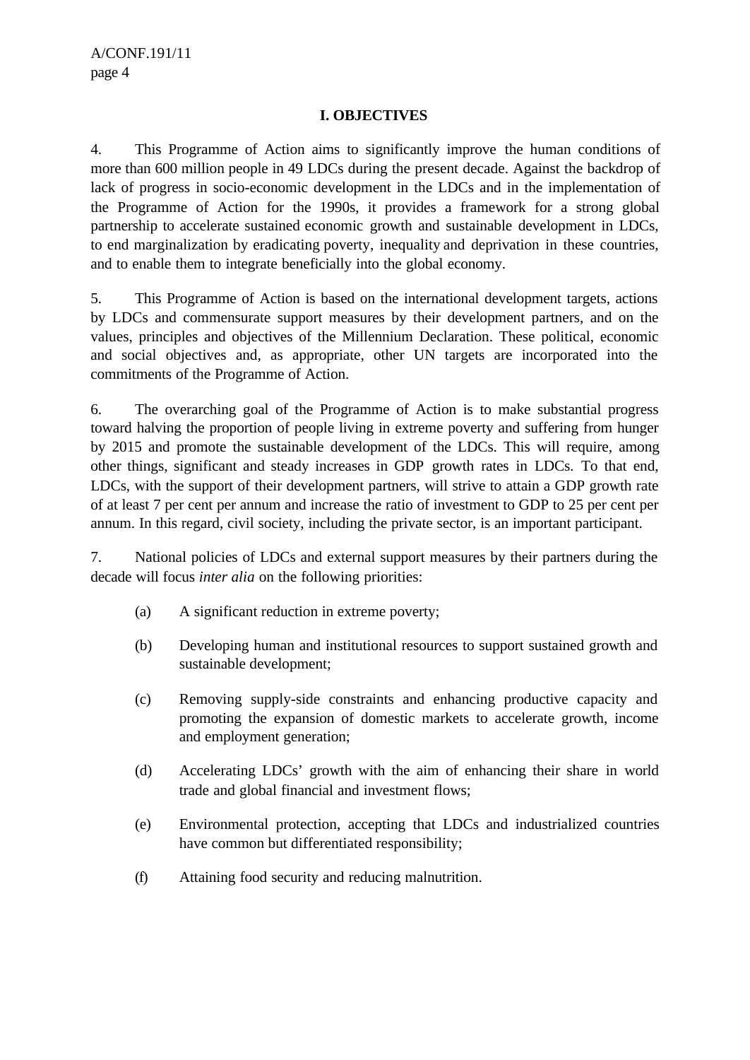## I. OBJECTIVES

4. This Programme of Action aims to significantly improve the human conditions of more than 600 million people in 49 LDCs during the present decade. Against the backdrop of lack of progress in socio-economic development in the LDCs and in the implementation of the Programme of Action for the 1990s, it provides a framework for a strong global partnership to accelerate sustained economic growth and sustainable development in LDCs, to end marginalization by eradicating poverty, inequality and deprivation in these countries, and to enable them to integrate beneficially into the global economy.

5. This Programme of Action is based on the international development targets, actions by LDCs and commensurate support measures by their development partners, and on the values, principles and objectives of the Millennium Declaration. These political, economic and social objectives and, as appropriate, other UN targets are incorporated into the commitments of the Programme of Action.

6. The overarching goal of the Programme of Action is to make substantial progress toward halving the proportion of people living in extreme poverty and suffering from hunger by 2015 and promote the sustainable development of the LDCs. This will require, among other things, significant and steady increases in GDP growth rates in LDCs. To that end, LDCs, with the support of their development partners, will strive to attain a GDP growth rate of at least 7 per cent per annum and increase the ratio of investment to GDP to 25 per cent per annum. In this regard, civil society, including the private sector, is an important participant.

7. National policies of LDCs and external support measures by their partners during the decade will focus *inter alia* on the following priorities:

(a) A significant reduction in extreme poverty;

(b) Developing human and institutional resources to support sustained growth and sustainable development;

(c) Removing supply-side constraints and enhancing productive capacity and promoting the expansion of domestic markets to accelerate growth, income and employment generation;

(d) Accelerating LDCs' growth with the aim of enhancing their share in world trade and global financial and investment flows;

(e) Environmental protection, accepting that LDCs and industrialized countries have common but differentiated responsibility;

(f) Attaining food security and reducing malnutrition.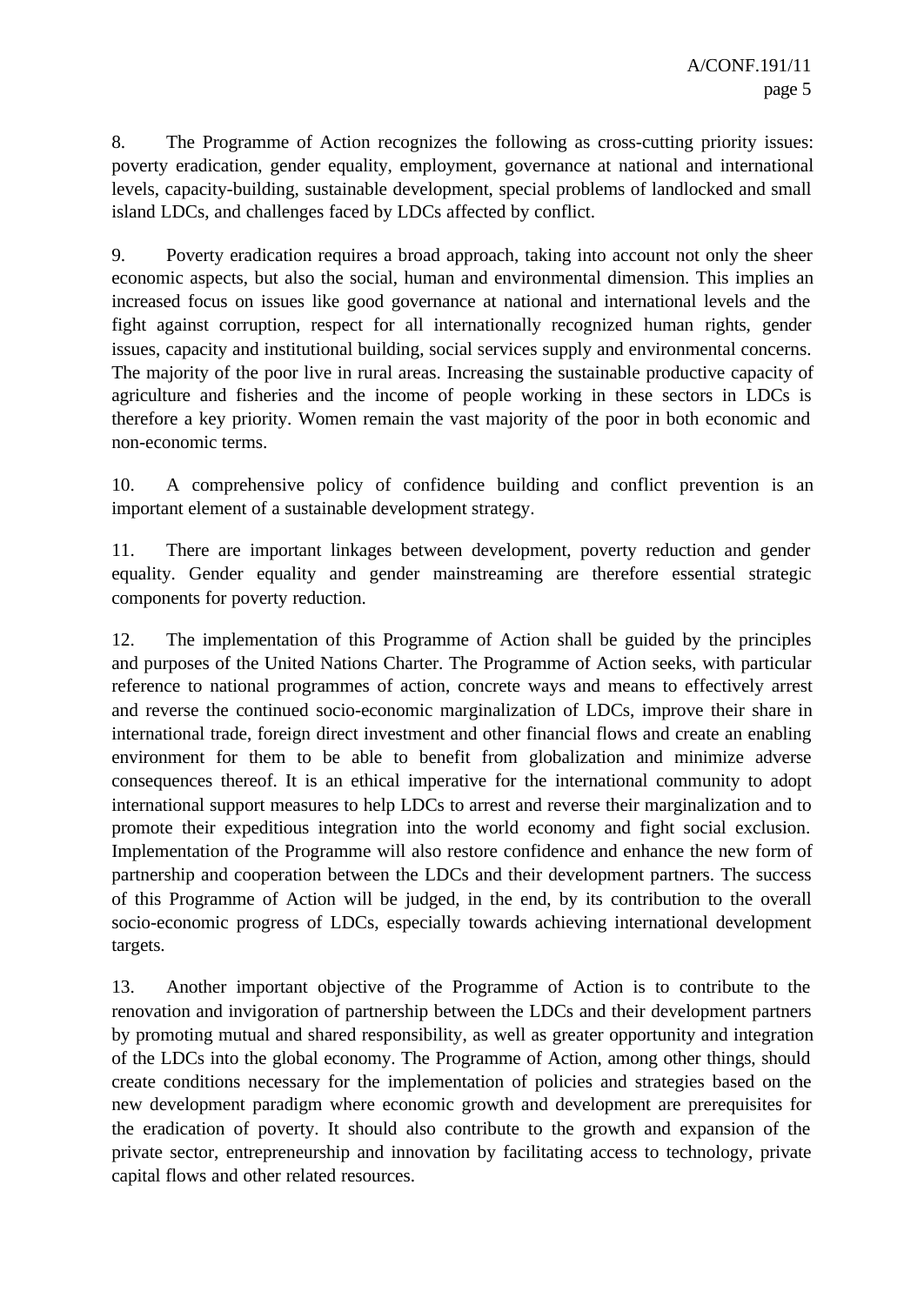8. The Programme of Action recognizes the following as cross-cutting priority issues: poverty eradication, gender equality, employment, governance at national and international levels, capacity-building, sustainable development, special problems of landlocked and small island LDCs, and challenges faced by LDCs affected by conflict.

9. Poverty eradication requires a broad approach, taking into account not only the sheer economic aspects, but also the social, human and environmental dimension. This implies an increased focus on issues like good governance at national and international levels and the fight against corruption, respect for all internationally recognized human rights, gender issues, capacity and institutional building, social services supply and environmental concerns. The majority of the poor live in rural areas. Increasing the sustainable productive capacity of agriculture and fisheries and the income of people working in these sectors in LDCs is therefore a key priority. Women remain the vast majority of the poor in both economic and non-economic terms.

10. A comprehensive policy of confidence building and conflict prevention is an important element of a sustainable development strategy.

11. There are important linkages between development, poverty reduction and gender equality. Gender equality and gender mainstreaming are therefore essential strategic components for poverty reduction.

12. The implementation of this Programme of Action shall be guided by the principles and purposes of the United Nations Charter. The Programme of Action seeks, with particular reference to national programmes of action, concrete ways and means to effectively arrest and reverse the continued socio-economic marginalization of LDCs, improve their share in international trade, foreign direct investment and other financial flows and create an enabling environment for them to be able to benefit from globalization and minimize adverse consequences thereof. It is an ethical imperative for the international community to adopt international support measures to help LDCs to arrest and reverse their marginalization and to promote their expeditious integration into the world economy and fight social exclusion. Implementation of the Programme will also restore confidence and enhance the new form of partnership and cooperation between the LDCs and their development partners. The success of this Programme of Action will be judged, in the end, by its contribution to the overall socio-economic progress of LDCs, especially towards achieving international development targets.

13. Another important objective of the Programme of Action is to contribute to the renovation and invigoration of partnership between the LDCs and their development partners by promoting mutual and shared responsibility, as well as greater opportunity and integration of the LDCs into the global economy. The Programme of Action, among other things, should create conditions necessary for the implementation of policies and strategies based on the new development paradigm where economic growth and development are prerequisites for the eradication of poverty. It should also contribute to the growth and expansion of the private sector, entrepreneurship and innovation by facilitating access to technology, private capital flows and other related resources.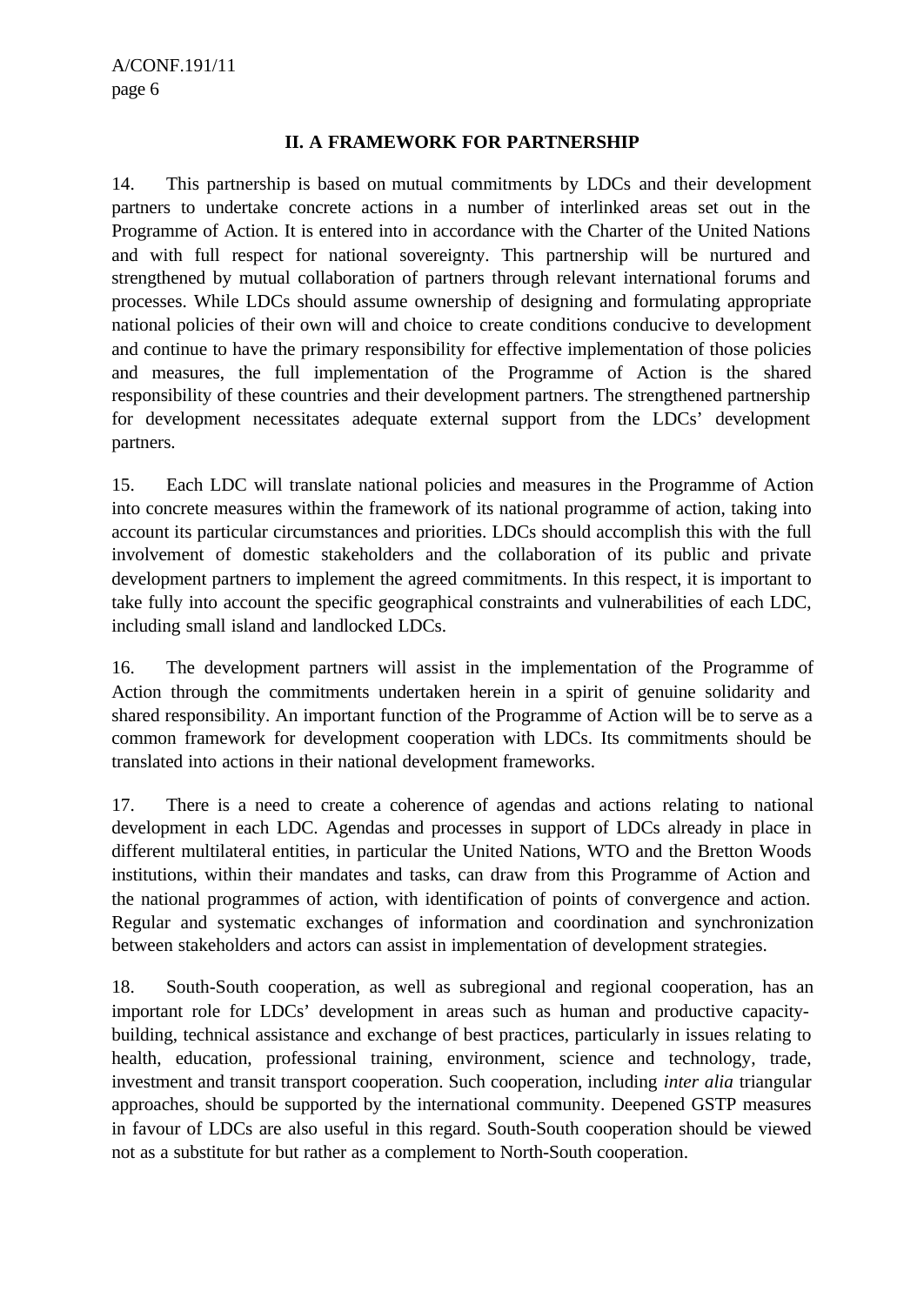## II. A FRAMEWORK FOR PARTNERSHIP

14. This partnership is based on mutual commitments by LDCs and their development partners to undertake concrete actions in a number of interlinked areas set out in the Programme of Action. It is entered into in accordance with the Charter of the United Nations and with full respect for national sovereignty. This partnership will be nurtured and strengthened by mutual collaboration of partners through relevant international forums and processes. While LDCs should assume ownership of designing and formulating appropriate national policies of their own will and choice to create conditions conducive to development and continue to have the primary responsibility for effective implementation of those policies and measures, the full implementation of the Programme of Action is the shared responsibility of these countries and their development partners. The strengthened partnership for development necessitates adequate external support from the LDCs' development partners.

15. Each LDC will translate national policies and measures in the Programme of Action into concrete measures within the framework of its national programme of action, taking into account its particular circumstances and priorities. LDCs should accomplish this with the full involvement of domestic stakeholders and the collaboration of its public and private development partners to implement the agreed commitments. In this respect, it is important to take fully into account the specific geographical constraints and vulnerabilities of each LDC, including small island and landlocked LDCs.

16. The development partners will assist in the implementation of the Programme of Action through the commitments undertaken herein in a spirit of genuine solidarity and shared responsibility. An important function of the Programme of Action will be to serve as a common framework for development cooperation with LDCs. Its commitments should be translated into actions in their national development frameworks.

17. There is a need to create a coherence of agendas and actions relating to national development in each LDC. Agendas and processes in support of LDCs already in place in different multilateral entities, in particular the United Nations, WTO and the Bretton Woods institutions, within their mandates and tasks, can draw from this Programme of Action and the national programmes of action, with identification of points of convergence and action. Regular and systematic exchanges of information and coordination and synchronization between stakeholders and actors can assist in implementation of development strategies.

18. South-South cooperation, as well as subregional and regional cooperation, has an important role for LDCs' development in areas such as human and productive capacity-building, technical assistance and exchange of best practices, particularly in issues relating to health, education, professional training, environment, science and technology, trade, investment and transit transport cooperation. Such cooperation, including *inter alia* triangular approaches, should be supported by the international community. Deepened GSTP measures in favour of LDCs are also useful in this regard. South-South cooperation should be viewed not as a substitute for but rather as a complement to North-South cooperation.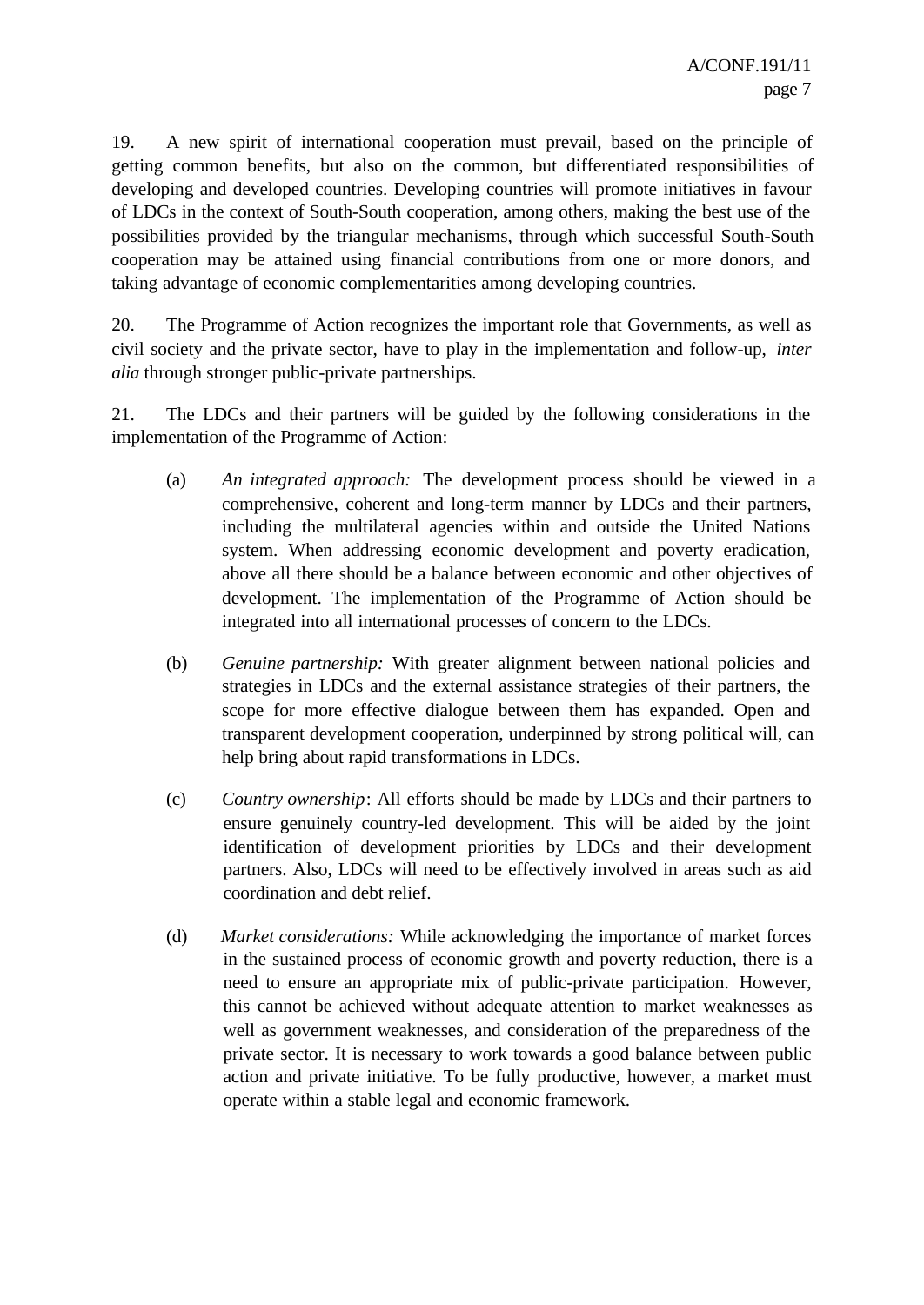19. A new spirit of international cooperation must prevail, based on the principle of getting common benefits, but also on the common, but differentiated responsibilities of developing and developed countries. Developing countries will promote initiatives in favour of LDCs in the context of South-South cooperation, among others, making the best use of the possibilities provided by the triangular mechanisms, through which successful South-South cooperation may be attained using financial contributions from one or more donors, and taking advantage of economic complementarities among developing countries.

20. The Programme of Action recognizes the important role that Governments, as well as civil society and the private sector, have to play in the implementation and follow-up, *inter alia* through stronger public-private partnerships.

21. The LDCs and their partners will be guided by the following considerations in the implementation of the Programme of Action:

(a) *An integrated approach:* The development process should be viewed in a comprehensive, coherent and long-term manner by LDCs and their partners, including the multilateral agencies within and outside the United Nations system. When addressing economic development and poverty eradication, above all there should be a balance between economic and other objectives of development. The implementation of the Programme of Action should be integrated into all international processes of concern to the LDCs.

(b) *Genuine partnership:* With greater alignment between national policies and strategies in LDCs and the external assistance strategies of their partners, the scope for more effective dialogue between them has expanded. Open and transparent development cooperation, underpinned by strong political will, can help bring about rapid transformations in LDCs.

(c) *Country ownership*: All efforts should be made by LDCs and their partners to ensure genuinely country-led development. This will be aided by the joint identification of development priorities by LDCs and their development partners. Also, LDCs will need to be effectively involved in areas such as aid coordination and debt relief.

(d) *Market considerations:* While acknowledging the importance of market forces in the sustained process of economic growth and poverty reduction, there is a need to ensure an appropriate mix of public-private participation. However, this cannot be achieved without adequate attention to market weaknesses as well as government weaknesses, and consideration of the preparedness of the private sector. It is necessary to work towards a good balance between public action and private initiative. To be fully productive, however, a market must operate within a stable legal and economic framework.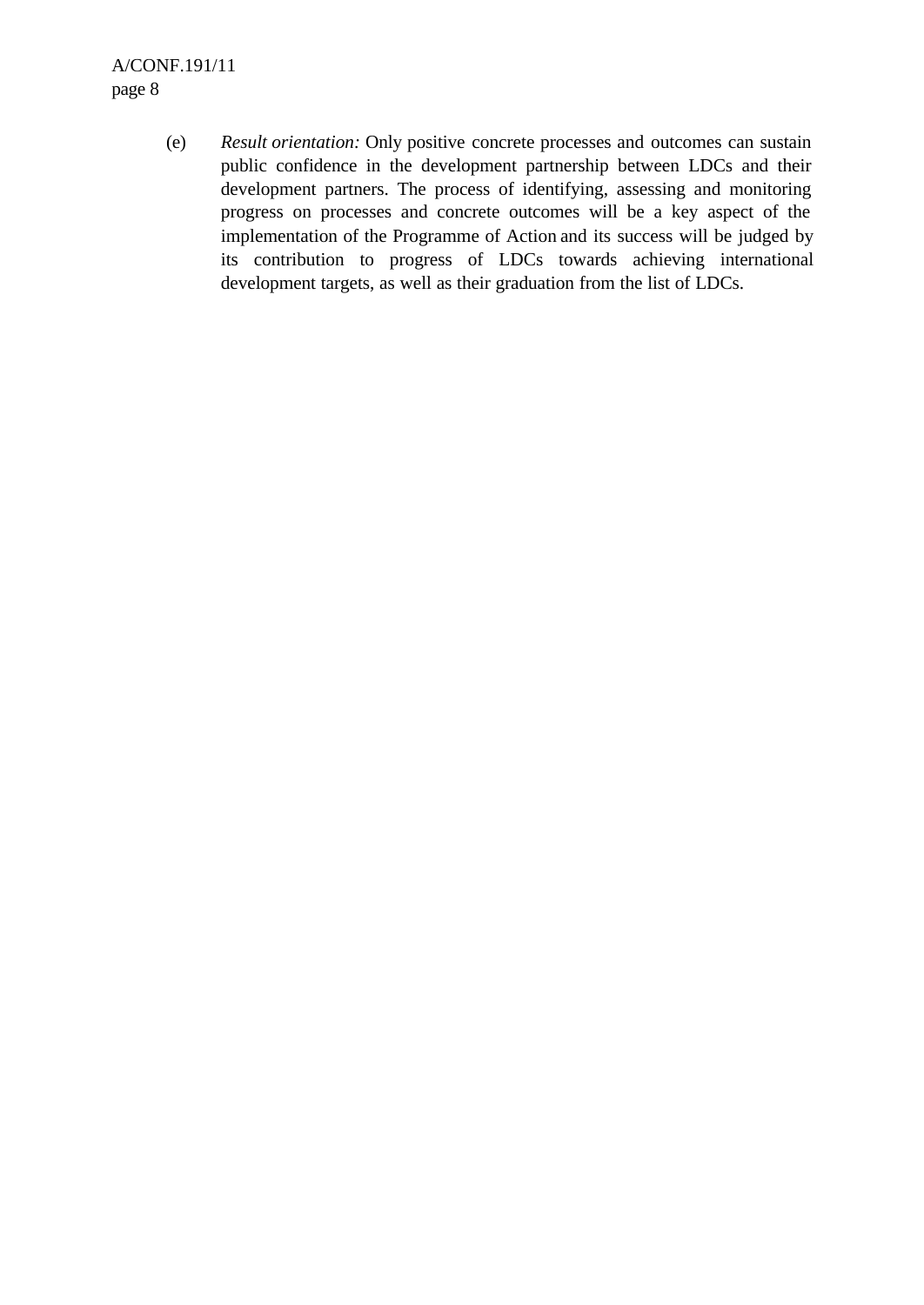(e) *Result orientation:* Only positive concrete processes and outcomes can sustain public confidence in the development partnership between LDCs and their development partners. The process of identifying, assessing and monitoring progress on processes and concrete outcomes will be a key aspect of the implementation of the Programme of Action and its success will be judged by its contribution to progress of LDCs towards achieving international development targets, as well as their graduation from the list of LDCs.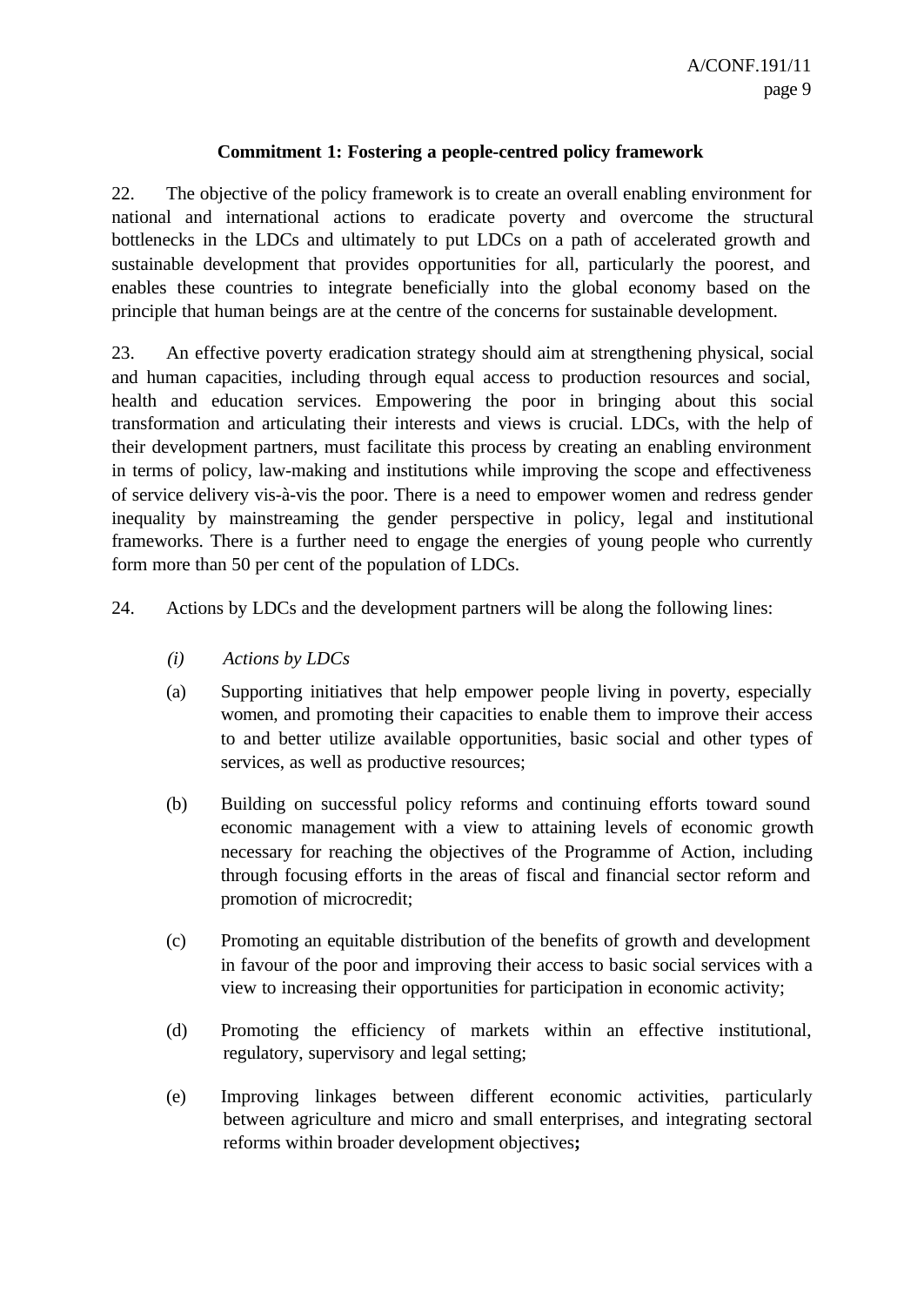**Commitment 1: Fostering a people-centred policy framework**

22. The objective of the policy framework is to create an overall enabling environment for national and international actions to eradicate poverty and overcome the structural bottlenecks in the LDCs and ultimately to put LDCs on a path of accelerated growth and sustainable development that provides opportunities for all, particularly the poorest, and enables these countries to integrate beneficially into the global economy based on the principle that human beings are at the centre of the concerns for sustainable development.

23. An effective poverty eradication strategy should aim at strengthening physical, social and human capacities, including through equal access to production resources and social, health and education services. Empowering the poor in bringing about this social transformation and articulating their interests and views is crucial. LDCs, with the help of their development partners, must facilitate this process by creating an enabling environment in terms of policy, law-making and institutions while improving the scope and effectiveness of service delivery vis-à-vis the poor. There is a need to empower women and redress gender inequality by mainstreaming the gender perspective in policy, legal and institutional frameworks. There is a further need to engage the energies of young people who currently form more than 50 per cent of the population of LDCs.

24. Actions by LDCs and the development partners will be along the following lines:

*(i) Actions by LDCs*

(a) Supporting initiatives that help empower people living in poverty, especially women, and promoting their capacities to enable them to improve their access to and better utilize available opportunities, basic social and other types of services, as well as productive resources;

(b) Building on successful policy reforms and continuing efforts toward sound economic management with a view to attaining levels of economic growth necessary for reaching the objectives of the Programme of Action, including through focusing efforts in the areas of fiscal and financial sector reform and promotion of microcredit;

(c) Promoting an equitable distribution of the benefits of growth and development in favour of the poor and improving their access to basic social services with a view to increasing their opportunities for participation in economic activity;

(d) Promoting the efficiency of markets within an effective institutional, regulatory, supervisory and legal setting;

(e) Improving linkages between different economic activities, particularly between agriculture and micro and small enterprises, and integrating sectoral reforms within broader development objectives**;**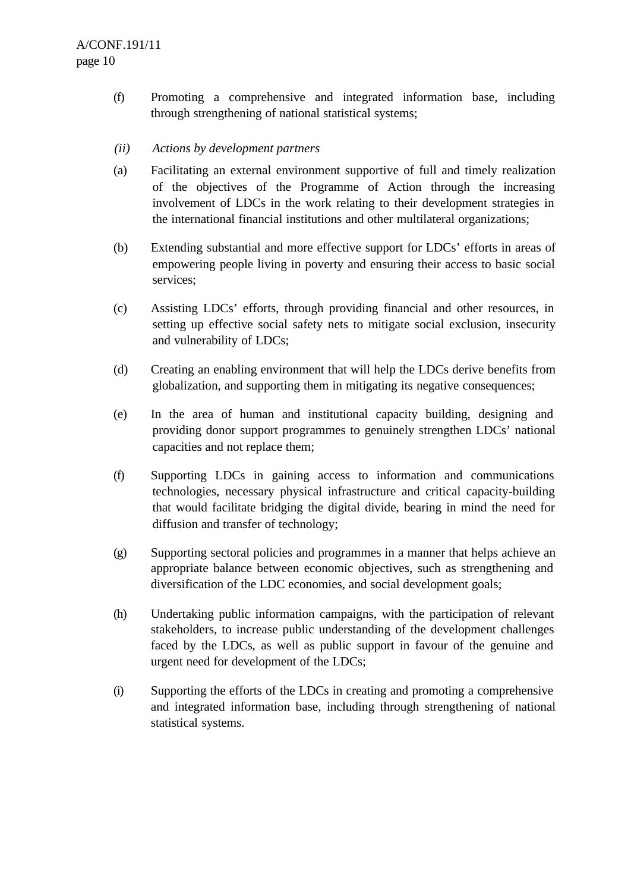(f) Promoting a comprehensive and integrated information base, including through strengthening of national statistical systems;

*(ii) Actions by development partners*

(a) Facilitating an external environment supportive of full and timely realization of the objectives of the Programme of Action through the increasing involvement of LDCs in the work relating to their development strategies in the international financial institutions and other multilateral organizations;

(b) Extending substantial and more effective support for LDCs' efforts in areas of empowering people living in poverty and ensuring their access to basic social services;

(c) Assisting LDCs' efforts, through providing financial and other resources, in setting up effective social safety nets to mitigate social exclusion, insecurity and vulnerability of LDCs;

(d) Creating an enabling environment that will help the LDCs derive benefits from globalization, and supporting them in mitigating its negative consequences;

(e) In the area of human and institutional capacity building, designing and providing donor support programmes to genuinely strengthen LDCs' national capacities and not replace them;

(f) Supporting LDCs in gaining access to information and communications technologies, necessary physical infrastructure and critical capacity-building that would facilitate bridging the digital divide, bearing in mind the need for diffusion and transfer of technology;

(g) Supporting sectoral policies and programmes in a manner that helps achieve an appropriate balance between economic objectives, such as strengthening and diversification of the LDC economies, and social development goals;

(h) Undertaking public information campaigns, with the participation of relevant stakeholders, to increase public understanding of the development challenges faced by the LDCs, as well as public support in favour of the genuine and urgent need for development of the LDCs;

(i) Supporting the efforts of the LDCs in creating and promoting a comprehensive and integrated information base, including through strengthening of national statistical systems.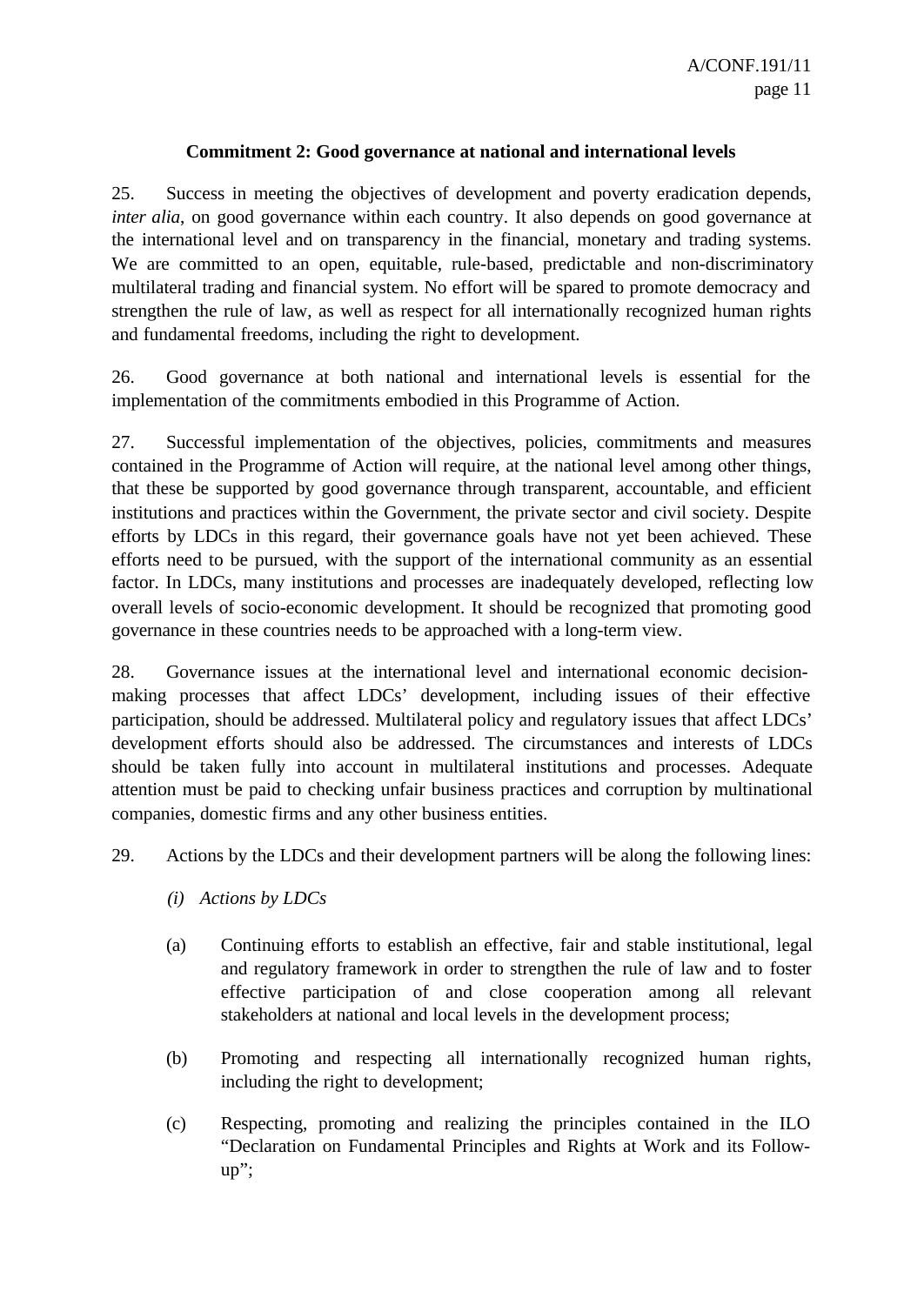### Commitment 2: Good governance at national and international levels

25. Success in meeting the objectives of development and poverty eradication depends, *inter alia*, on good governance within each country. It also depends on good governance at the international level and on transparency in the financial, monetary and trading systems. We are committed to an open, equitable, rule-based, predictable and non-discriminatory multilateral trading and financial system. No effort will be spared to promote democracy and strengthen the rule of law, as well as respect for all internationally recognized human rights and fundamental freedoms, including the right to development.

26. Good governance at both national and international levels is essential for the implementation of the commitments embodied in this Programme of Action.

27. Successful implementation of the objectives, policies, commitments and measures contained in the Programme of Action will require, at the national level among other things, that these be supported by good governance through transparent, accountable, and efficient institutions and practices within the Government, the private sector and civil society. Despite efforts by LDCs in this regard, their governance goals have not yet been achieved. These efforts need to be pursued, with the support of the international community as an essential factor. In LDCs, many institutions and processes are inadequately developed, reflecting low overall levels of socio-economic development. It should be recognized that promoting good governance in these countries needs to be approached with a long-term view.

28. Governance issues at the international level and international economic decision-making processes that affect LDCs' development, including issues of their effective participation, should be addressed. Multilateral policy and regulatory issues that affect LDCs' development efforts should also be addressed. The circumstances and interests of LDCs should be taken fully into account in multilateral institutions and processes. Adequate attention must be paid to checking unfair business practices and corruption by multinational companies, domestic firms and any other business entities.

29. Actions by the LDCs and their development partners will be along the following lines:

*(i) Actions by LDCs*

(a) Continuing efforts to establish an effective, fair and stable institutional, legal and regulatory framework in order to strengthen the rule of law and to foster effective participation of and close cooperation among all relevant stakeholders at national and local levels in the development process;

(b) Promoting and respecting all internationally recognized human rights, including the right to development;

(c) Respecting, promoting and realizing the principles contained in the ILO "Declaration on Fundamental Principles and Rights at Work and its Follow-up";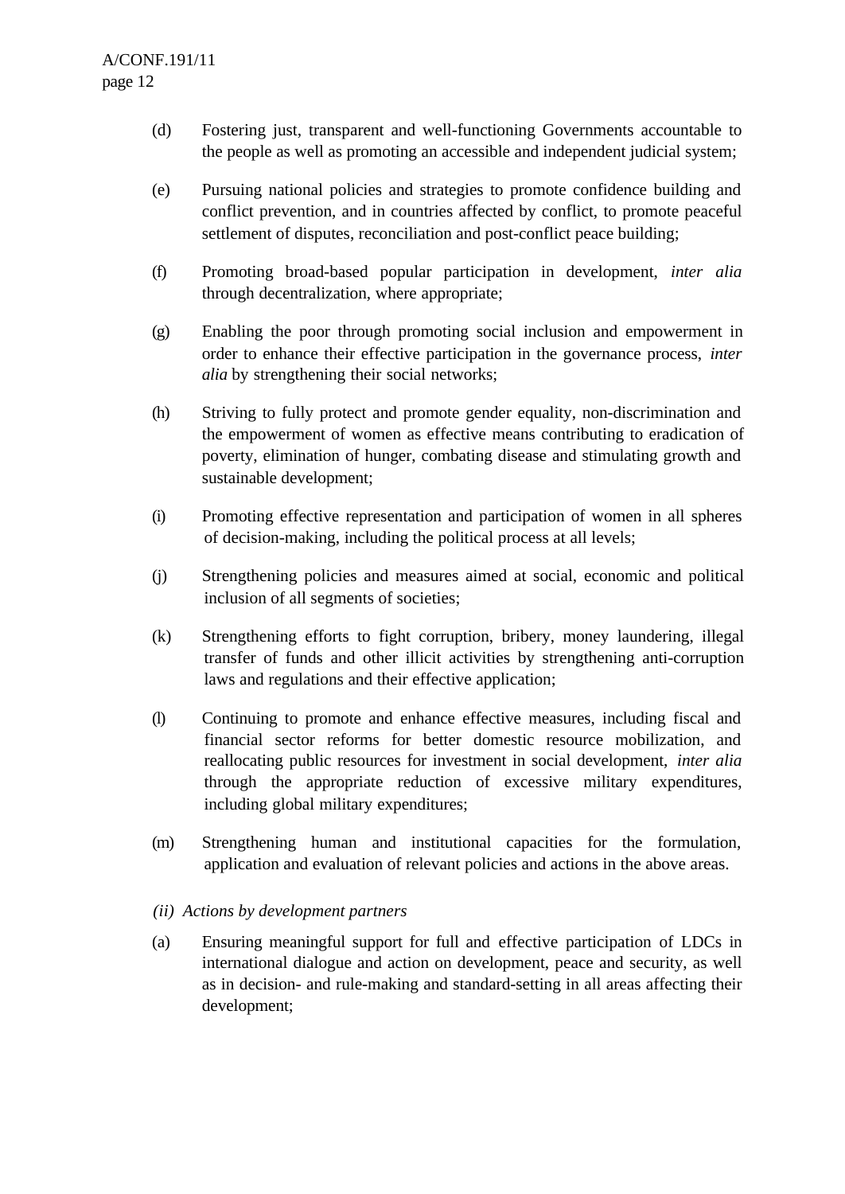(d) Fostering just, transparent and well-functioning Governments accountable to the people as well as promoting an accessible and independent judicial system;

(e) Pursuing national policies and strategies to promote confidence building and conflict prevention, and in countries affected by conflict, to promote peaceful settlement of disputes, reconciliation and post-conflict peace building;

(f) Promoting broad-based popular participation in development, *inter alia* through decentralization, where appropriate;

(g) Enabling the poor through promoting social inclusion and empowerment in order to enhance their effective participation in the governance process, *inter alia* by strengthening their social networks;

(h) Striving to fully protect and promote gender equality, non-discrimination and the empowerment of women as effective means contributing to eradication of poverty, elimination of hunger, combating disease and stimulating growth and sustainable development;

(i) Promoting effective representation and participation of women in all spheres of decision-making, including the political process at all levels;

(j) Strengthening policies and measures aimed at social, economic and political inclusion of all segments of societies;

(k) Strengthening efforts to fight corruption, bribery, money laundering, illegal transfer of funds and other illicit activities by strengthening anti-corruption laws and regulations and their effective application;

(l) Continuing to promote and enhance effective measures, including fiscal and financial sector reforms for better domestic resource mobilization, and reallocating public resources for investment in social development, *inter alia* through the appropriate reduction of excessive military expenditures, including global military expenditures;

(m) Strengthening human and institutional capacities for the formulation, application and evaluation of relevant policies and actions in the above areas.

*(ii) Actions by development partners*

(a) Ensuring meaningful support for full and effective participation of LDCs in international dialogue and action on development, peace and security, as well as in decision- and rule-making and standard-setting in all areas affecting their development;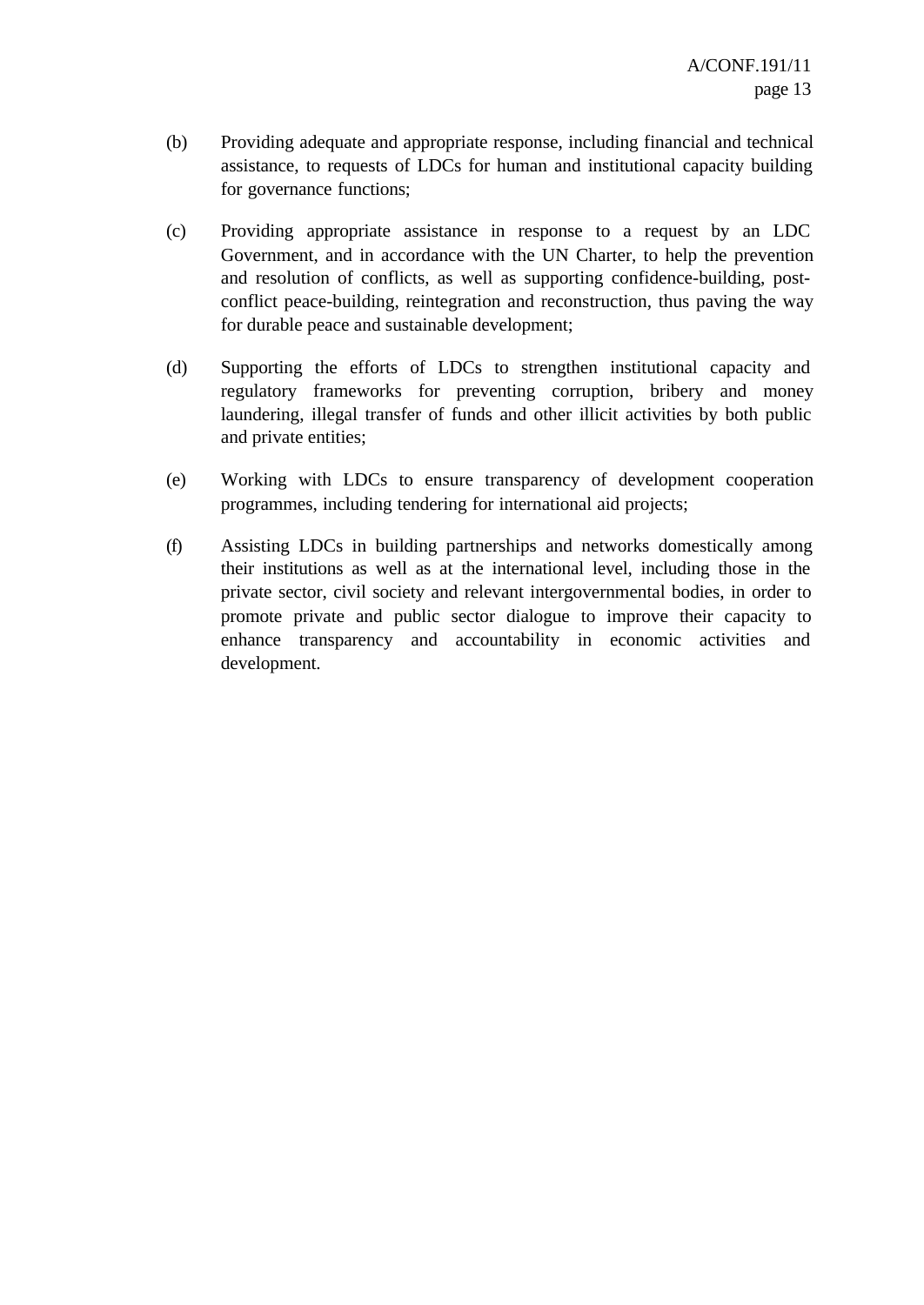(b) Providing adequate and appropriate response, including financial and technical assistance, to requests of LDCs for human and institutional capacity building for governance functions;

(c) Providing appropriate assistance in response to a request by an LDC Government, and in accordance with the UN Charter, to help the prevention and resolution of conflicts, as well as supporting confidence-building, post-conflict peace-building, reintegration and reconstruction, thus paving the way for durable peace and sustainable development;

(d) Supporting the efforts of LDCs to strengthen institutional capacity and regulatory frameworks for preventing corruption, bribery and money laundering, illegal transfer of funds and other illicit activities by both public and private entities;

(e) Working with LDCs to ensure transparency of development cooperation programmes, including tendering for international aid projects;

(f) Assisting LDCs in building partnerships and networks domestically among their institutions as well as at the international level, including those in the private sector, civil society and relevant intergovernmental bodies, in order to promote private and public sector dialogue to improve their capacity to enhance transparency and accountability in economic activities and development.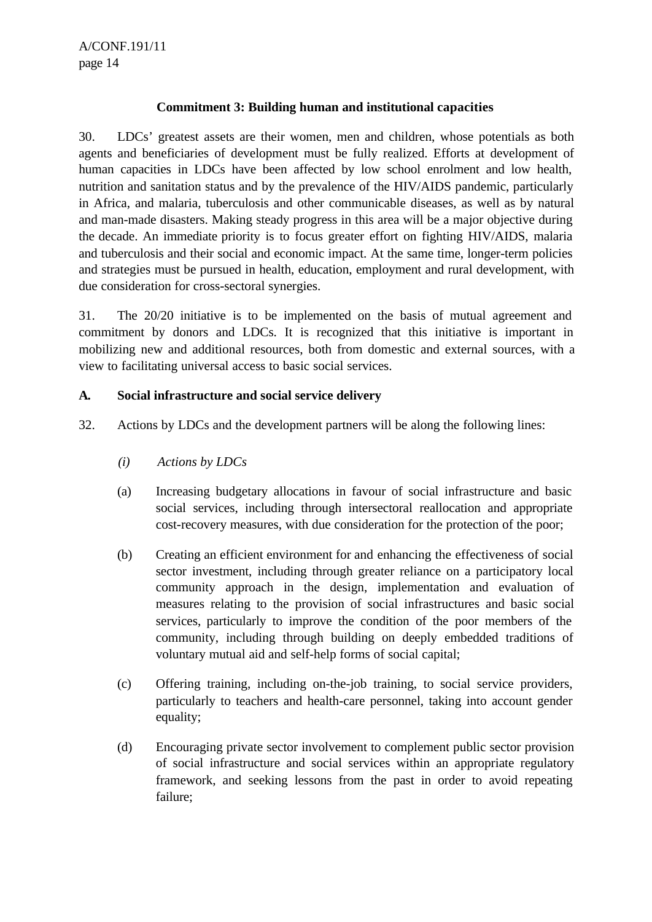**Commitment 3: Building human and institutional capacities**

30. LDCs' greatest assets are their women, men and children, whose potentials as both agents and beneficiaries of development must be fully realized. Efforts at development of human capacities in LDCs have been affected by low school enrolment and low health, nutrition and sanitation status and by the prevalence of the HIV/AIDS pandemic, particularly in Africa, and malaria, tuberculosis and other communicable diseases, as well as by natural and man-made disasters. Making steady progress in this area will be a major objective during the decade. An immediate priority is to focus greater effort on fighting HIV/AIDS, malaria and tuberculosis and their social and economic impact. At the same time, longer-term policies and strategies must be pursued in health, education, employment and rural development, with due consideration for cross-sectoral synergies.

31. The 20/20 initiative is to be implemented on the basis of mutual agreement and commitment by donors and LDCs. It is recognized that this initiative is important in mobilizing new and additional resources, both from domestic and external sources, with a view to facilitating universal access to basic social services.

**A. Social infrastructure and social service delivery**

32. Actions by LDCs and the development partners will be along the following lines:

*(i) Actions by LDCs*

(a) Increasing budgetary allocations in favour of social infrastructure and basic social services, including through intersectoral reallocation and appropriate cost-recovery measures, with due consideration for the protection of the poor;

(b) Creating an efficient environment for and enhancing the effectiveness of social sector investment, including through greater reliance on a participatory local community approach in the design, implementation and evaluation of measures relating to the provision of social infrastructures and basic social services, particularly to improve the condition of the poor members of the community, including through building on deeply embedded traditions of voluntary mutual aid and self-help forms of social capital;

(c) Offering training, including on-the-job training, to social service providers, particularly to teachers and health-care personnel, taking into account gender equality;

(d) Encouraging private sector involvement to complement public sector provision of social infrastructure and social services within an appropriate regulatory framework, and seeking lessons from the past in order to avoid repeating failure;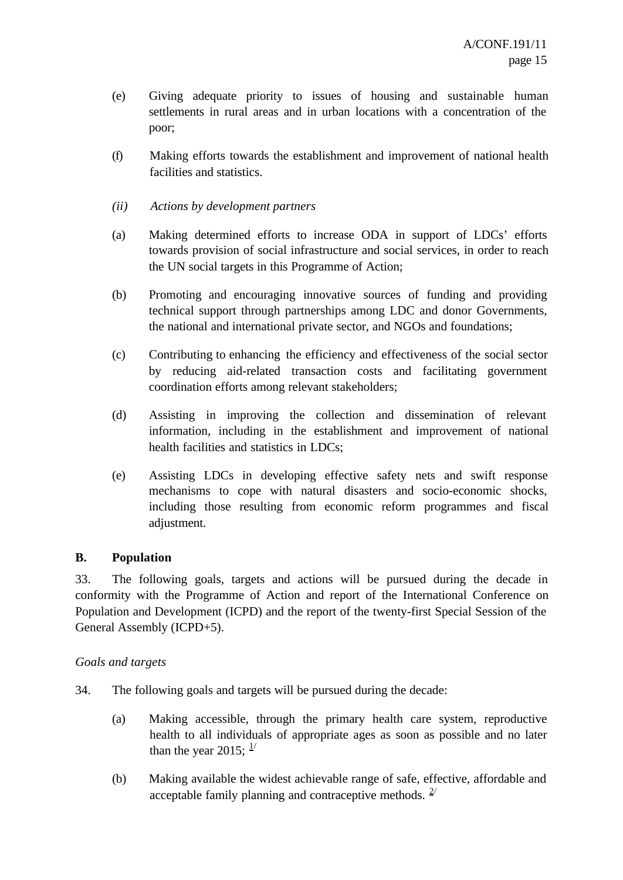(e) Giving adequate priority to issues of housing and sustainable human settlements in rural areas and in urban locations with a concentration of the poor;

(f) Making efforts towards the establishment and improvement of national health facilities and statistics.

*(ii) Actions by development partners*

(a) Making determined efforts to increase ODA in support of LDCs' efforts towards provision of social infrastructure and social services, in order to reach the UN social targets in this Programme of Action;

(b) Promoting and encouraging innovative sources of funding and providing technical support through partnerships among LDC and donor Governments, the national and international private sector, and NGOs and foundations;

(c) Contributing to enhancing the efficiency and effectiveness of the social sector by reducing aid-related transaction costs and facilitating government coordination efforts among relevant stakeholders;

(d) Assisting in improving the collection and dissemination of relevant information, including in the establishment and improvement of national health facilities and statistics in LDCs;

(e) Assisting LDCs in developing effective safety nets and swift response mechanisms to cope with natural disasters and socio-economic shocks, including those resulting from economic reform programmes and fiscal adjustment.

**B. Population**

33. The following goals, targets and actions will be pursued during the decade in conformity with the Programme of Action and report of the International Conference on Population and Development (ICPD) and the report of the twenty-first Special Session of the General Assembly (ICPD+5).

*Goals and targets*

34. The following goals and targets will be pursued during the decade:

(a) Making accessible, through the primary health care system, reproductive health to all individuals of appropriate ages as soon as possible and no later than the year 2015; [1/]

(b) Making available the widest achievable range of safe, effective, affordable and acceptable family planning and contraceptive methods. [2/]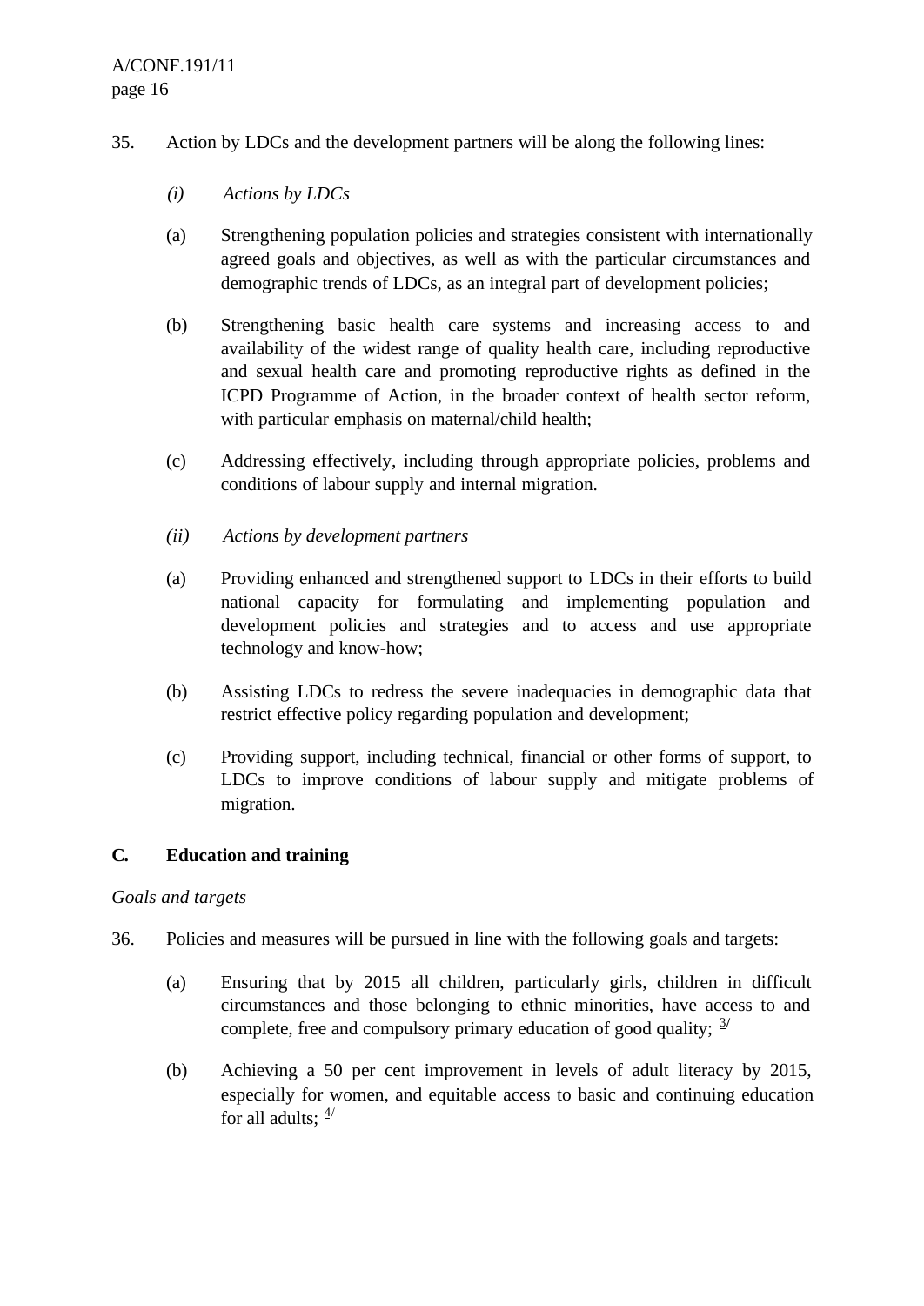35. Action by LDCs and the development partners will be along the following lines:

*(i) Actions by LDCs*

(a) Strengthening population policies and strategies consistent with internationally agreed goals and objectives, as well as with the particular circumstances and demographic trends of LDCs, as an integral part of development policies;

(b) Strengthening basic health care systems and increasing access to and availability of the widest range of quality health care, including reproductive and sexual health care and promoting reproductive rights as defined in the ICPD Programme of Action, in the broader context of health sector reform, with particular emphasis on maternal/child health;

(c) Addressing effectively, including through appropriate policies, problems and conditions of labour supply and internal migration.

*(ii) Actions by development partners*

(a) Providing enhanced and strengthened support to LDCs in their efforts to build national capacity for formulating and implementing population and development policies and strategies and to access and use appropriate technology and know-how;

(b) Assisting LDCs to redress the severe inadequacies in demographic data that restrict effective policy regarding population and development;

(c) Providing support, including technical, financial or other forms of support, to LDCs to improve conditions of labour supply and mitigate problems of migration.

## C. Education and training

*Goals and targets*

36. Policies and measures will be pursued in line with the following goals and targets:

(a) Ensuring that by 2015 all children, particularly girls, children in difficult circumstances and those belonging to ethnic minorities, have access to and complete, free and compulsory primary education of good quality; [3/]

(b) Achieving a 50 per cent improvement in levels of adult literacy by 2015, especially for women, and equitable access to basic and continuing education for all adults; [4/]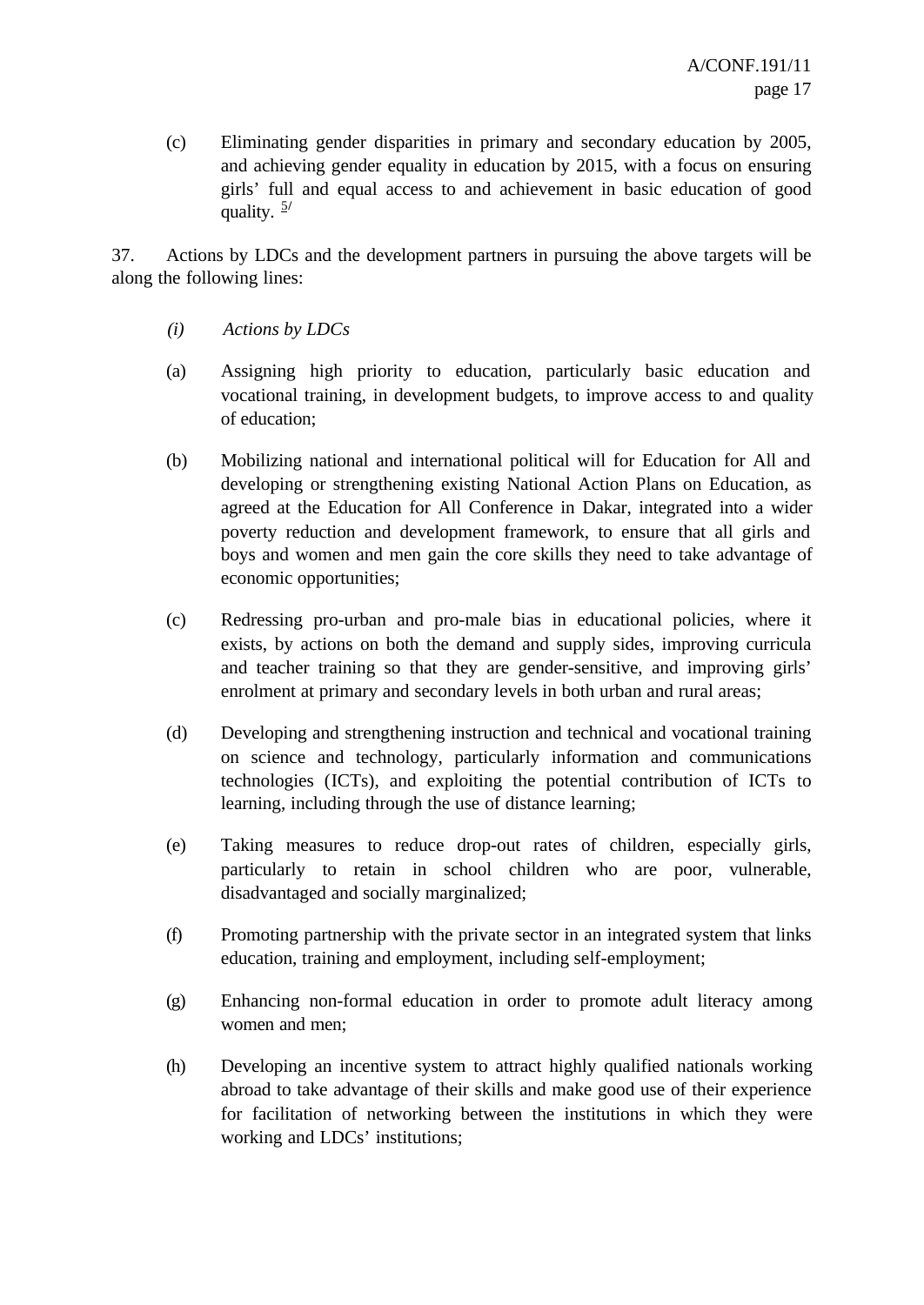(c) Eliminating gender disparities in primary and secondary education by 2005, and achieving gender equality in education by 2015, with a focus on ensuring girls' full and equal access to and achievement in basic education of good quality. [5/]

37. Actions by LDCs and the development partners in pursuing the above targets will be along the following lines:

*(i) Actions by LDCs*

(a) Assigning high priority to education, particularly basic education and vocational training, in development budgets, to improve access to and quality of education;

(b) Mobilizing national and international political will for Education for All and developing or strengthening existing National Action Plans on Education, as agreed at the Education for All Conference in Dakar, integrated into a wider poverty reduction and development framework, to ensure that all girls and boys and women and men gain the core skills they need to take advantage of economic opportunities;

(c) Redressing pro-urban and pro-male bias in educational policies, where it exists, by actions on both the demand and supply sides, improving curricula and teacher training so that they are gender-sensitive, and improving girls' enrolment at primary and secondary levels in both urban and rural areas;

(d) Developing and strengthening instruction and technical and vocational training on science and technology, particularly information and communications technologies (ICTs), and exploiting the potential contribution of ICTs to learning, including through the use of distance learning;

(e) Taking measures to reduce drop-out rates of children, especially girls, particularly to retain in school children who are poor, vulnerable, disadvantaged and socially marginalized;

(f) Promoting partnership with the private sector in an integrated system that links education, training and employment, including self-employment;

(g) Enhancing non-formal education in order to promote adult literacy among women and men;

(h) Developing an incentive system to attract highly qualified nationals working abroad to take advantage of their skills and make good use of their experience for facilitation of networking between the institutions in which they were working and LDCs' institutions;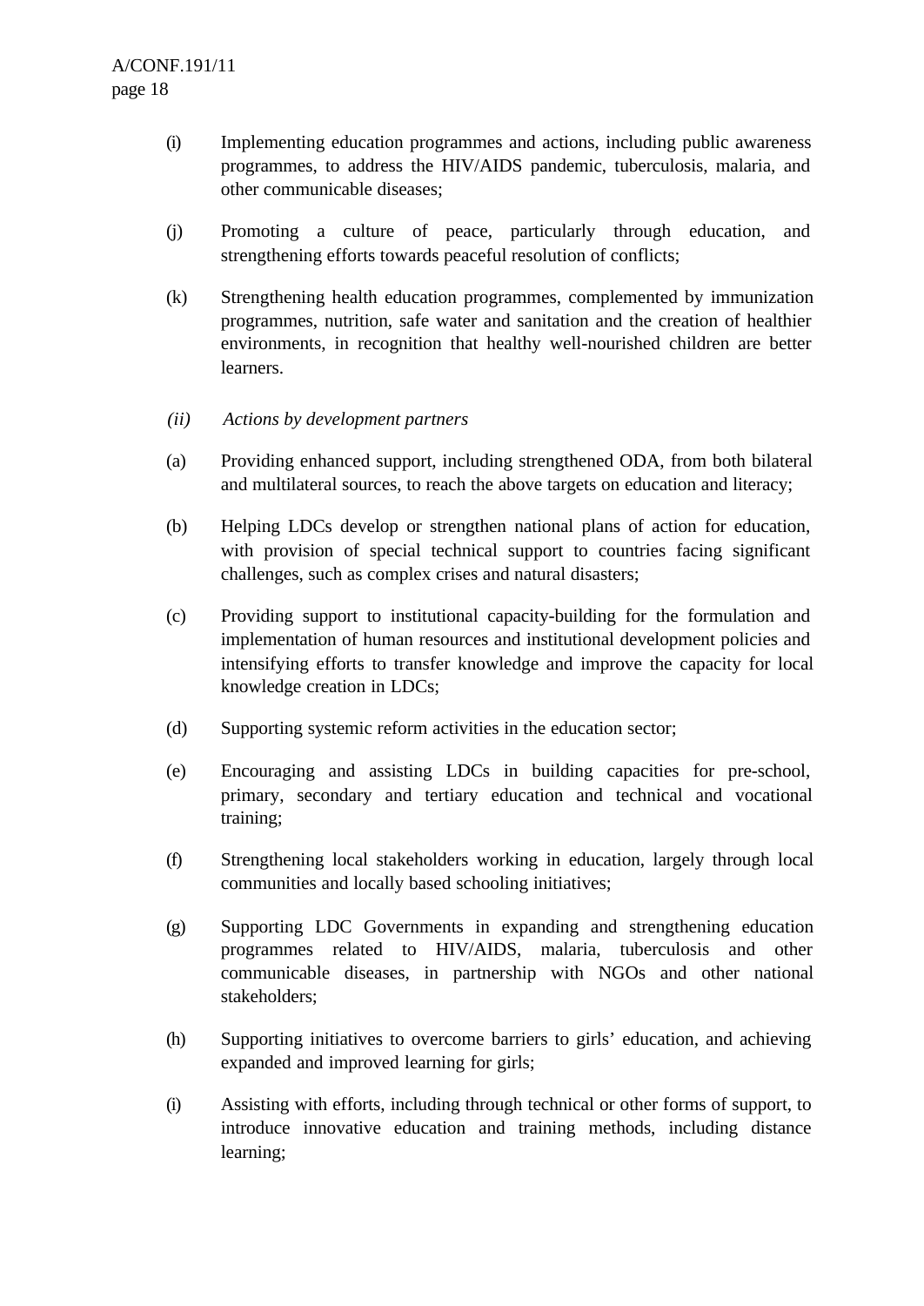(i) Implementing education programmes and actions, including public awareness programmes, to address the HIV/AIDS pandemic, tuberculosis, malaria, and other communicable diseases;

(j) Promoting a culture of peace, particularly through education, and strengthening efforts towards peaceful resolution of conflicts;

(k) Strengthening health education programmes, complemented by immunization programmes, nutrition, safe water and sanitation and the creation of healthier environments, in recognition that healthy well-nourished children are better learners.

*(ii) Actions by development partners*

(a) Providing enhanced support, including strengthened ODA, from both bilateral and multilateral sources, to reach the above targets on education and literacy;

(b) Helping LDCs develop or strengthen national plans of action for education, with provision of special technical support to countries facing significant challenges, such as complex crises and natural disasters;

(c) Providing support to institutional capacity-building for the formulation and implementation of human resources and institutional development policies and intensifying efforts to transfer knowledge and improve the capacity for local knowledge creation in LDCs;

(d) Supporting systemic reform activities in the education sector;

(e) Encouraging and assisting LDCs in building capacities for pre-school, primary, secondary and tertiary education and technical and vocational training;

(f) Strengthening local stakeholders working in education, largely through local communities and locally based schooling initiatives;

(g) Supporting LDC Governments in expanding and strengthening education programmes related to HIV/AIDS, malaria, tuberculosis and other communicable diseases, in partnership with NGOs and other national stakeholders;

(h) Supporting initiatives to overcome barriers to girls' education, and achieving expanded and improved learning for girls;

(i) Assisting with efforts, including through technical or other forms of support, to introduce innovative education and training methods, including distance learning;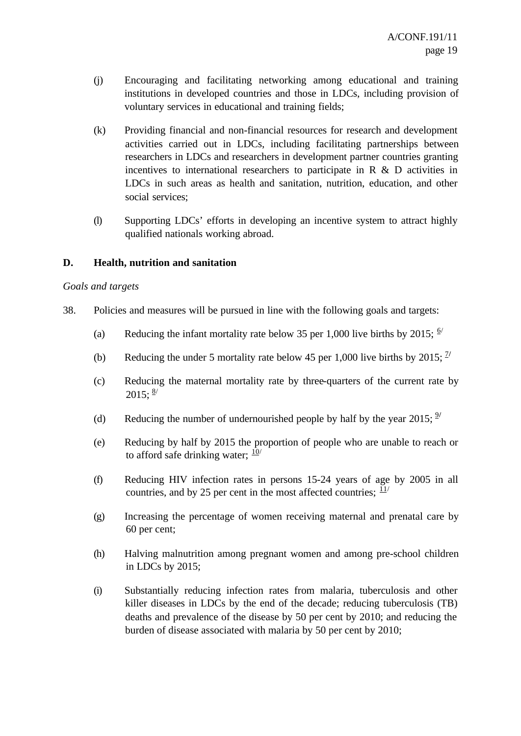(j) Encouraging and facilitating networking among educational and training institutions in developed countries and those in LDCs, including provision of voluntary services in educational and training fields;

(k) Providing financial and non-financial resources for research and development activities carried out in LDCs, including facilitating partnerships between researchers in LDCs and researchers in development partner countries granting incentives to international researchers to participate in R & D activities in LDCs in such areas as health and sanitation, nutrition, education, and other social services;

(l) Supporting LDCs' efforts in developing an incentive system to attract highly qualified nationals working abroad.

**D. Health, nutrition and sanitation**

*Goals and targets*

38. Policies and measures will be pursued in line with the following goals and targets:

(a) Reducing the infant mortality rate below 35 per 1,000 live births by 2015; [6/]

(b) Reducing the under 5 mortality rate below 45 per 1,000 live births by 2015; [7/]

(c) Reducing the maternal mortality rate by three-quarters of the current rate by 2015; [8/]

(d) Reducing the number of undernourished people by half by the year 2015; [9/]

(e) Reducing by half by 2015 the proportion of people who are unable to reach or to afford safe drinking water; [10/]

(f) Reducing HIV infection rates in persons 15-24 years of age by 2005 in all countries, and by 25 per cent in the most affected countries; [11/]

(g) Increasing the percentage of women receiving maternal and prenatal care by 60 per cent;

(h) Halving malnutrition among pregnant women and among pre-school children in LDCs by 2015;

(i) Substantially reducing infection rates from malaria, tuberculosis and other killer diseases in LDCs by the end of the decade; reducing tuberculosis (TB) deaths and prevalence of the disease by 50 per cent by 2010; and reducing the burden of disease associated with malaria by 50 per cent by 2010;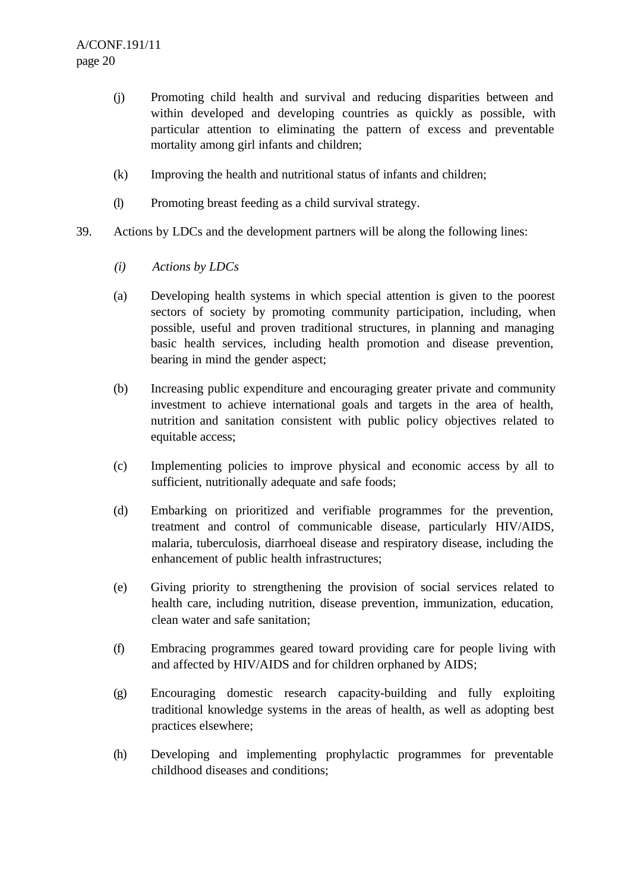(j) Promoting child health and survival and reducing disparities between and within developed and developing countries as quickly as possible, with particular attention to eliminating the pattern of excess and preventable mortality among girl infants and children;

(k) Improving the health and nutritional status of infants and children;

(l) Promoting breast feeding as a child survival strategy.

39. Actions by LDCs and the development partners will be along the following lines:

*(i) Actions by LDCs*

(a) Developing health systems in which special attention is given to the poorest sectors of society by promoting community participation, including, when possible, useful and proven traditional structures, in planning and managing basic health services, including health promotion and disease prevention, bearing in mind the gender aspect;

(b) Increasing public expenditure and encouraging greater private and community investment to achieve international goals and targets in the area of health, nutrition and sanitation consistent with public policy objectives related to equitable access;

(c) Implementing policies to improve physical and economic access by all to sufficient, nutritionally adequate and safe foods;

(d) Embarking on prioritized and verifiable programmes for the prevention, treatment and control of communicable disease, particularly HIV/AIDS, malaria, tuberculosis, diarrhoeal disease and respiratory disease, including the enhancement of public health infrastructures;

(e) Giving priority to strengthening the provision of social services related to health care, including nutrition, disease prevention, immunization, education, clean water and safe sanitation;

(f) Embracing programmes geared toward providing care for people living with and affected by HIV/AIDS and for children orphaned by AIDS;

(g) Encouraging domestic research capacity-building and fully exploiting traditional knowledge systems in the areas of health, as well as adopting best practices elsewhere;

(h) Developing and implementing prophylactic programmes for preventable childhood diseases and conditions;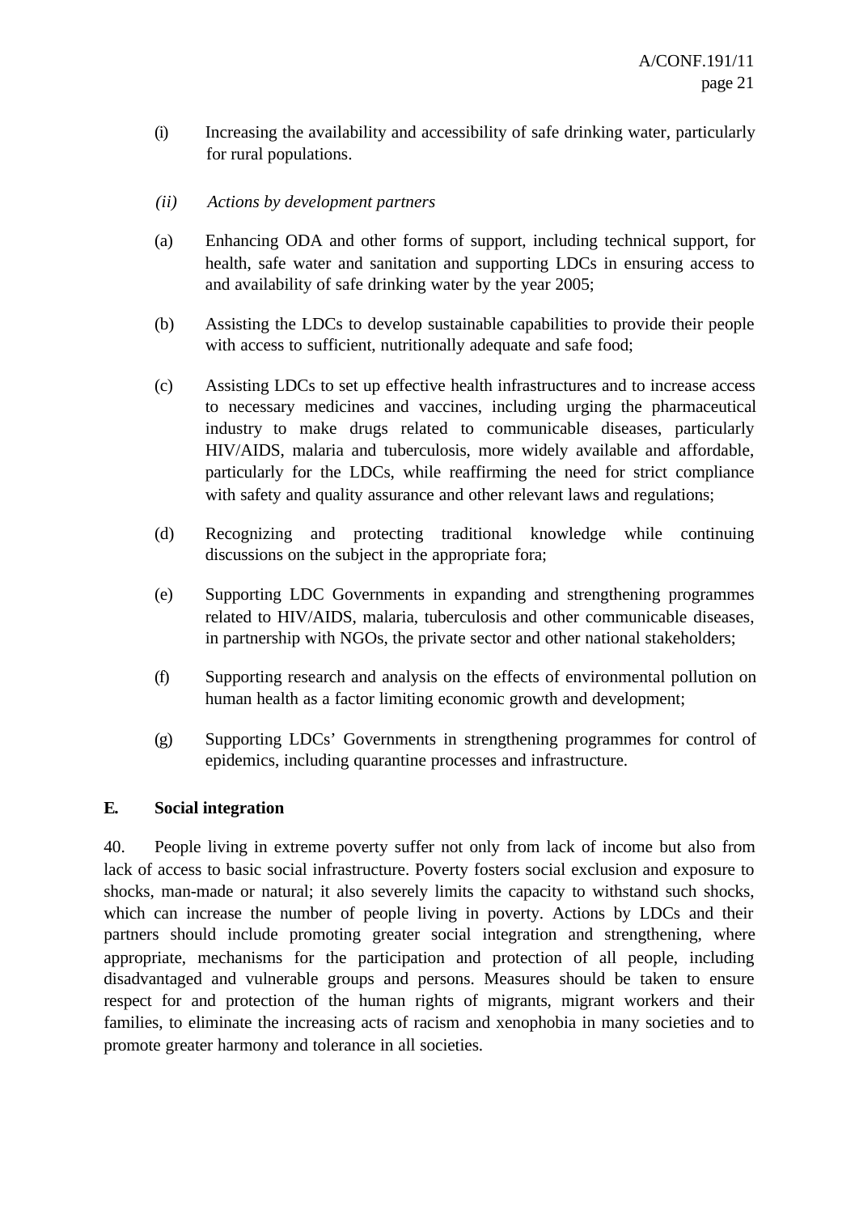(i) Increasing the availability and accessibility of safe drinking water, particularly for rural populations.

*(ii) Actions by development partners*

(a) Enhancing ODA and other forms of support, including technical support, for health, safe water and sanitation and supporting LDCs in ensuring access to and availability of safe drinking water by the year 2005;

(b) Assisting the LDCs to develop sustainable capabilities to provide their people with access to sufficient, nutritionally adequate and safe food;

(c) Assisting LDCs to set up effective health infrastructures and to increase access to necessary medicines and vaccines, including urging the pharmaceutical industry to make drugs related to communicable diseases, particularly HIV/AIDS, malaria and tuberculosis, more widely available and affordable, particularly for the LDCs, while reaffirming the need for strict compliance with safety and quality assurance and other relevant laws and regulations;

(d) Recognizing and protecting traditional knowledge while continuing discussions on the subject in the appropriate fora;

(e) Supporting LDC Governments in expanding and strengthening programmes related to HIV/AIDS, malaria, tuberculosis and other communicable diseases, in partnership with NGOs, the private sector and other national stakeholders;

(f) Supporting research and analysis on the effects of environmental pollution on human health as a factor limiting economic growth and development;

(g) Supporting LDCs' Governments in strengthening programmes for control of epidemics, including quarantine processes and infrastructure.

## E. Social integration

40. People living in extreme poverty suffer not only from lack of income but also from lack of access to basic social infrastructure. Poverty fosters social exclusion and exposure to shocks, man-made or natural; it also severely limits the capacity to withstand such shocks, which can increase the number of people living in poverty. Actions by LDCs and their partners should include promoting greater social integration and strengthening, where appropriate, mechanisms for the participation and protection of all people, including disadvantaged and vulnerable groups and persons. Measures should be taken to ensure respect for and protection of the human rights of migrants, migrant workers and their families, to eliminate the increasing acts of racism and xenophobia in many societies and to promote greater harmony and tolerance in all societies.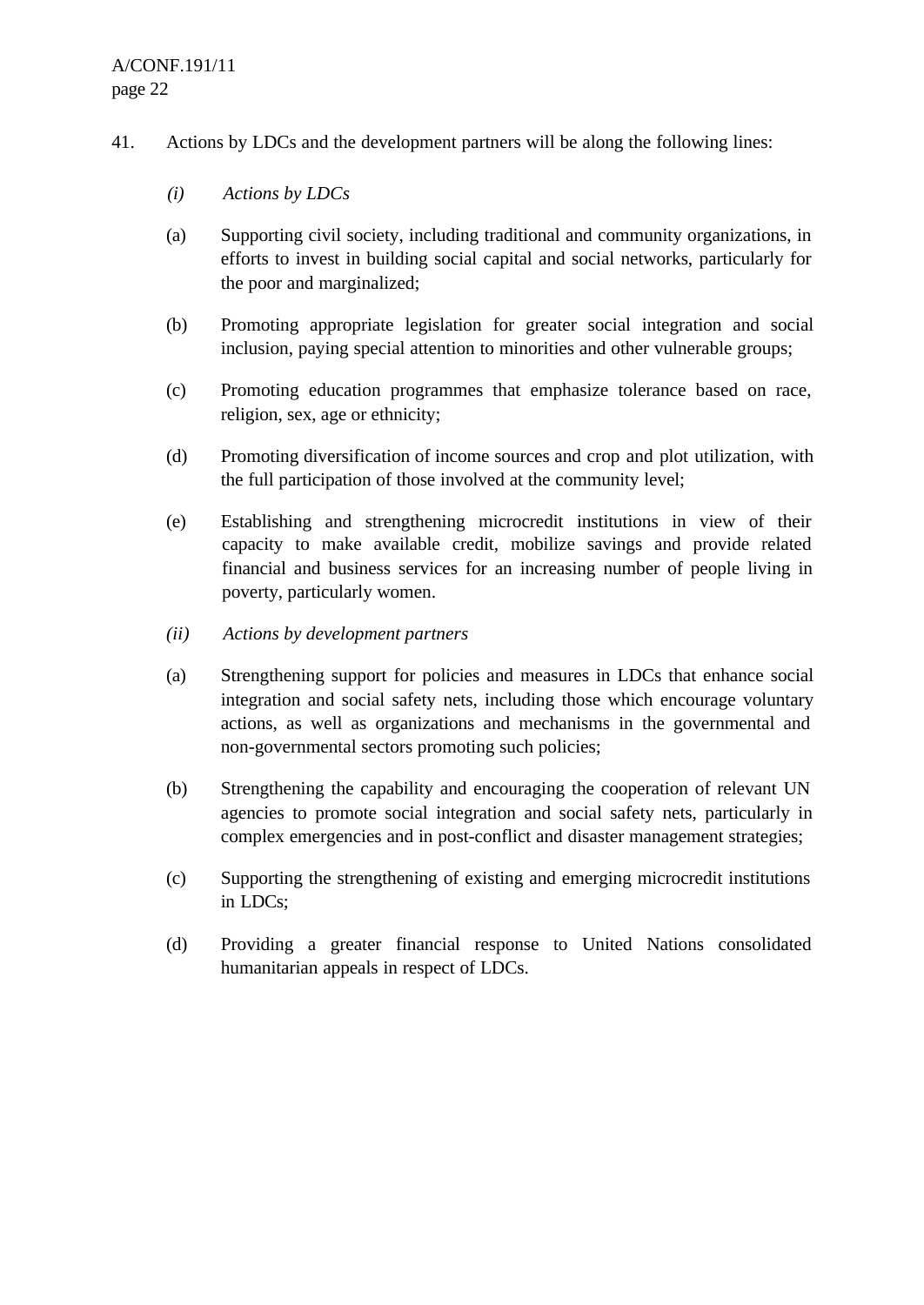41. Actions by LDCs and the development partners will be along the following lines:

*(i) Actions by LDCs*

(a) Supporting civil society, including traditional and community organizations, in efforts to invest in building social capital and social networks, particularly for the poor and marginalized;

(b) Promoting appropriate legislation for greater social integration and social inclusion, paying special attention to minorities and other vulnerable groups;

(c) Promoting education programmes that emphasize tolerance based on race, religion, sex, age or ethnicity;

(d) Promoting diversification of income sources and crop and plot utilization, with the full participation of those involved at the community level;

(e) Establishing and strengthening microcredit institutions in view of their capacity to make available credit, mobilize savings and provide related financial and business services for an increasing number of people living in poverty, particularly women.

*(ii) Actions by development partners*

(a) Strengthening support for policies and measures in LDCs that enhance social integration and social safety nets, including those which encourage voluntary actions, as well as organizations and mechanisms in the governmental and non-governmental sectors promoting such policies;

(b) Strengthening the capability and encouraging the cooperation of relevant UN agencies to promote social integration and social safety nets, particularly in complex emergencies and in post-conflict and disaster management strategies;

(c) Supporting the strengthening of existing and emerging microcredit institutions in LDCs;

(d) Providing a greater financial response to United Nations consolidated humanitarian appeals in respect of LDCs.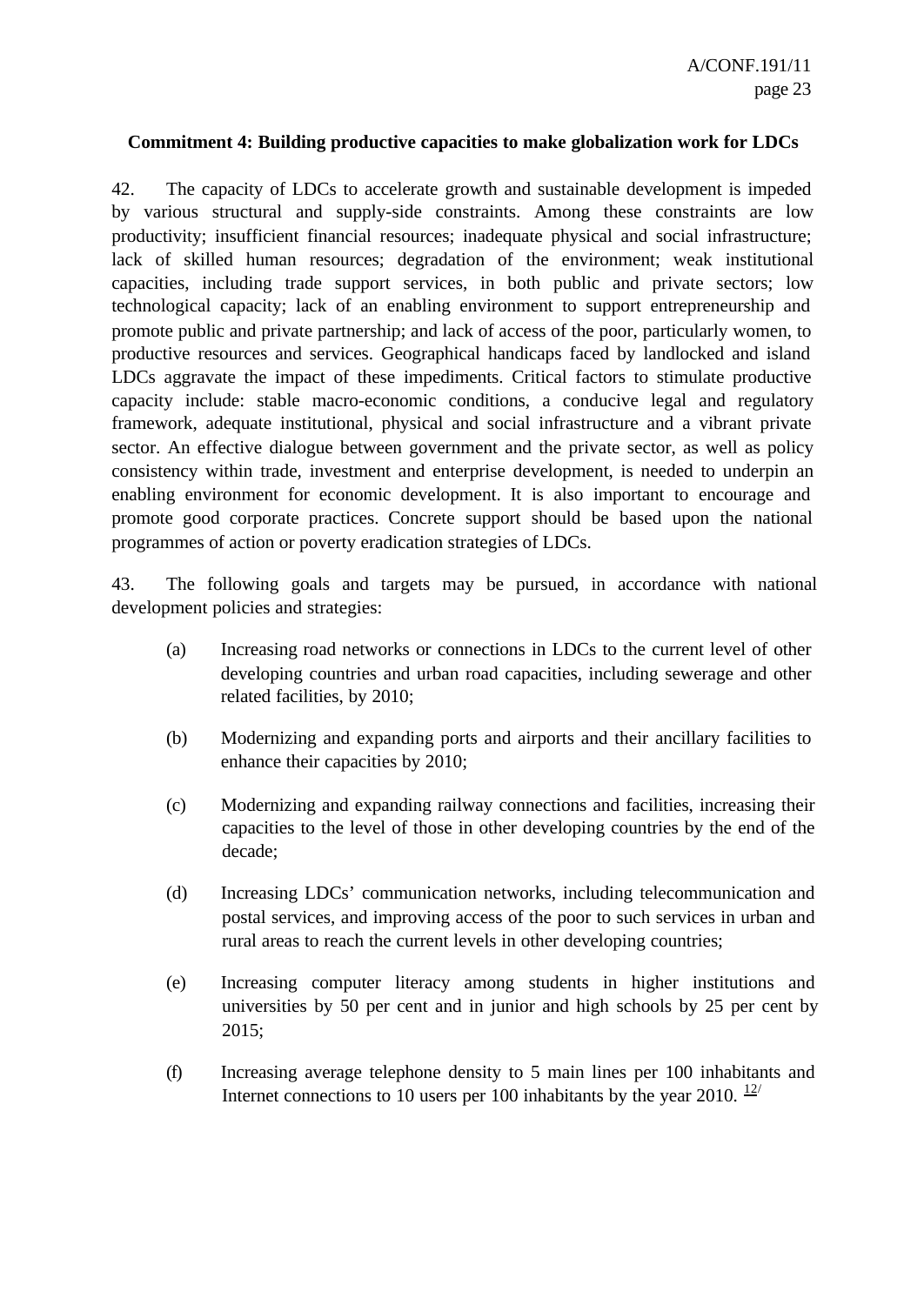**Commitment 4: Building productive capacities to make globalization work for LDCs**

42. The capacity of LDCs to accelerate growth and sustainable development is impeded by various structural and supply-side constraints. Among these constraints are low productivity; insufficient financial resources; inadequate physical and social infrastructure; lack of skilled human resources; degradation of the environment; weak institutional capacities, including trade support services, in both public and private sectors; low technological capacity; lack of an enabling environment to support entrepreneurship and promote public and private partnership; and lack of access of the poor, particularly women, to productive resources and services. Geographical handicaps faced by landlocked and island LDCs aggravate the impact of these impediments. Critical factors to stimulate productive capacity include: stable macro-economic conditions, a conducive legal and regulatory framework, adequate institutional, physical and social infrastructure and a vibrant private sector. An effective dialogue between government and the private sector, as well as policy consistency within trade, investment and enterprise development, is needed to underpin an enabling environment for economic development. It is also important to encourage and promote good corporate practices. Concrete support should be based upon the national programmes of action or poverty eradication strategies of LDCs.

43. The following goals and targets may be pursued, in accordance with national development policies and strategies:

(a) Increasing road networks or connections in LDCs to the current level of other developing countries and urban road capacities, including sewerage and other related facilities, by 2010;

(b) Modernizing and expanding ports and airports and their ancillary facilities to enhance their capacities by 2010;

(c) Modernizing and expanding railway connections and facilities, increasing their capacities to the level of those in other developing countries by the end of the decade;

(d) Increasing LDCs' communication networks, including telecommunication and postal services, and improving access of the poor to such services in urban and rural areas to reach the current levels in other developing countries;

(e) Increasing computer literacy among students in higher institutions and universities by 50 per cent and in junior and high schools by 25 per cent by 2015;

(f) Increasing average telephone density to 5 main lines per 100 inhabitants and Internet connections to 10 users per 100 inhabitants by the year 2010. [12/]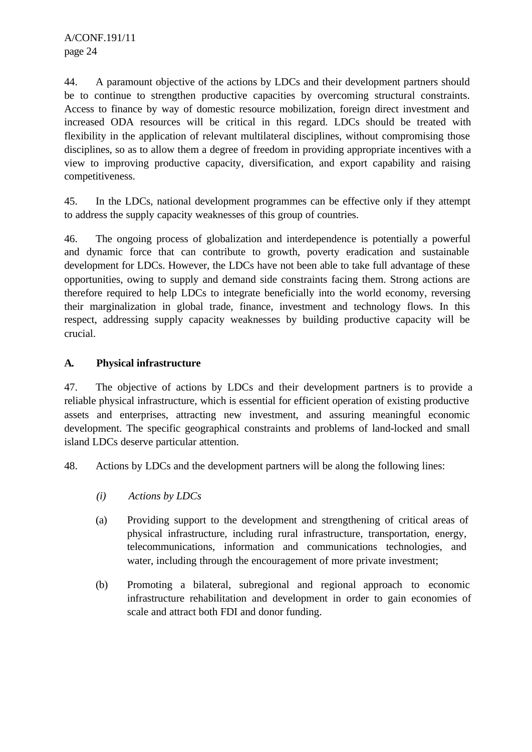44. A paramount objective of the actions by LDCs and their development partners should be to continue to strengthen productive capacities by overcoming structural constraints. Access to finance by way of domestic resource mobilization, foreign direct investment and increased ODA resources will be critical in this regard. LDCs should be treated with flexibility in the application of relevant multilateral disciplines, without compromising those disciplines, so as to allow them a degree of freedom in providing appropriate incentives with a view to improving productive capacity, diversification, and export capability and raising competitiveness.

45. In the LDCs, national development programmes can be effective only if they attempt to address the supply capacity weaknesses of this group of countries.

46. The ongoing process of globalization and interdependence is potentially a powerful and dynamic force that can contribute to growth, poverty eradication and sustainable development for LDCs. However, the LDCs have not been able to take full advantage of these opportunities, owing to supply and demand side constraints facing them. Strong actions are therefore required to help LDCs to integrate beneficially into the world economy, reversing their marginalization in global trade, finance, investment and technology flows. In this respect, addressing supply capacity weaknesses by building productive capacity will be crucial.

## A. Physical infrastructure

47. The objective of actions by LDCs and their development partners is to provide a reliable physical infrastructure, which is essential for efficient operation of existing productive assets and enterprises, attracting new investment, and assuring meaningful economic development. The specific geographical constraints and problems of land-locked and small island LDCs deserve particular attention.

48. Actions by LDCs and the development partners will be along the following lines:

*(i) Actions by LDCs*

(a) Providing support to the development and strengthening of critical areas of physical infrastructure, including rural infrastructure, transportation, energy, telecommunications, information and communications technologies, and water, including through the encouragement of more private investment;

(b) Promoting a bilateral, subregional and regional approach to economic infrastructure rehabilitation and development in order to gain economies of scale and attract both FDI and donor funding.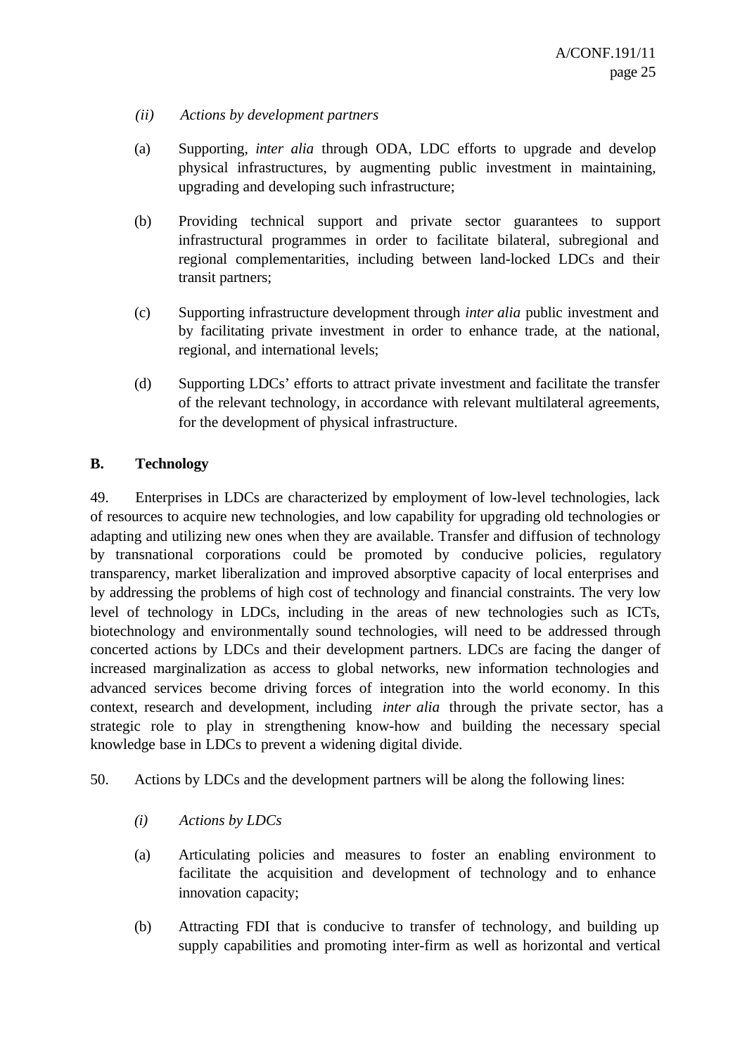*(ii) Actions by development partners*

(a) Supporting, *inter alia* through ODA, LDC efforts to upgrade and develop physical infrastructures, by augmenting public investment in maintaining, upgrading and developing such infrastructure;

(b) Providing technical support and private sector guarantees to support infrastructural programmes in order to facilitate bilateral, subregional and regional complementarities, including between land-locked LDCs and their transit partners;

(c) Supporting infrastructure development through *inter alia* public investment and by facilitating private investment in order to enhance trade, at the national, regional, and international levels;

(d) Supporting LDCs' efforts to attract private investment and facilitate the transfer of the relevant technology, in accordance with relevant multilateral agreements, for the development of physical infrastructure.

## B. Technology

49. Enterprises in LDCs are characterized by employment of low-level technologies, lack of resources to acquire new technologies, and low capability for upgrading old technologies or adapting and utilizing new ones when they are available. Transfer and diffusion of technology by transnational corporations could be promoted by conducive policies, regulatory transparency, market liberalization and improved absorptive capacity of local enterprises and by addressing the problems of high cost of technology and financial constraints. The very low level of technology in LDCs, including in the areas of new technologies such as ICTs, biotechnology and environmentally sound technologies, will need to be addressed through concerted actions by LDCs and their development partners. LDCs are facing the danger of increased marginalization as access to global networks, new information technologies and advanced services become driving forces of integration into the world economy. In this context, research and development, including *inter alia* through the private sector, has a strategic role to play in strengthening know-how and building the necessary special knowledge base in LDCs to prevent a widening digital divide.

50. Actions by LDCs and the development partners will be along the following lines:

*(i) Actions by LDCs*

(a) Articulating policies and measures to foster an enabling environment to facilitate the acquisition and development of technology and to enhance innovation capacity;

(b) Attracting FDI that is conducive to transfer of technology, and building up supply capabilities and promoting inter-firm as well as horizontal and vertical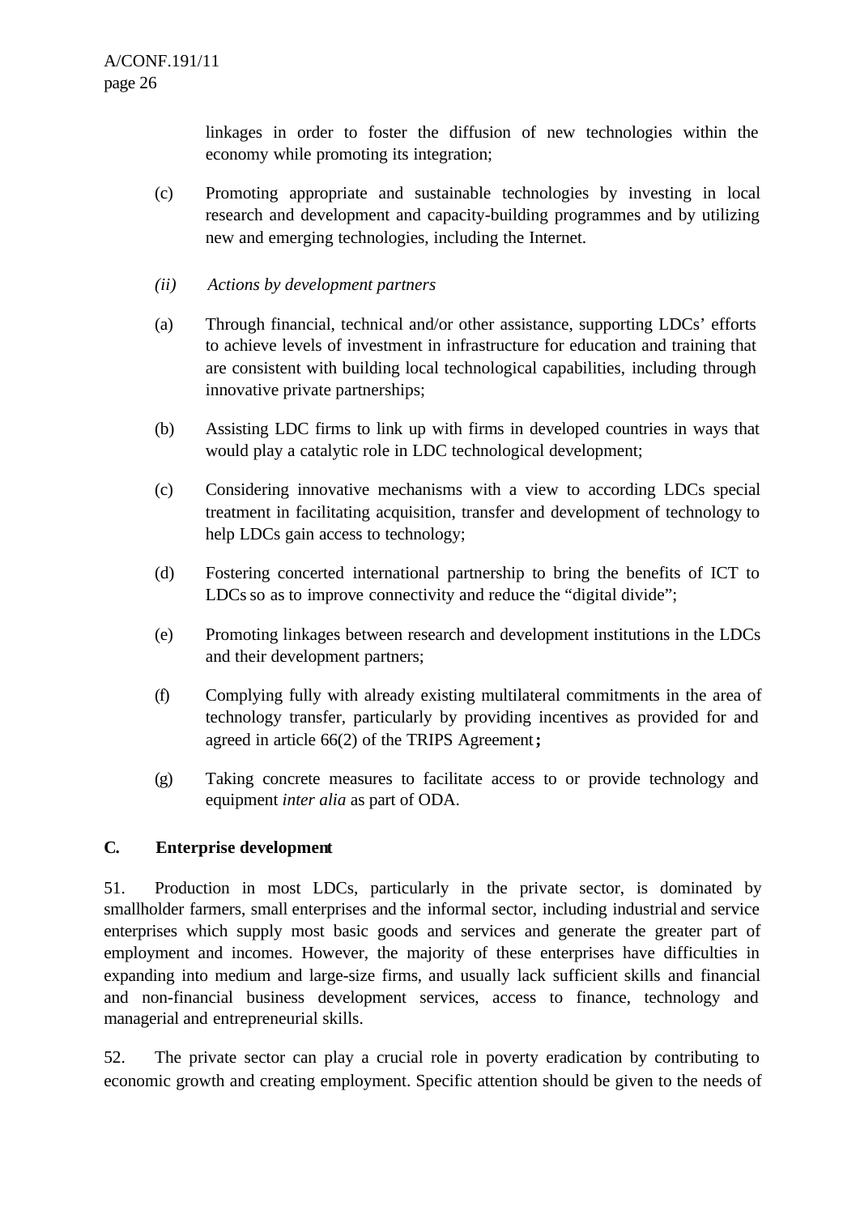linkages in order to foster the diffusion of new technologies within the economy while promoting its integration;

(c) Promoting appropriate and sustainable technologies by investing in local research and development and capacity-building programmes and by utilizing new and emerging technologies, including the Internet.

*(ii) Actions by development partners*

(a) Through financial, technical and/or other assistance, supporting LDCs' efforts to achieve levels of investment in infrastructure for education and training that are consistent with building local technological capabilities, including through innovative private partnerships;

(b) Assisting LDC firms to link up with firms in developed countries in ways that would play a catalytic role in LDC technological development;

(c) Considering innovative mechanisms with a view to according LDCs special treatment in facilitating acquisition, transfer and development of technology to help LDCs gain access to technology;

(d) Fostering concerted international partnership to bring the benefits of ICT to LDCs so as to improve connectivity and reduce the "digital divide";

(e) Promoting linkages between research and development institutions in the LDCs and their development partners;

(f) Complying fully with already existing multilateral commitments in the area of technology transfer, particularly by providing incentives as provided for and agreed in article 66(2) of the TRIPS Agreement**;**

(g) Taking concrete measures to facilitate access to or provide technology and equipment *inter alia* as part of ODA.

### C. Enterprise development

51. Production in most LDCs, particularly in the private sector, is dominated by smallholder farmers, small enterprises and the informal sector, including industrial and service enterprises which supply most basic goods and services and generate the greater part of employment and incomes. However, the majority of these enterprises have difficulties in expanding into medium and large-size firms, and usually lack sufficient skills and financial and non-financial business development services, access to finance, technology and managerial and entrepreneurial skills.

52. The private sector can play a crucial role in poverty eradication by contributing to economic growth and creating employment. Specific attention should be given to the needs of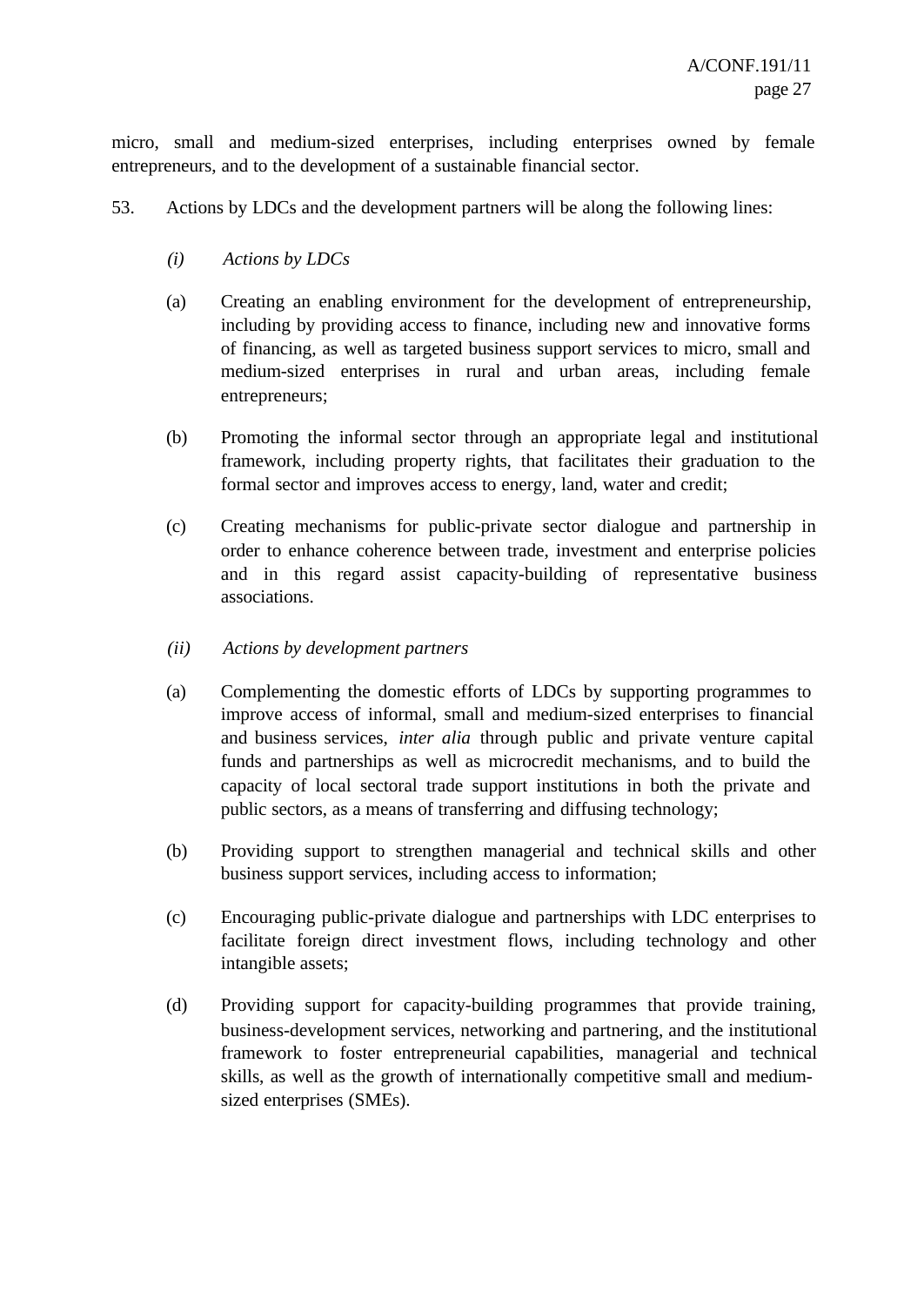micro, small and medium-sized enterprises, including enterprises owned by female entrepreneurs, and to the development of a sustainable financial sector.

53. Actions by LDCs and the development partners will be along the following lines:

*(i) Actions by LDCs*

(a) Creating an enabling environment for the development of entrepreneurship, including by providing access to finance, including new and innovative forms of financing, as well as targeted business support services to micro, small and medium-sized enterprises in rural and urban areas, including female entrepreneurs;

(b) Promoting the informal sector through an appropriate legal and institutional framework, including property rights, that facilitates their graduation to the formal sector and improves access to energy, land, water and credit;

(c) Creating mechanisms for public-private sector dialogue and partnership in order to enhance coherence between trade, investment and enterprise policies and in this regard assist capacity-building of representative business associations.

*(ii) Actions by development partners*

(a) Complementing the domestic efforts of LDCs by supporting programmes to improve access of informal, small and medium-sized enterprises to financial and business services, *inter alia* through public and private venture capital funds and partnerships as well as microcredit mechanisms, and to build the capacity of local sectoral trade support institutions in both the private and public sectors, as a means of transferring and diffusing technology;

(b) Providing support to strengthen managerial and technical skills and other business support services, including access to information;

(c) Encouraging public-private dialogue and partnerships with LDC enterprises to facilitate foreign direct investment flows, including technology and other intangible assets;

(d) Providing support for capacity-building programmes that provide training, business-development services, networking and partnering, and the institutional framework to foster entrepreneurial capabilities, managerial and technical skills, as well as the growth of internationally competitive small and medium-sized enterprises (SMEs).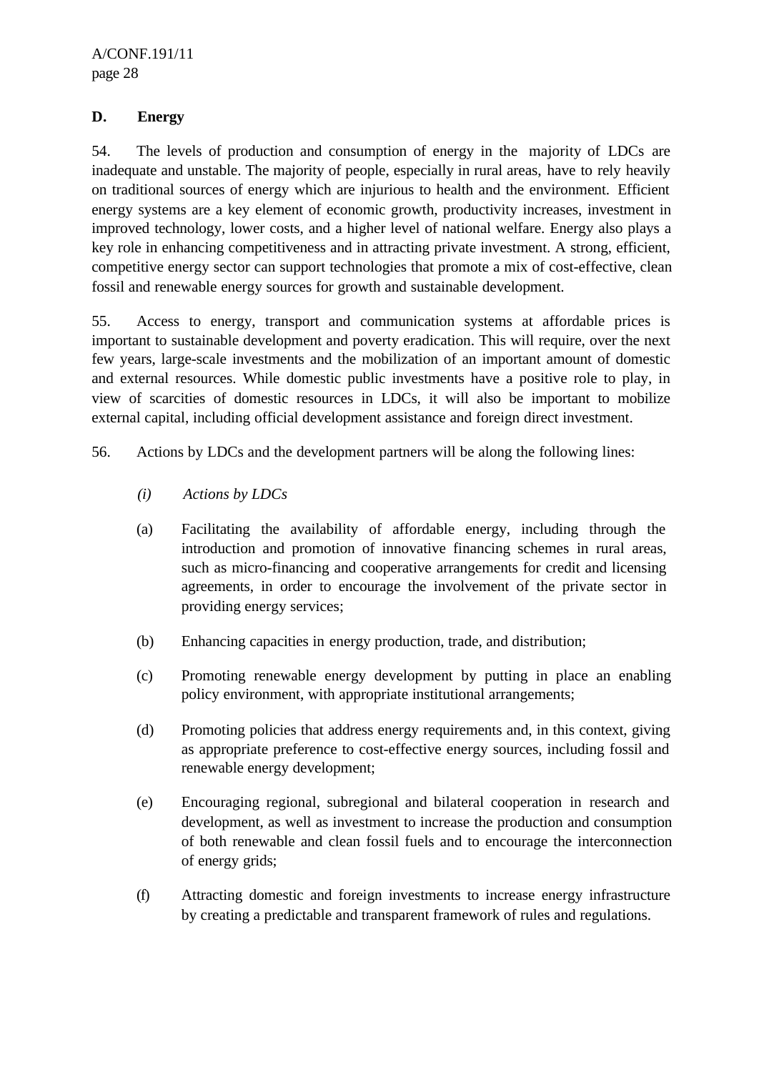## D. Energy

54. The levels of production and consumption of energy in the majority of LDCs are inadequate and unstable. The majority of people, especially in rural areas, have to rely heavily on traditional sources of energy which are injurious to health and the environment. Efficient energy systems are a key element of economic growth, productivity increases, investment in improved technology, lower costs, and a higher level of national welfare. Energy also plays a key role in enhancing competitiveness and in attracting private investment. A strong, efficient, competitive energy sector can support technologies that promote a mix of cost-effective, clean fossil and renewable energy sources for growth and sustainable development.

55. Access to energy, transport and communication systems at affordable prices is important to sustainable development and poverty eradication. This will require, over the next few years, large-scale investments and the mobilization of an important amount of domestic and external resources. While domestic public investments have a positive role to play, in view of scarcities of domestic resources in LDCs, it will also be important to mobilize external capital, including official development assistance and foreign direct investment.

56. Actions by LDCs and the development partners will be along the following lines:

*(i) Actions by LDCs*

(a) Facilitating the availability of affordable energy, including through the introduction and promotion of innovative financing schemes in rural areas, such as micro-financing and cooperative arrangements for credit and licensing agreements, in order to encourage the involvement of the private sector in providing energy services;

(b) Enhancing capacities in energy production, trade, and distribution;

(c) Promoting renewable energy development by putting in place an enabling policy environment, with appropriate institutional arrangements;

(d) Promoting policies that address energy requirements and, in this context, giving as appropriate preference to cost-effective energy sources, including fossil and renewable energy development;

(e) Encouraging regional, subregional and bilateral cooperation in research and development, as well as investment to increase the production and consumption of both renewable and clean fossil fuels and to encourage the interconnection of energy grids;

(f) Attracting domestic and foreign investments to increase energy infrastructure by creating a predictable and transparent framework of rules and regulations.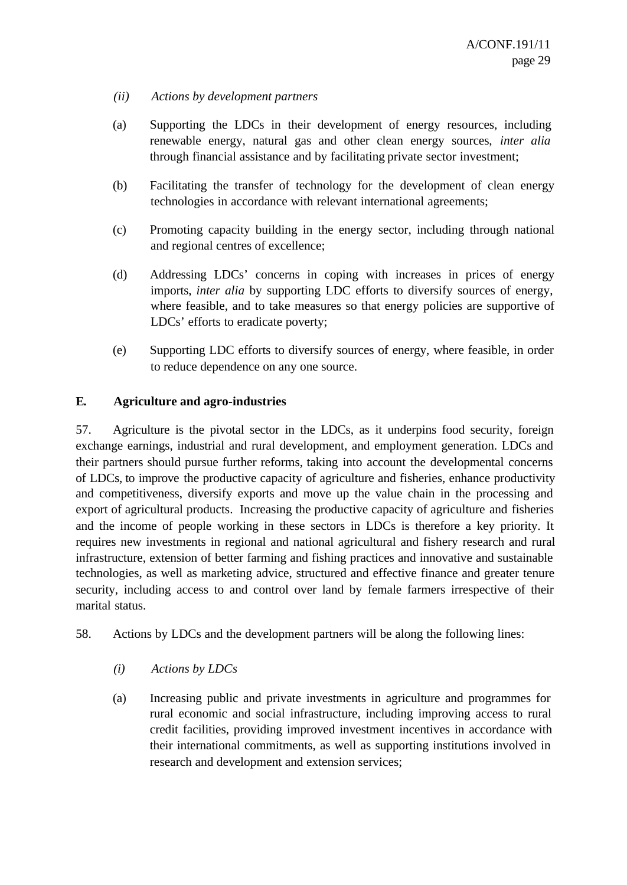*(ii) Actions by development partners*

(a) Supporting the LDCs in their development of energy resources, including renewable energy, natural gas and other clean energy sources, *inter alia* through financial assistance and by facilitating private sector investment;

(b) Facilitating the transfer of technology for the development of clean energy technologies in accordance with relevant international agreements;

(c) Promoting capacity building in the energy sector, including through national and regional centres of excellence;

(d) Addressing LDCs' concerns in coping with increases in prices of energy imports, *inter alia* by supporting LDC efforts to diversify sources of energy, where feasible, and to take measures so that energy policies are supportive of LDCs' efforts to eradicate poverty;

(e) Supporting LDC efforts to diversify sources of energy, where feasible, in order to reduce dependence on any one source.

## E. Agriculture and agro-industries

57. Agriculture is the pivotal sector in the LDCs, as it underpins food security, foreign exchange earnings, industrial and rural development, and employment generation. LDCs and their partners should pursue further reforms, taking into account the developmental concerns of LDCs, to improve the productive capacity of agriculture and fisheries, enhance productivity and competitiveness, diversify exports and move up the value chain in the processing and export of agricultural products. Increasing the productive capacity of agriculture and fisheries and the income of people working in these sectors in LDCs is therefore a key priority. It requires new investments in regional and national agricultural and fishery research and rural infrastructure, extension of better farming and fishing practices and innovative and sustainable technologies, as well as marketing advice, structured and effective finance and greater tenure security, including access to and control over land by female farmers irrespective of their marital status.

58. Actions by LDCs and the development partners will be along the following lines:

*(i) Actions by LDCs*

(a) Increasing public and private investments in agriculture and programmes for rural economic and social infrastructure, including improving access to rural credit facilities, providing improved investment incentives in accordance with their international commitments, as well as supporting institutions involved in research and development and extension services;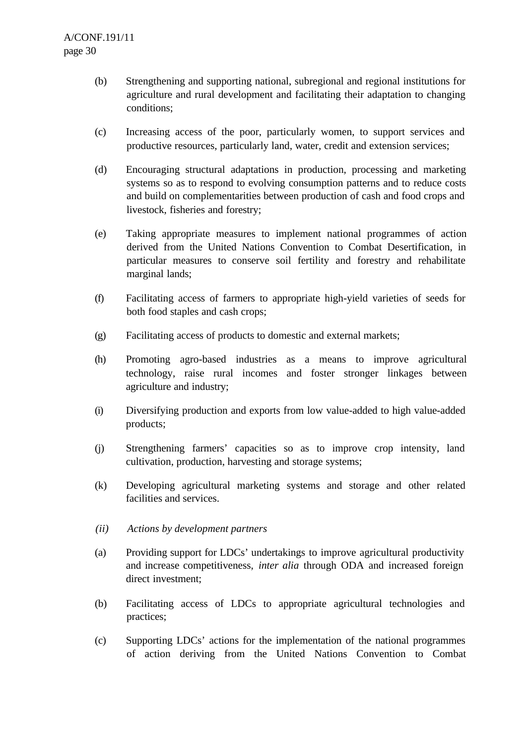(b) Strengthening and supporting national, subregional and regional institutions for agriculture and rural development and facilitating their adaptation to changing conditions;

(c) Increasing access of the poor, particularly women, to support services and productive resources, particularly land, water, credit and extension services;

(d) Encouraging structural adaptations in production, processing and marketing systems so as to respond to evolving consumption patterns and to reduce costs and build on complementarities between production of cash and food crops and livestock, fisheries and forestry;

(e) Taking appropriate measures to implement national programmes of action derived from the United Nations Convention to Combat Desertification, in particular measures to conserve soil fertility and forestry and rehabilitate marginal lands;

(f) Facilitating access of farmers to appropriate high-yield varieties of seeds for both food staples and cash crops;

(g) Facilitating access of products to domestic and external markets;

(h) Promoting agro-based industries as a means to improve agricultural technology, raise rural incomes and foster stronger linkages between agriculture and industry;

(i) Diversifying production and exports from low value-added to high value-added products;

(j) Strengthening farmers' capacities so as to improve crop intensity, land cultivation, production, harvesting and storage systems;

(k) Developing agricultural marketing systems and storage and other related facilities and services.

*(ii) Actions by development partners*

(a) Providing support for LDCs' undertakings to improve agricultural productivity and increase competitiveness, *inter alia* through ODA and increased foreign direct investment;

(b) Facilitating access of LDCs to appropriate agricultural technologies and practices;

(c) Supporting LDCs' actions for the implementation of the national programmes of action deriving from the United Nations Convention to Combat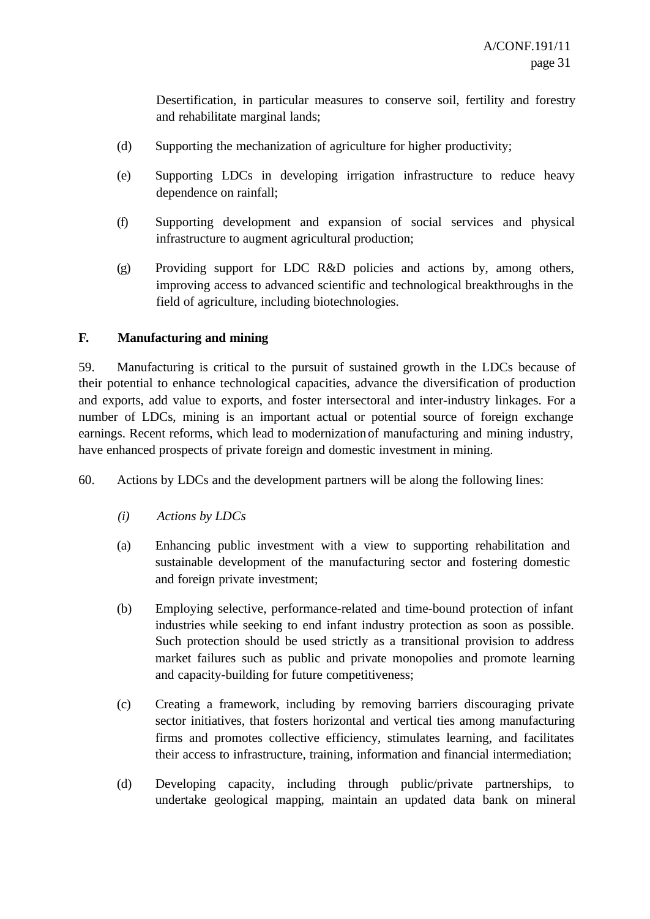Desertification, in particular measures to conserve soil, fertility and forestry and rehabilitate marginal lands;

(d) Supporting the mechanization of agriculture for higher productivity;

(e) Supporting LDCs in developing irrigation infrastructure to reduce heavy dependence on rainfall;

(f) Supporting development and expansion of social services and physical infrastructure to augment agricultural production;

(g) Providing support for LDC R&D policies and actions by, among others, improving access to advanced scientific and technological breakthroughs in the field of agriculture, including biotechnologies.

## F. Manufacturing and mining

59. Manufacturing is critical to the pursuit of sustained growth in the LDCs because of their potential to enhance technological capacities, advance the diversification of production and exports, add value to exports, and foster intersectoral and inter-industry linkages. For a number of LDCs, mining is an important actual or potential source of foreign exchange earnings. Recent reforms, which lead to modernization of manufacturing and mining industry, have enhanced prospects of private foreign and domestic investment in mining.

60. Actions by LDCs and the development partners will be along the following lines:

*(i) Actions by LDCs*

(a) Enhancing public investment with a view to supporting rehabilitation and sustainable development of the manufacturing sector and fostering domestic and foreign private investment;

(b) Employing selective, performance-related and time-bound protection of infant industries while seeking to end infant industry protection as soon as possible. Such protection should be used strictly as a transitional provision to address market failures such as public and private monopolies and promote learning and capacity-building for future competitiveness;

(c) Creating a framework, including by removing barriers discouraging private sector initiatives, that fosters horizontal and vertical ties among manufacturing firms and promotes collective efficiency, stimulates learning, and facilitates their access to infrastructure, training, information and financial intermediation;

(d) Developing capacity, including through public/private partnerships, to undertake geological mapping, maintain an updated data bank on mineral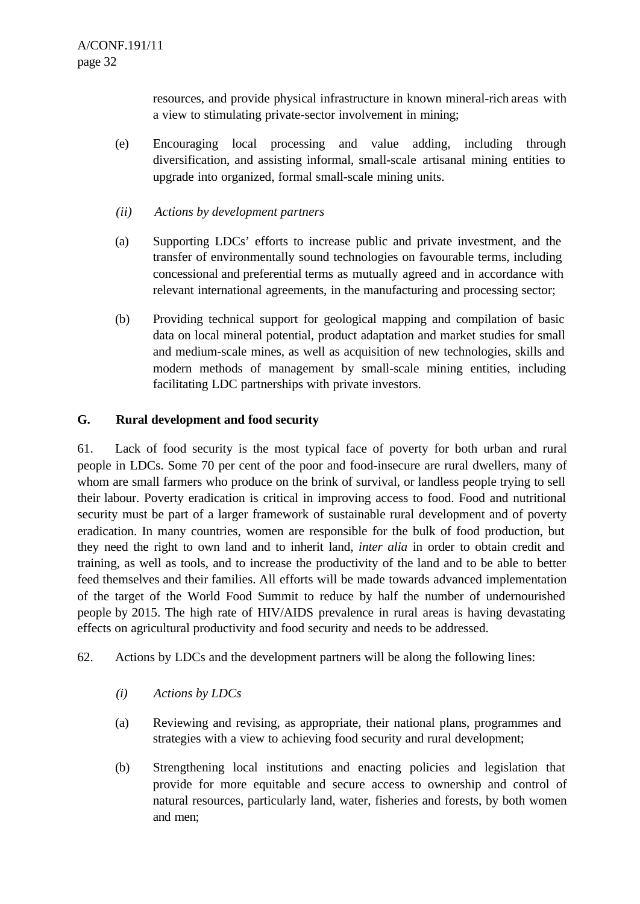resources, and provide physical infrastructure in known mineral-rich areas with a view to stimulating private-sector involvement in mining;

(e) Encouraging local processing and value adding, including through diversification, and assisting informal, small-scale artisanal mining entities to upgrade into organized, formal small-scale mining units.

*(ii) Actions by development partners*

(a) Supporting LDCs' efforts to increase public and private investment, and the transfer of environmentally sound technologies on favourable terms, including concessional and preferential terms as mutually agreed and in accordance with relevant international agreements, in the manufacturing and processing sector;

(b) Providing technical support for geological mapping and compilation of basic data on local mineral potential, product adaptation and market studies for small and medium-scale mines, as well as acquisition of new technologies, skills and modern methods of management by small-scale mining entities, including facilitating LDC partnerships with private investors.

## G. Rural development and food security

61. Lack of food security is the most typical face of poverty for both urban and rural people in LDCs. Some 70 per cent of the poor and food-insecure are rural dwellers, many of whom are small farmers who produce on the brink of survival, or landless people trying to sell their labour. Poverty eradication is critical in improving access to food. Food and nutritional security must be part of a larger framework of sustainable rural development and of poverty eradication. In many countries, women are responsible for the bulk of food production, but they need the right to own land and to inherit land, *inter alia* in order to obtain credit and training, as well as tools, and to increase the productivity of the land and to be able to better feed themselves and their families. All efforts will be made towards advanced implementation of the target of the World Food Summit to reduce by half the number of undernourished people by 2015. The high rate of HIV/AIDS prevalence in rural areas is having devastating effects on agricultural productivity and food security and needs to be addressed.

62. Actions by LDCs and the development partners will be along the following lines:

*(i) Actions by LDCs*

(a) Reviewing and revising, as appropriate, their national plans, programmes and strategies with a view to achieving food security and rural development;

(b) Strengthening local institutions and enacting policies and legislation that provide for more equitable and secure access to ownership and control of natural resources, particularly land, water, fisheries and forests, by both women and men;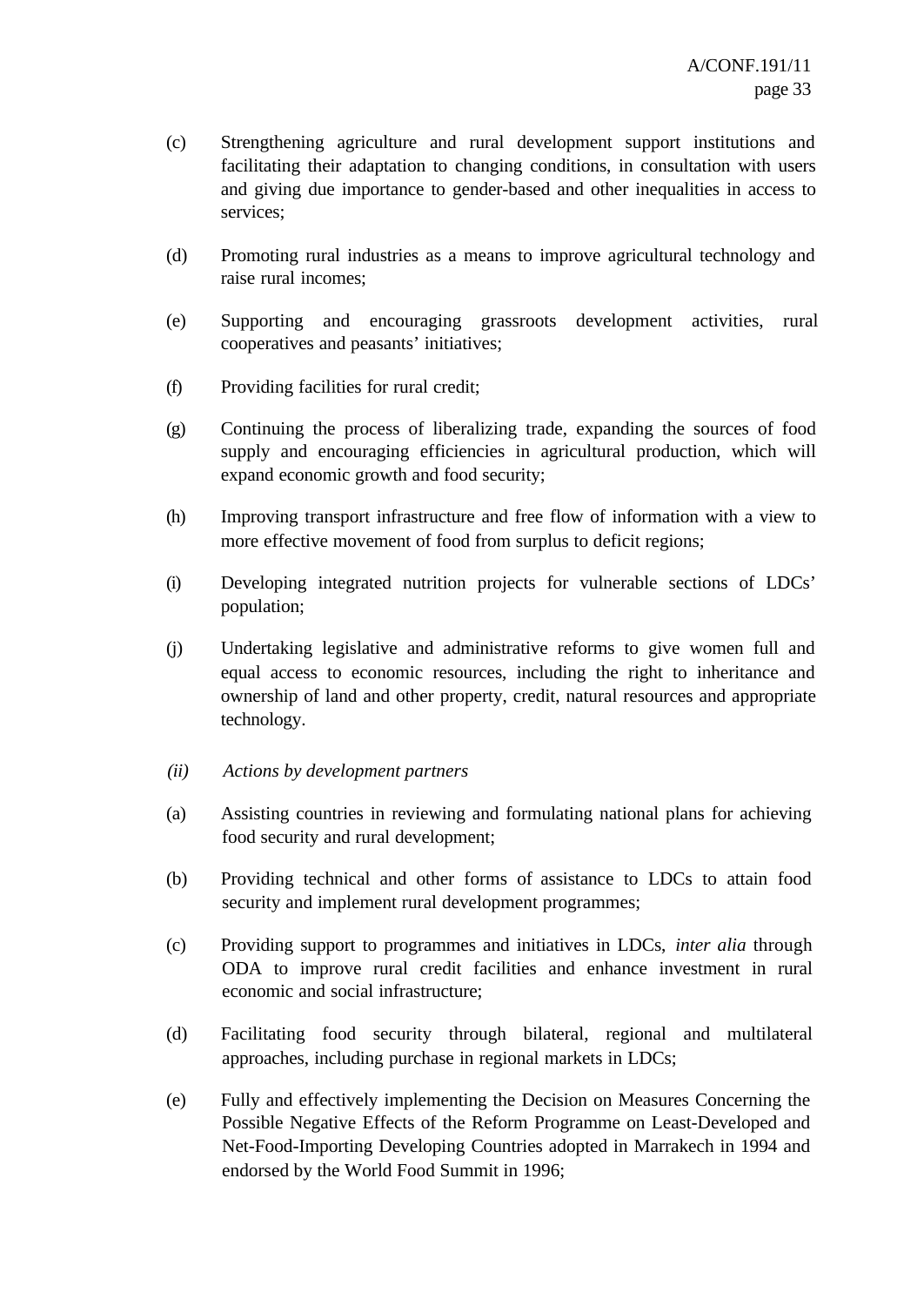(c) Strengthening agriculture and rural development support institutions and facilitating their adaptation to changing conditions, in consultation with users and giving due importance to gender-based and other inequalities in access to services;

(d) Promoting rural industries as a means to improve agricultural technology and raise rural incomes;

(e) Supporting and encouraging grassroots development activities, rural cooperatives and peasants' initiatives;

(f) Providing facilities for rural credit;

(g) Continuing the process of liberalizing trade, expanding the sources of food supply and encouraging efficiencies in agricultural production, which will expand economic growth and food security;

(h) Improving transport infrastructure and free flow of information with a view to more effective movement of food from surplus to deficit regions;

(i) Developing integrated nutrition projects for vulnerable sections of LDCs' population;

(j) Undertaking legislative and administrative reforms to give women full and equal access to economic resources, including the right to inheritance and ownership of land and other property, credit, natural resources and appropriate technology.

*(ii) Actions by development partners*

(a) Assisting countries in reviewing and formulating national plans for achieving food security and rural development;

(b) Providing technical and other forms of assistance to LDCs to attain food security and implement rural development programmes;

(c) Providing support to programmes and initiatives in LDCs, *inter alia* through ODA to improve rural credit facilities and enhance investment in rural economic and social infrastructure;

(d) Facilitating food security through bilateral, regional and multilateral approaches, including purchase in regional markets in LDCs;

(e) Fully and effectively implementing the Decision on Measures Concerning the Possible Negative Effects of the Reform Programme on Least-Developed and Net-Food-Importing Developing Countries adopted in Marrakech in 1994 and endorsed by the World Food Summit in 1996;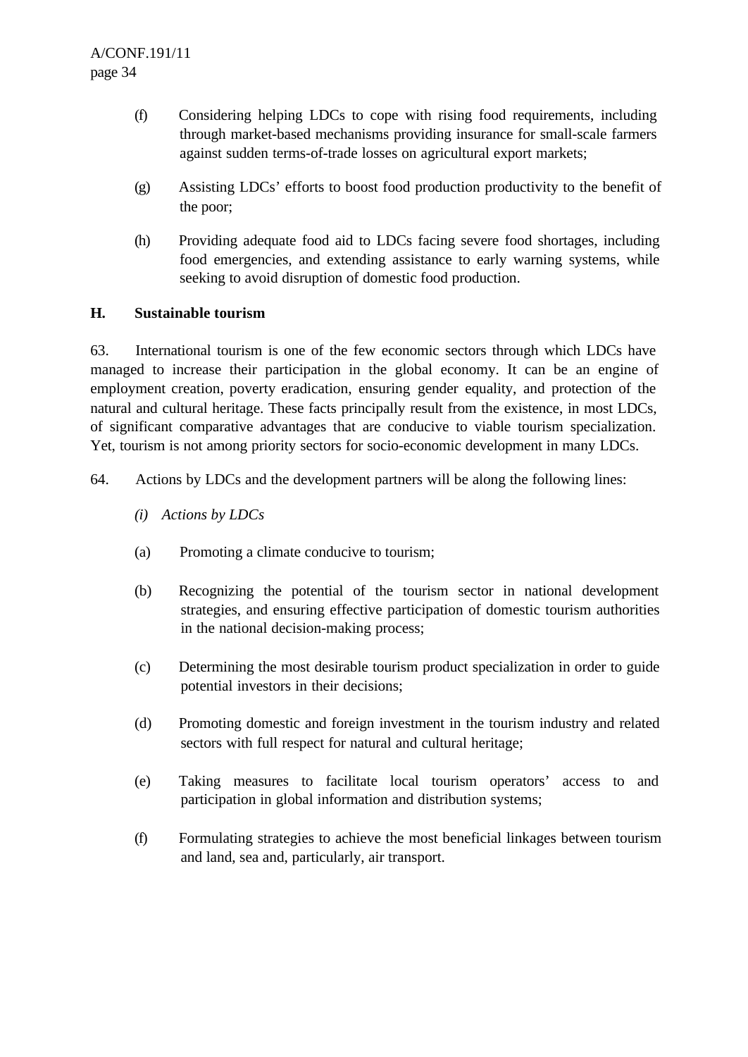(f) Considering helping LDCs to cope with rising food requirements, including through market-based mechanisms providing insurance for small-scale farmers against sudden terms-of-trade losses on agricultural export markets;

(g) Assisting LDCs' efforts to boost food production productivity to the benefit of the poor;

(h) Providing adequate food aid to LDCs facing severe food shortages, including food emergencies, and extending assistance to early warning systems, while seeking to avoid disruption of domestic food production.

## H. Sustainable tourism

63. International tourism is one of the few economic sectors through which LDCs have managed to increase their participation in the global economy. It can be an engine of employment creation, poverty eradication, ensuring gender equality, and protection of the natural and cultural heritage. These facts principally result from the existence, in most LDCs, of significant comparative advantages that are conducive to viable tourism specialization. Yet, tourism is not among priority sectors for socio-economic development in many LDCs.

64. Actions by LDCs and the development partners will be along the following lines:

*(i) Actions by LDCs*

(a) Promoting a climate conducive to tourism;

(b) Recognizing the potential of the tourism sector in national development strategies, and ensuring effective participation of domestic tourism authorities in the national decision-making process;

(c) Determining the most desirable tourism product specialization in order to guide potential investors in their decisions;

(d) Promoting domestic and foreign investment in the tourism industry and related sectors with full respect for natural and cultural heritage;

(e) Taking measures to facilitate local tourism operators' access to and participation in global information and distribution systems;

(f) Formulating strategies to achieve the most beneficial linkages between tourism and land, sea and, particularly, air transport.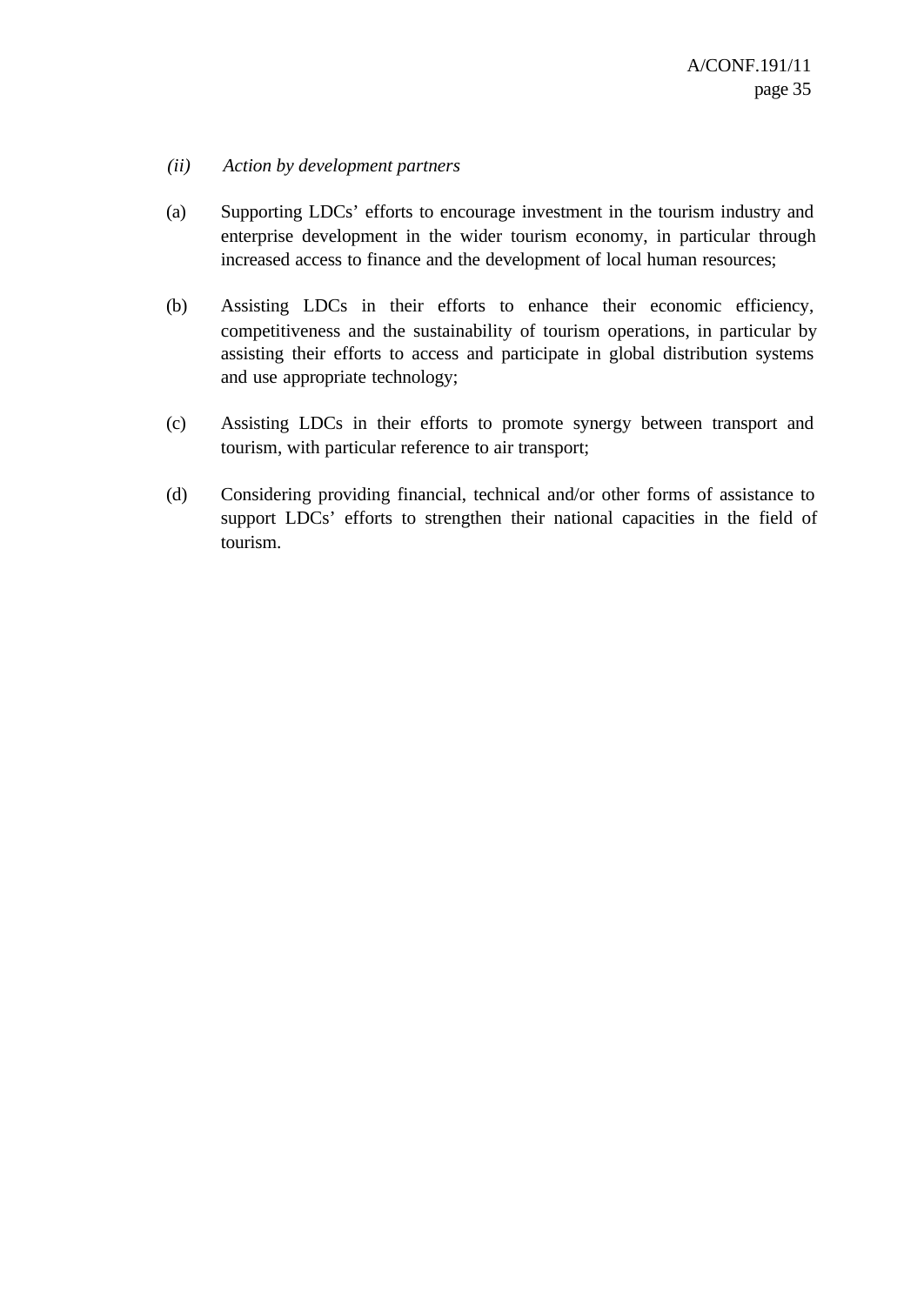*(ii) Action by development partners*

(a) Supporting LDCs' efforts to encourage investment in the tourism industry and enterprise development in the wider tourism economy, in particular through increased access to finance and the development of local human resources;

(b) Assisting LDCs in their efforts to enhance their economic efficiency, competitiveness and the sustainability of tourism operations, in particular by assisting their efforts to access and participate in global distribution systems and use appropriate technology;

(c) Assisting LDCs in their efforts to promote synergy between transport and tourism, with particular reference to air transport;

(d) Considering providing financial, technical and/or other forms of assistance to support LDCs' efforts to strengthen their national capacities in the field of tourism.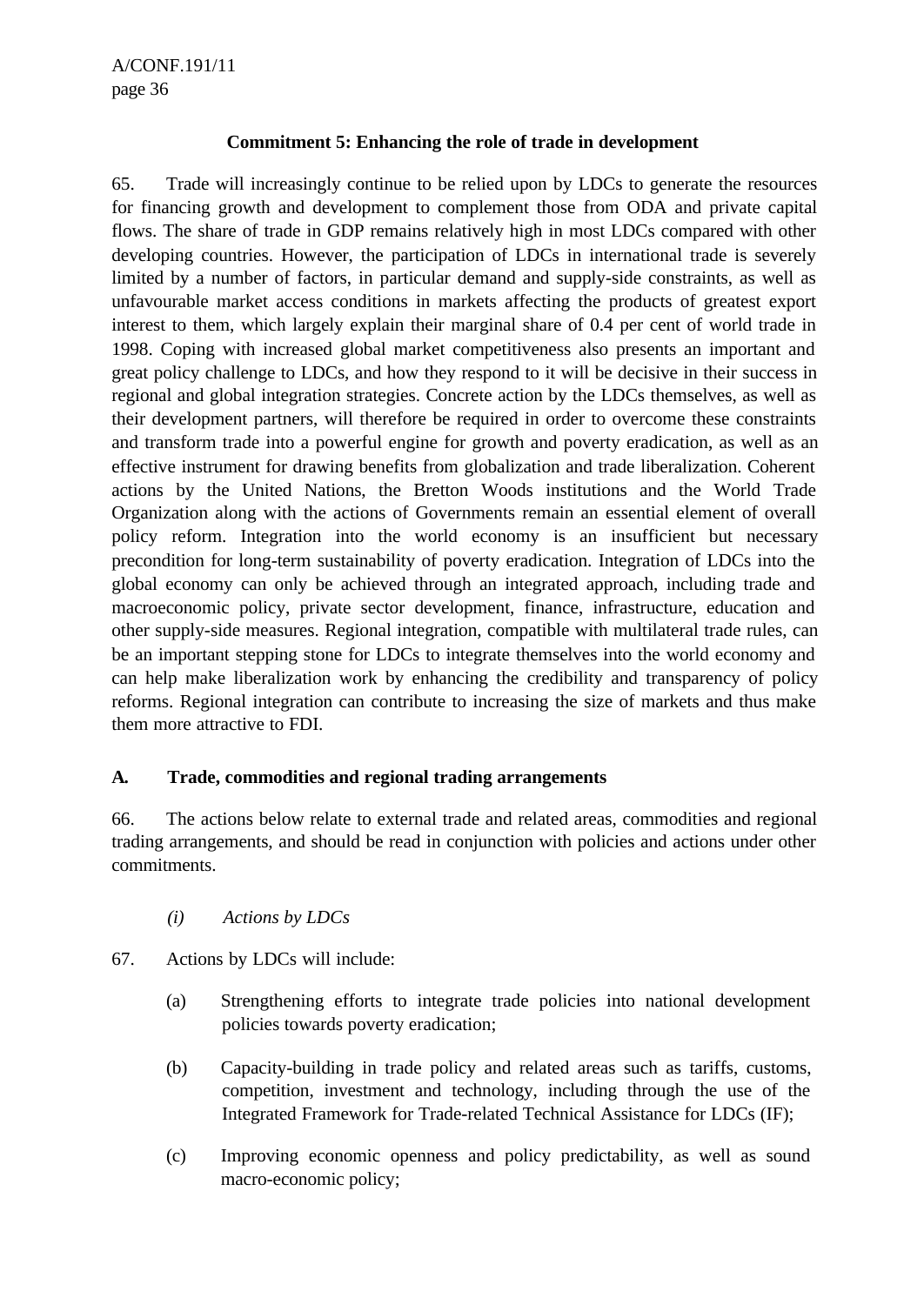### Commitment 5: Enhancing the role of trade in development

65. Trade will increasingly continue to be relied upon by LDCs to generate the resources for financing growth and development to complement those from ODA and private capital flows. The share of trade in GDP remains relatively high in most LDCs compared with other developing countries. However, the participation of LDCs in international trade is severely limited by a number of factors, in particular demand and supply-side constraints, as well as unfavourable market access conditions in markets affecting the products of greatest export interest to them, which largely explain their marginal share of 0.4 per cent of world trade in 1998. Coping with increased global market competitiveness also presents an important and great policy challenge to LDCs, and how they respond to it will be decisive in their success in regional and global integration strategies. Concrete action by the LDCs themselves, as well as their development partners, will therefore be required in order to overcome these constraints and transform trade into a powerful engine for growth and poverty eradication, as well as an effective instrument for drawing benefits from globalization and trade liberalization. Coherent actions by the United Nations, the Bretton Woods institutions and the World Trade Organization along with the actions of Governments remain an essential element of overall policy reform. Integration into the world economy is an insufficient but necessary precondition for long-term sustainability of poverty eradication. Integration of LDCs into the global economy can only be achieved through an integrated approach, including trade and macroeconomic policy, private sector development, finance, infrastructure, education and other supply-side measures. Regional integration, compatible with multilateral trade rules, can be an important stepping stone for LDCs to integrate themselves into the world economy and can help make liberalization work by enhancing the credibility and transparency of policy reforms. Regional integration can contribute to increasing the size of markets and thus make them more attractive to FDI.

#### A. Trade, commodities and regional trading arrangements

66. The actions below relate to external trade and related areas, commodities and regional trading arrangements, and should be read in conjunction with policies and actions under other commitments.

*(i) Actions by LDCs*

67. Actions by LDCs will include:

(a) Strengthening efforts to integrate trade policies into national development policies towards poverty eradication;

(b) Capacity-building in trade policy and related areas such as tariffs, customs, competition, investment and technology, including through the use of the Integrated Framework for Trade-related Technical Assistance for LDCs (IF);

(c) Improving economic openness and policy predictability, as well as sound macro-economic policy;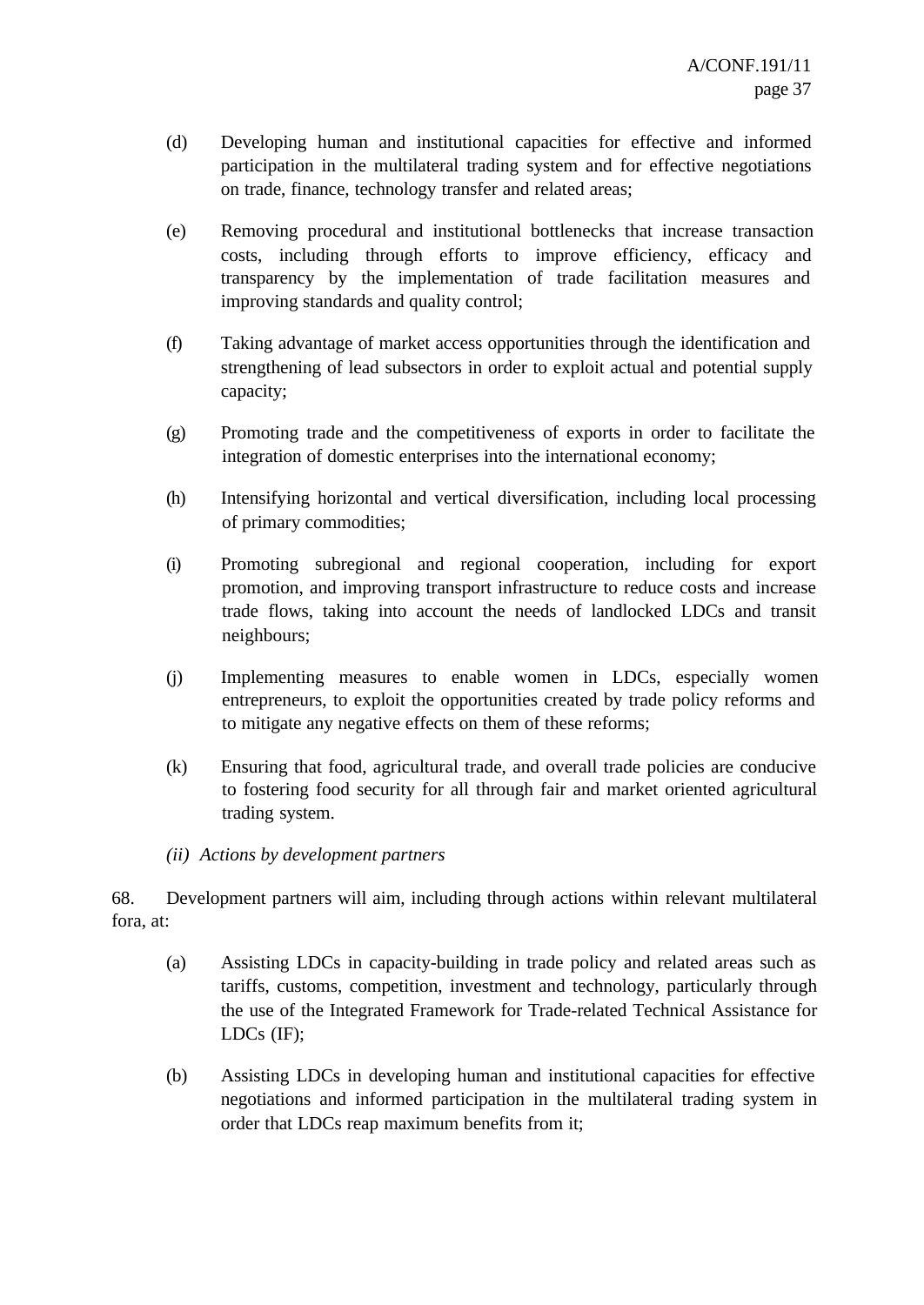(d) Developing human and institutional capacities for effective and informed participation in the multilateral trading system and for effective negotiations on trade, finance, technology transfer and related areas;

(e) Removing procedural and institutional bottlenecks that increase transaction costs, including through efforts to improve efficiency, efficacy and transparency by the implementation of trade facilitation measures and improving standards and quality control;

(f) Taking advantage of market access opportunities through the identification and strengthening of lead subsectors in order to exploit actual and potential supply capacity;

(g) Promoting trade and the competitiveness of exports in order to facilitate the integration of domestic enterprises into the international economy;

(h) Intensifying horizontal and vertical diversification, including local processing of primary commodities;

(i) Promoting subregional and regional cooperation, including for export promotion, and improving transport infrastructure to reduce costs and increase trade flows, taking into account the needs of landlocked LDCs and transit neighbours;

(j) Implementing measures to enable women in LDCs, especially women entrepreneurs, to exploit the opportunities created by trade policy reforms and to mitigate any negative effects on them of these reforms;

(k) Ensuring that food, agricultural trade, and overall trade policies are conducive to fostering food security for all through fair and market oriented agricultural trading system.

*(ii) Actions by development partners*

68. Development partners will aim, including through actions within relevant multilateral fora, at:

(a) Assisting LDCs in capacity-building in trade policy and related areas such as tariffs, customs, competition, investment and technology, particularly through the use of the Integrated Framework for Trade-related Technical Assistance for LDCs (IF);

(b) Assisting LDCs in developing human and institutional capacities for effective negotiations and informed participation in the multilateral trading system in order that LDCs reap maximum benefits from it;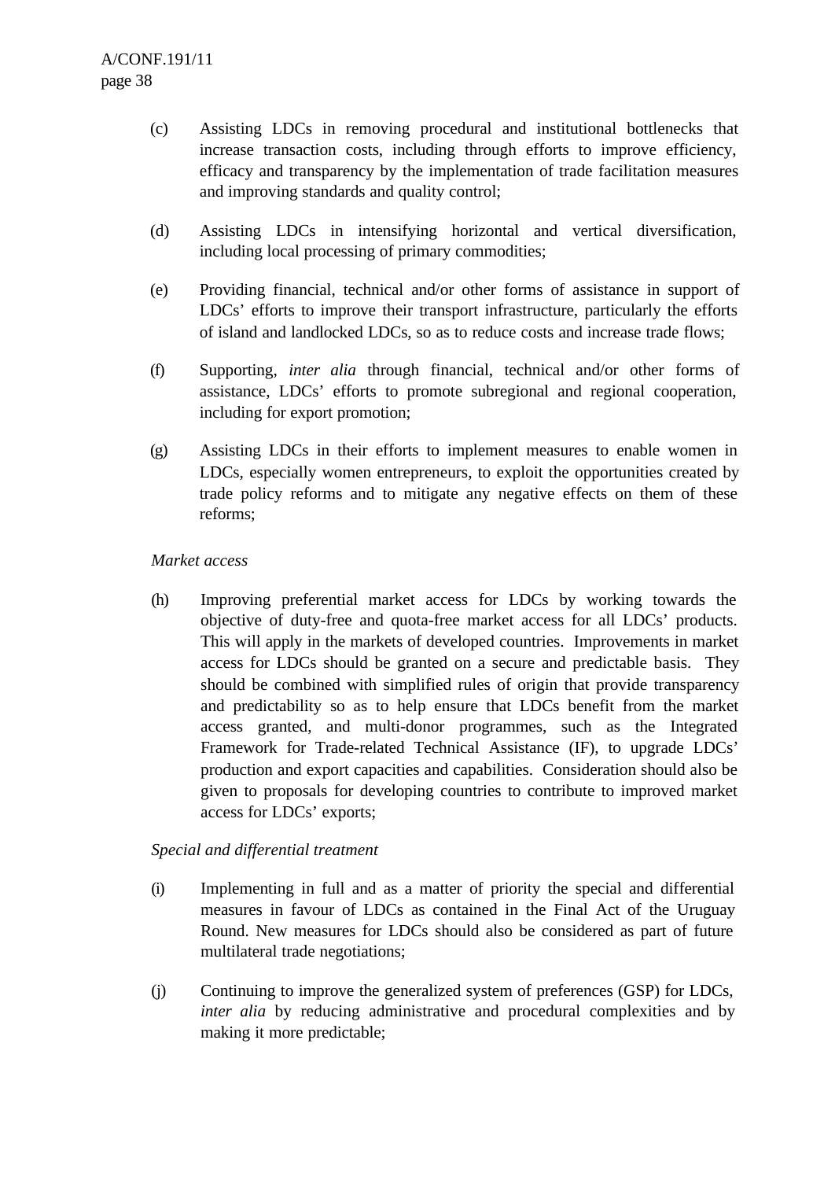(c) Assisting LDCs in removing procedural and institutional bottlenecks that increase transaction costs, including through efforts to improve efficiency, efficacy and transparency by the implementation of trade facilitation measures and improving standards and quality control;

(d) Assisting LDCs in intensifying horizontal and vertical diversification, including local processing of primary commodities;

(e) Providing financial, technical and/or other forms of assistance in support of LDCs' efforts to improve their transport infrastructure, particularly the efforts of island and landlocked LDCs, so as to reduce costs and increase trade flows;

(f) Supporting, *inter alia* through financial, technical and/or other forms of assistance, LDCs' efforts to promote subregional and regional cooperation, including for export promotion;

(g) Assisting LDCs in their efforts to implement measures to enable women in LDCs, especially women entrepreneurs, to exploit the opportunities created by trade policy reforms and to mitigate any negative effects on them of these reforms;

*Market access*

(h) Improving preferential market access for LDCs by working towards the objective of duty-free and quota-free market access for all LDCs' products. This will apply in the markets of developed countries. Improvements in market access for LDCs should be granted on a secure and predictable basis. They should be combined with simplified rules of origin that provide transparency and predictability so as to help ensure that LDCs benefit from the market access granted, and multi-donor programmes, such as the Integrated Framework for Trade-related Technical Assistance (IF), to upgrade LDCs' production and export capacities and capabilities. Consideration should also be given to proposals for developing countries to contribute to improved market access for LDCs' exports;

*Special and differential treatment*

(i) Implementing in full and as a matter of priority the special and differential measures in favour of LDCs as contained in the Final Act of the Uruguay Round. New measures for LDCs should also be considered as part of future multilateral trade negotiations;

(j) Continuing to improve the generalized system of preferences (GSP) for LDCs, *inter alia* by reducing administrative and procedural complexities and by making it more predictable;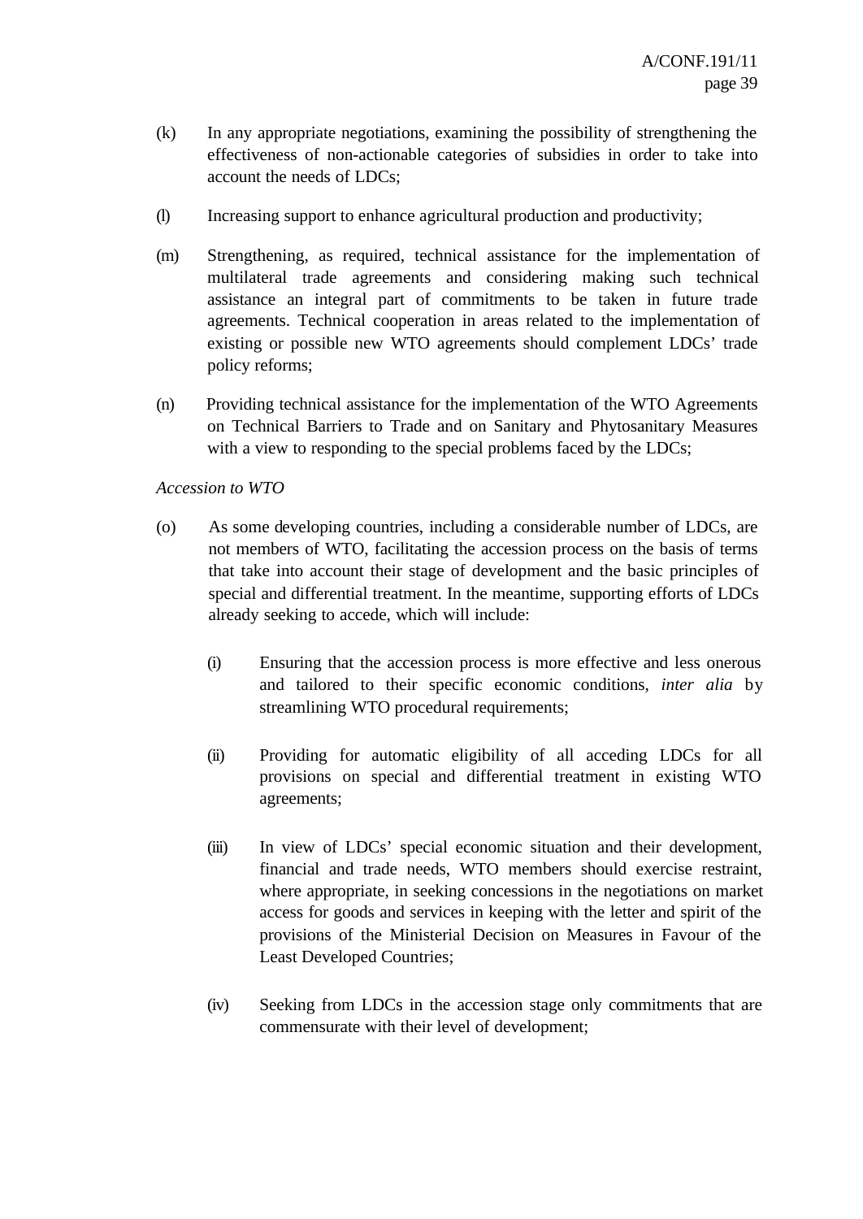(k) In any appropriate negotiations, examining the possibility of strengthening the effectiveness of non-actionable categories of subsidies in order to take into account the needs of LDCs;

(l) Increasing support to enhance agricultural production and productivity;

(m) Strengthening, as required, technical assistance for the implementation of multilateral trade agreements and considering making such technical assistance an integral part of commitments to be taken in future trade agreements. Technical cooperation in areas related to the implementation of existing or possible new WTO agreements should complement LDCs' trade policy reforms;

(n) Providing technical assistance for the implementation of the WTO Agreements on Technical Barriers to Trade and on Sanitary and Phytosanitary Measures with a view to responding to the special problems faced by the LDCs;

*Accession to WTO*

(o) As some developing countries, including a considerable number of LDCs, are not members of WTO, facilitating the accession process on the basis of terms that take into account their stage of development and the basic principles of special and differential treatment. In the meantime, supporting efforts of LDCs already seeking to accede, which will include:

  (i) Ensuring that the accession process is more effective and less onerous and tailored to their specific economic conditions, *inter alia* by streamlining WTO procedural requirements;

  (ii) Providing for automatic eligibility of all acceding LDCs for all provisions on special and differential treatment in existing WTO agreements;

  (iii) In view of LDCs' special economic situation and their development, financial and trade needs, WTO members should exercise restraint, where appropriate, in seeking concessions in the negotiations on market access for goods and services in keeping with the letter and spirit of the provisions of the Ministerial Decision on Measures in Favour of the Least Developed Countries;

  (iv) Seeking from LDCs in the accession stage only commitments that are commensurate with their level of development;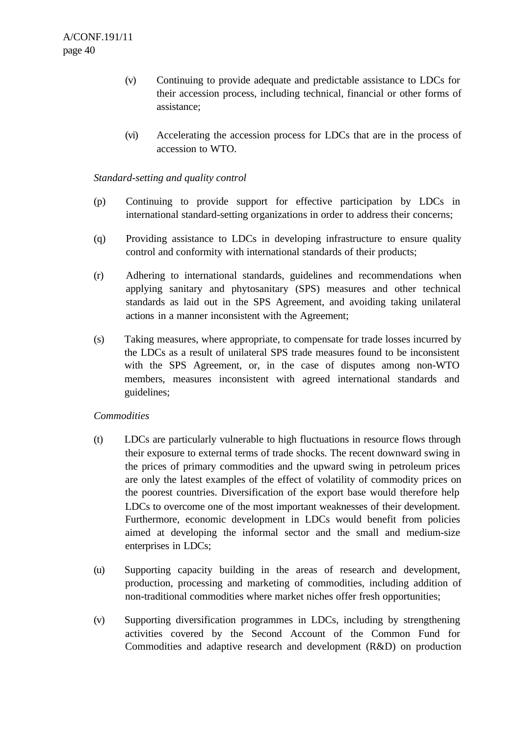(v) Continuing to provide adequate and predictable assistance to LDCs for their accession process, including technical, financial or other forms of assistance;

(vi) Accelerating the accession process for LDCs that are in the process of accession to WTO.

*Standard-setting and quality control*

(p) Continuing to provide support for effective participation by LDCs in international standard-setting organizations in order to address their concerns;

(q) Providing assistance to LDCs in developing infrastructure to ensure quality control and conformity with international standards of their products;

(r) Adhering to international standards, guidelines and recommendations when applying sanitary and phytosanitary (SPS) measures and other technical standards as laid out in the SPS Agreement, and avoiding taking unilateral actions in a manner inconsistent with the Agreement;

(s) Taking measures, where appropriate, to compensate for trade losses incurred by the LDCs as a result of unilateral SPS trade measures found to be inconsistent with the SPS Agreement, or, in the case of disputes among non-WTO members, measures inconsistent with agreed international standards and guidelines;

*Commodities*

(t) LDCs are particularly vulnerable to high fluctuations in resource flows through their exposure to external terms of trade shocks. The recent downward swing in the prices of primary commodities and the upward swing in petroleum prices are only the latest examples of the effect of volatility of commodity prices on the poorest countries. Diversification of the export base would therefore help LDCs to overcome one of the most important weaknesses of their development. Furthermore, economic development in LDCs would benefit from policies aimed at developing the informal sector and the small and medium-size enterprises in LDCs;

(u) Supporting capacity building in the areas of research and development, production, processing and marketing of commodities, including addition of non-traditional commodities where market niches offer fresh opportunities;

(v) Supporting diversification programmes in LDCs, including by strengthening activities covered by the Second Account of the Common Fund for Commodities and adaptive research and development (R&D) on production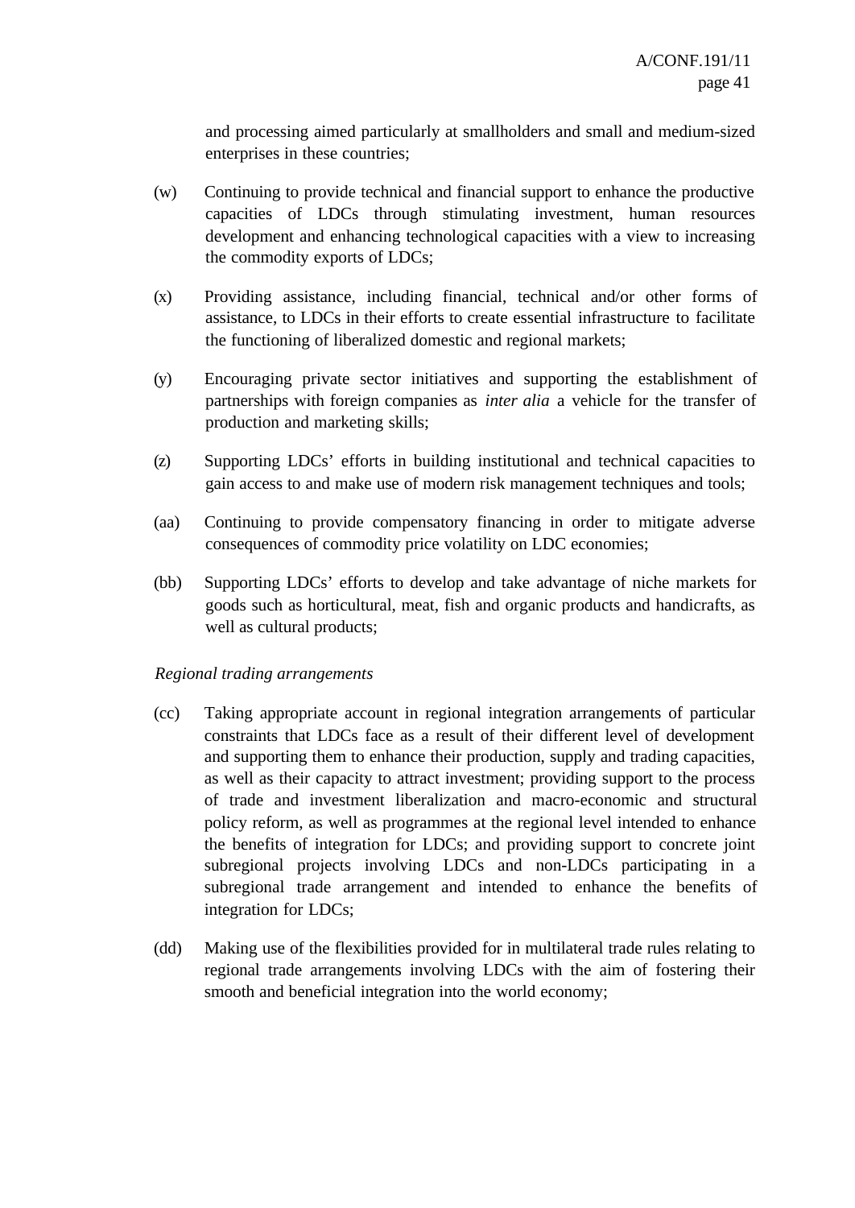and processing aimed particularly at smallholders and small and medium-sized enterprises in these countries;

(w) Continuing to provide technical and financial support to enhance the productive capacities of LDCs through stimulating investment, human resources development and enhancing technological capacities with a view to increasing the commodity exports of LDCs;

(x) Providing assistance, including financial, technical and/or other forms of assistance, to LDCs in their efforts to create essential infrastructure to facilitate the functioning of liberalized domestic and regional markets;

(y) Encouraging private sector initiatives and supporting the establishment of partnerships with foreign companies as *inter alia* a vehicle for the transfer of production and marketing skills;

(z) Supporting LDCs' efforts in building institutional and technical capacities to gain access to and make use of modern risk management techniques and tools;

(aa) Continuing to provide compensatory financing in order to mitigate adverse consequences of commodity price volatility on LDC economies;

(bb) Supporting LDCs' efforts to develop and take advantage of niche markets for goods such as horticultural, meat, fish and organic products and handicrafts, as well as cultural products;

*Regional trading arrangements*

(cc) Taking appropriate account in regional integration arrangements of particular constraints that LDCs face as a result of their different level of development and supporting them to enhance their production, supply and trading capacities, as well as their capacity to attract investment; providing support to the process of trade and investment liberalization and macro-economic and structural policy reform, as well as programmes at the regional level intended to enhance the benefits of integration for LDCs; and providing support to concrete joint subregional projects involving LDCs and non-LDCs participating in a subregional trade arrangement and intended to enhance the benefits of integration for LDCs;

(dd) Making use of the flexibilities provided for in multilateral trade rules relating to regional trade arrangements involving LDCs with the aim of fostering their smooth and beneficial integration into the world economy;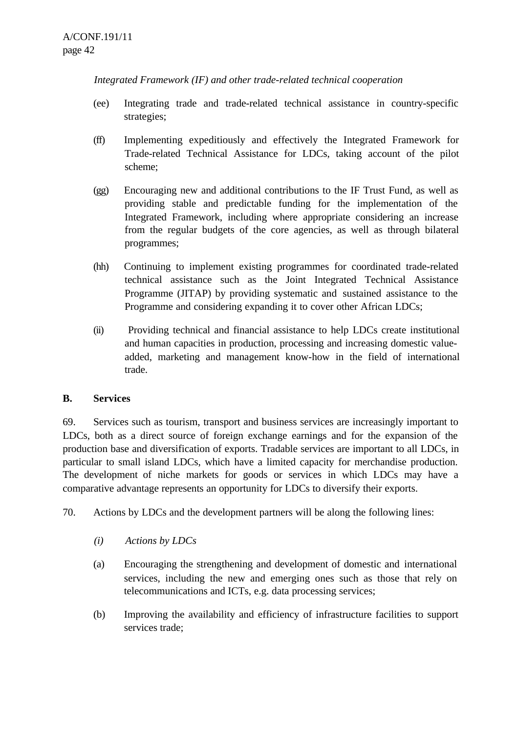*Integrated Framework (IF) and other trade-related technical cooperation*

(ee) Integrating trade and trade-related technical assistance in country-specific strategies;

(ff) Implementing expeditiously and effectively the Integrated Framework for Trade-related Technical Assistance for LDCs, taking account of the pilot scheme;

(gg) Encouraging new and additional contributions to the IF Trust Fund, as well as providing stable and predictable funding for the implementation of the Integrated Framework, including where appropriate considering an increase from the regular budgets of the core agencies, as well as through bilateral programmes;

(hh) Continuing to implement existing programmes for coordinated trade-related technical assistance such as the Joint Integrated Technical Assistance Programme (JITAP) by providing systematic and sustained assistance to the Programme and considering expanding it to cover other African LDCs;

(ii) Providing technical and financial assistance to help LDCs create institutional and human capacities in production, processing and increasing domestic value-added, marketing and management know-how in the field of international trade.

## B. Services

69. Services such as tourism, transport and business services are increasingly important to LDCs, both as a direct source of foreign exchange earnings and for the expansion of the production base and diversification of exports. Tradable services are important to all LDCs, in particular to small island LDCs, which have a limited capacity for merchandise production. The development of niche markets for goods or services in which LDCs may have a comparative advantage represents an opportunity for LDCs to diversify their exports.

70. Actions by LDCs and the development partners will be along the following lines:

*(i) Actions by LDCs*

(a) Encouraging the strengthening and development of domestic and international services, including the new and emerging ones such as those that rely on telecommunications and ICTs, e.g. data processing services;

(b) Improving the availability and efficiency of infrastructure facilities to support services trade;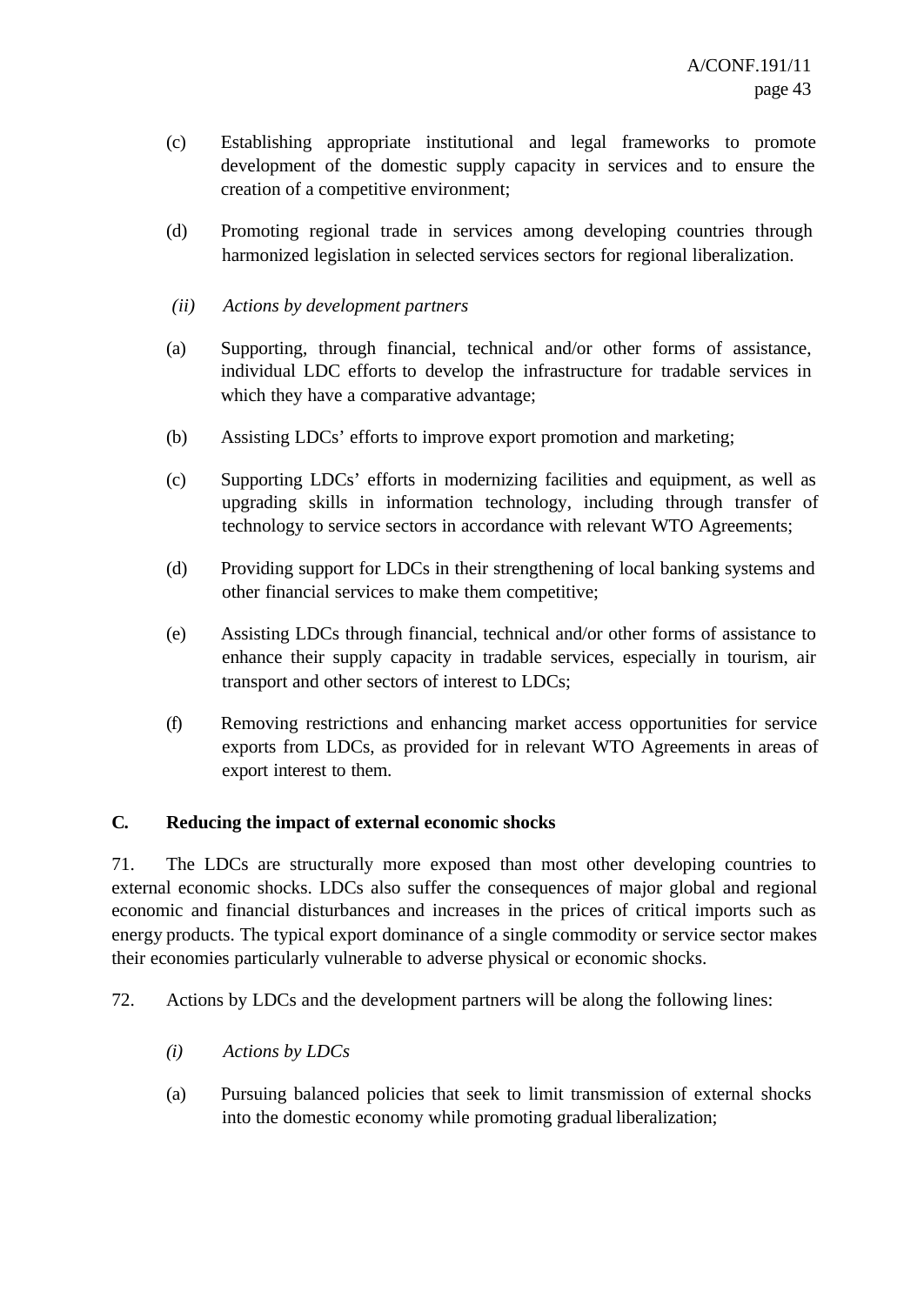(c) Establishing appropriate institutional and legal frameworks to promote development of the domestic supply capacity in services and to ensure the creation of a competitive environment;

(d) Promoting regional trade in services among developing countries through harmonized legislation in selected services sectors for regional liberalization.

*(ii) Actions by development partners*

(a) Supporting, through financial, technical and/or other forms of assistance, individual LDC efforts to develop the infrastructure for tradable services in which they have a comparative advantage;

(b) Assisting LDCs' efforts to improve export promotion and marketing;

(c) Supporting LDCs' efforts in modernizing facilities and equipment, as well as upgrading skills in information technology, including through transfer of technology to service sectors in accordance with relevant WTO Agreements;

(d) Providing support for LDCs in their strengthening of local banking systems and other financial services to make them competitive;

(e) Assisting LDCs through financial, technical and/or other forms of assistance to enhance their supply capacity in tradable services, especially in tourism, air transport and other sectors of interest to LDCs;

(f) Removing restrictions and enhancing market access opportunities for service exports from LDCs, as provided for in relevant WTO Agreements in areas of export interest to them.

## C. Reducing the impact of external economic shocks

71. The LDCs are structurally more exposed than most other developing countries to external economic shocks. LDCs also suffer the consequences of major global and regional economic and financial disturbances and increases in the prices of critical imports such as energy products. The typical export dominance of a single commodity or service sector makes their economies particularly vulnerable to adverse physical or economic shocks.

72. Actions by LDCs and the development partners will be along the following lines:

*(i) Actions by LDCs*

(a) Pursuing balanced policies that seek to limit transmission of external shocks into the domestic economy while promoting gradual liberalization;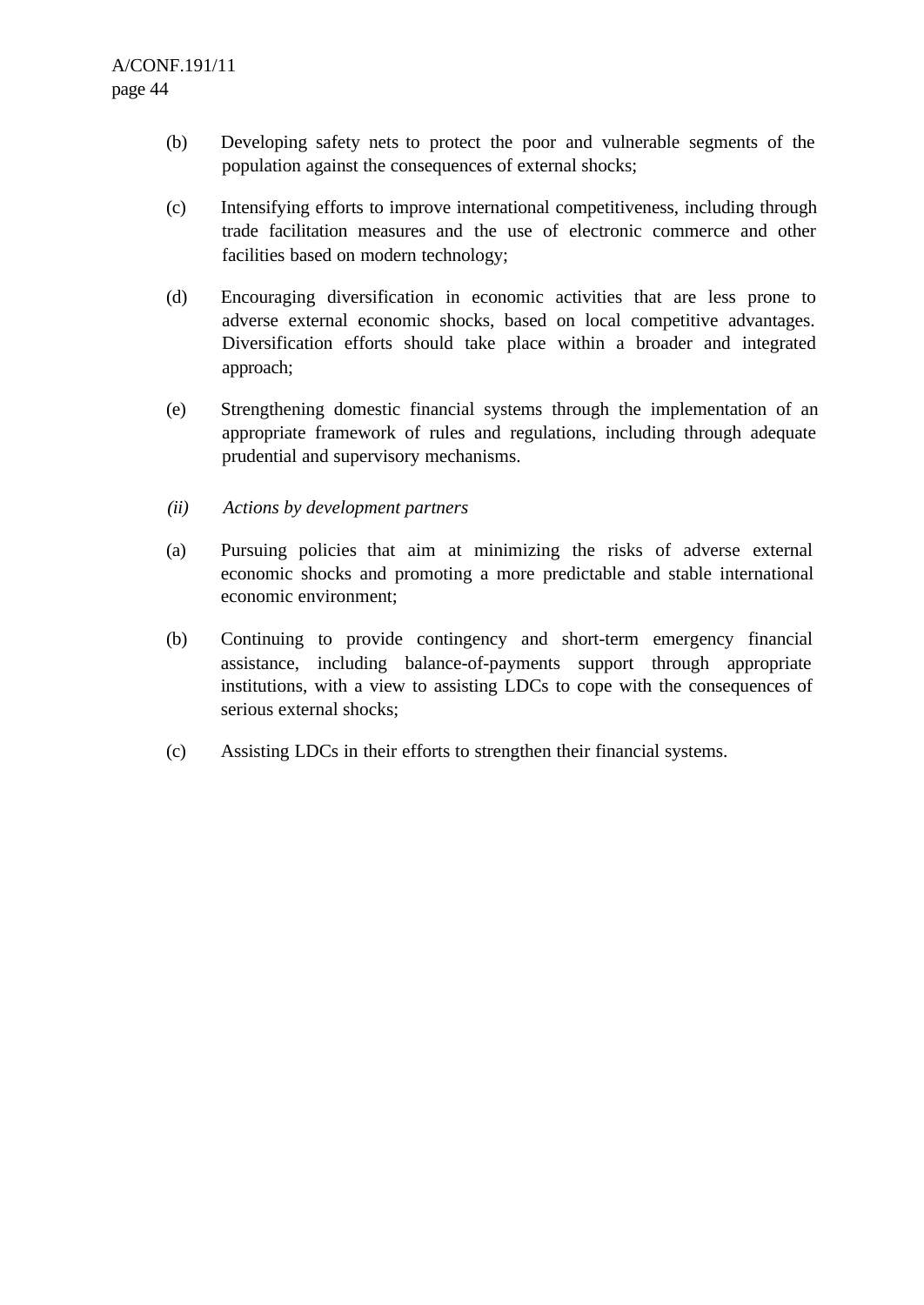(b) Developing safety nets to protect the poor and vulnerable segments of the population against the consequences of external shocks;

(c) Intensifying efforts to improve international competitiveness, including through trade facilitation measures and the use of electronic commerce and other facilities based on modern technology;

(d) Encouraging diversification in economic activities that are less prone to adverse external economic shocks, based on local competitive advantages. Diversification efforts should take place within a broader and integrated approach;

(e) Strengthening domestic financial systems through the implementation of an appropriate framework of rules and regulations, including through adequate prudential and supervisory mechanisms.

*(ii) Actions by development partners*

(a) Pursuing policies that aim at minimizing the risks of adverse external economic shocks and promoting a more predictable and stable international economic environment;

(b) Continuing to provide contingency and short-term emergency financial assistance, including balance-of-payments support through appropriate institutions, with a view to assisting LDCs to cope with the consequences of serious external shocks;

(c) Assisting LDCs in their efforts to strengthen their financial systems.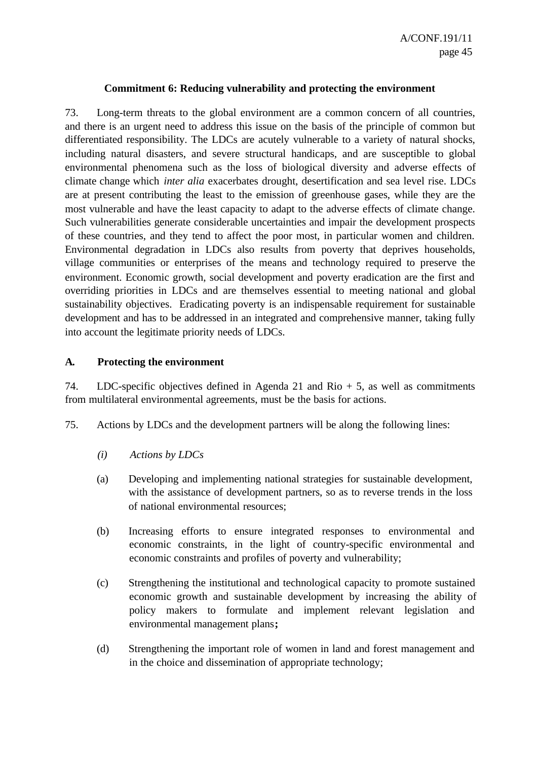**Commitment 6: Reducing vulnerability and protecting the environment**

73. Long-term threats to the global environment are a common concern of all countries, and there is an urgent need to address this issue on the basis of the principle of common but differentiated responsibility. The LDCs are acutely vulnerable to a variety of natural shocks, including natural disasters, and severe structural handicaps, and are susceptible to global environmental phenomena such as the loss of biological diversity and adverse effects of climate change which *inter alia* exacerbates drought, desertification and sea level rise. LDCs are at present contributing the least to the emission of greenhouse gases, while they are the most vulnerable and have the least capacity to adapt to the adverse effects of climate change. Such vulnerabilities generate considerable uncertainties and impair the development prospects of these countries, and they tend to affect the poor most, in particular women and children. Environmental degradation in LDCs also results from poverty that deprives households, village communities or enterprises of the means and technology required to preserve the environment. Economic growth, social development and poverty eradication are the first and overriding priorities in LDCs and are themselves essential to meeting national and global sustainability objectives. Eradicating poverty is an indispensable requirement for sustainable development and has to be addressed in an integrated and comprehensive manner, taking fully into account the legitimate priority needs of LDCs.

**A. Protecting the environment**

74. LDC-specific objectives defined in Agenda 21 and Rio + 5, as well as commitments from multilateral environmental agreements, must be the basis for actions.

75. Actions by LDCs and the development partners will be along the following lines:

*(i) Actions by LDCs*

(a) Developing and implementing national strategies for sustainable development, with the assistance of development partners, so as to reverse trends in the loss of national environmental resources;

(b) Increasing efforts to ensure integrated responses to environmental and economic constraints, in the light of country-specific environmental and economic constraints and profiles of poverty and vulnerability;

(c) Strengthening the institutional and technological capacity to promote sustained economic growth and sustainable development by increasing the ability of policy makers to formulate and implement relevant legislation and environmental management plans**;**

(d) Strengthening the important role of women in land and forest management and in the choice and dissemination of appropriate technology;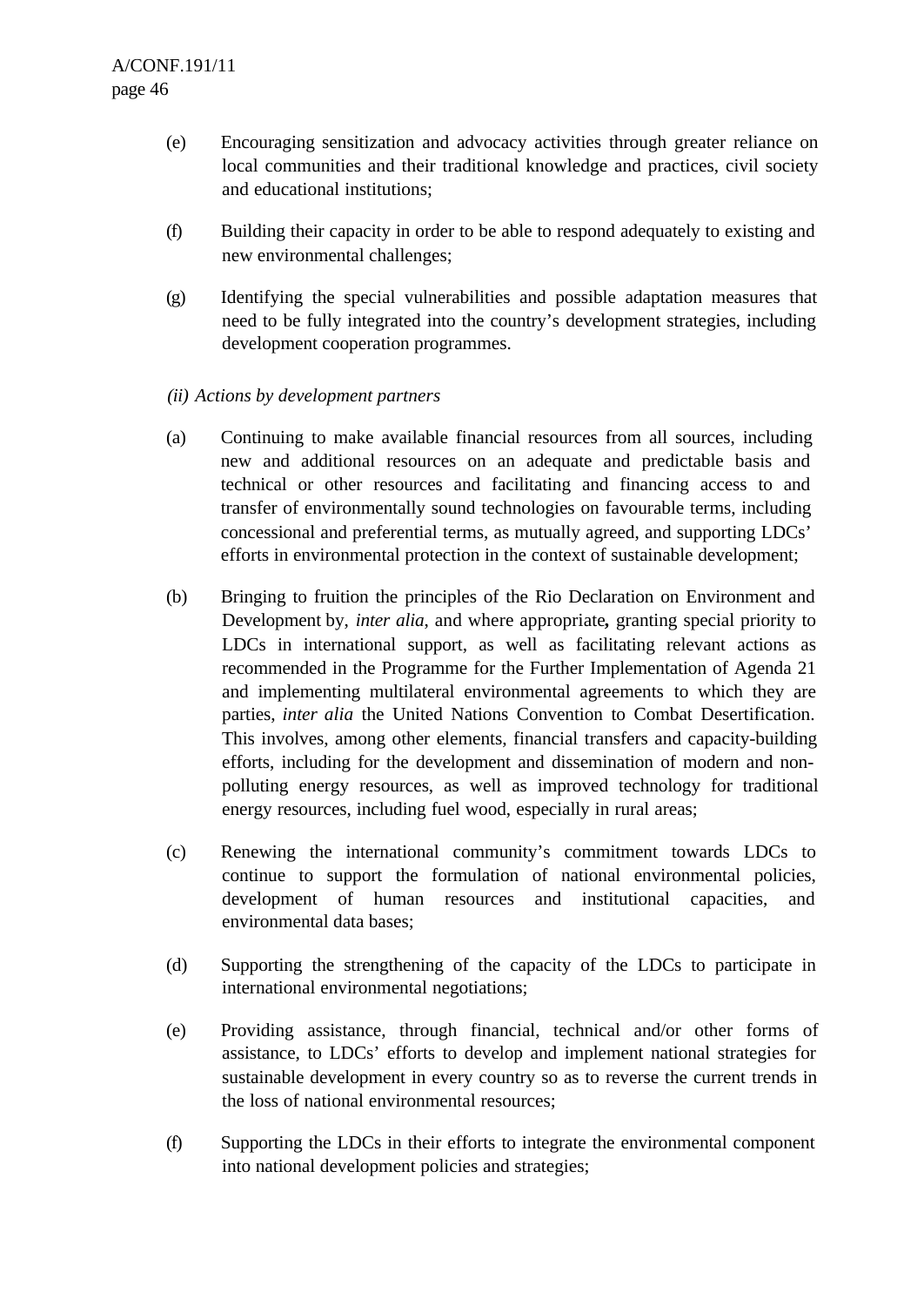(e) Encouraging sensitization and advocacy activities through greater reliance on local communities and their traditional knowledge and practices, civil society and educational institutions;

(f) Building their capacity in order to be able to respond adequately to existing and new environmental challenges;

(g) Identifying the special vulnerabilities and possible adaptation measures that need to be fully integrated into the country's development strategies, including development cooperation programmes.

*(ii) Actions by development partners*

(a) Continuing to make available financial resources from all sources, including new and additional resources on an adequate and predictable basis and technical or other resources and facilitating and financing access to and transfer of environmentally sound technologies on favourable terms, including concessional and preferential terms, as mutually agreed, and supporting LDCs' efforts in environmental protection in the context of sustainable development;

(b) Bringing to fruition the principles of the Rio Declaration on Environment and Development by, *inter alia*, and where appropriate**,** granting special priority to LDCs in international support, as well as facilitating relevant actions as recommended in the Programme for the Further Implementation of Agenda 21 and implementing multilateral environmental agreements to which they are parties, *inter alia* the United Nations Convention to Combat Desertification. This involves, among other elements, financial transfers and capacity-building efforts, including for the development and dissemination of modern and non-polluting energy resources, as well as improved technology for traditional energy resources, including fuel wood, especially in rural areas;

(c) Renewing the international community's commitment towards LDCs to continue to support the formulation of national environmental policies, development of human resources and institutional capacities, and environmental data bases;

(d) Supporting the strengthening of the capacity of the LDCs to participate in international environmental negotiations;

(e) Providing assistance, through financial, technical and/or other forms of assistance, to LDCs' efforts to develop and implement national strategies for sustainable development in every country so as to reverse the current trends in the loss of national environmental resources;

(f) Supporting the LDCs in their efforts to integrate the environmental component into national development policies and strategies;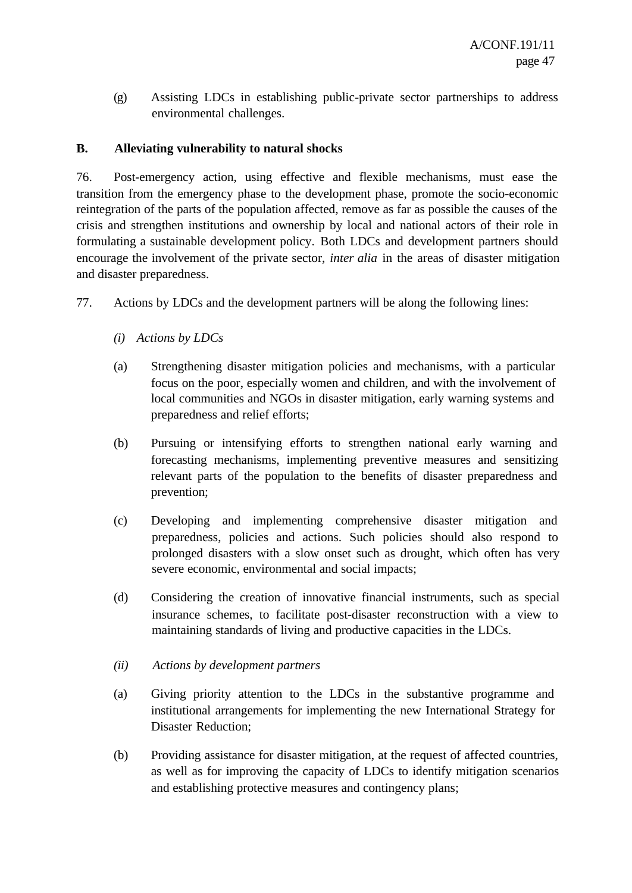(g) Assisting LDCs in establishing public-private sector partnerships to address environmental challenges.

## B. Alleviating vulnerability to natural shocks

76. Post-emergency action, using effective and flexible mechanisms, must ease the transition from the emergency phase to the development phase, promote the socio-economic reintegration of the parts of the population affected, remove as far as possible the causes of the crisis and strengthen institutions and ownership by local and national actors of their role in formulating a sustainable development policy. Both LDCs and development partners should encourage the involvement of the private sector, *inter alia* in the areas of disaster mitigation and disaster preparedness.

77. Actions by LDCs and the development partners will be along the following lines:

*(i) Actions by LDCs*

(a) Strengthening disaster mitigation policies and mechanisms, with a particular focus on the poor, especially women and children, and with the involvement of local communities and NGOs in disaster mitigation, early warning systems and preparedness and relief efforts;

(b) Pursuing or intensifying efforts to strengthen national early warning and forecasting mechanisms, implementing preventive measures and sensitizing relevant parts of the population to the benefits of disaster preparedness and prevention;

(c) Developing and implementing comprehensive disaster mitigation and preparedness, policies and actions. Such policies should also respond to prolonged disasters with a slow onset such as drought, which often has very severe economic, environmental and social impacts;

(d) Considering the creation of innovative financial instruments, such as special insurance schemes, to facilitate post-disaster reconstruction with a view to maintaining standards of living and productive capacities in the LDCs.

*(ii) Actions by development partners*

(a) Giving priority attention to the LDCs in the substantive programme and institutional arrangements for implementing the new International Strategy for Disaster Reduction;

(b) Providing assistance for disaster mitigation, at the request of affected countries, as well as for improving the capacity of LDCs to identify mitigation scenarios and establishing protective measures and contingency plans;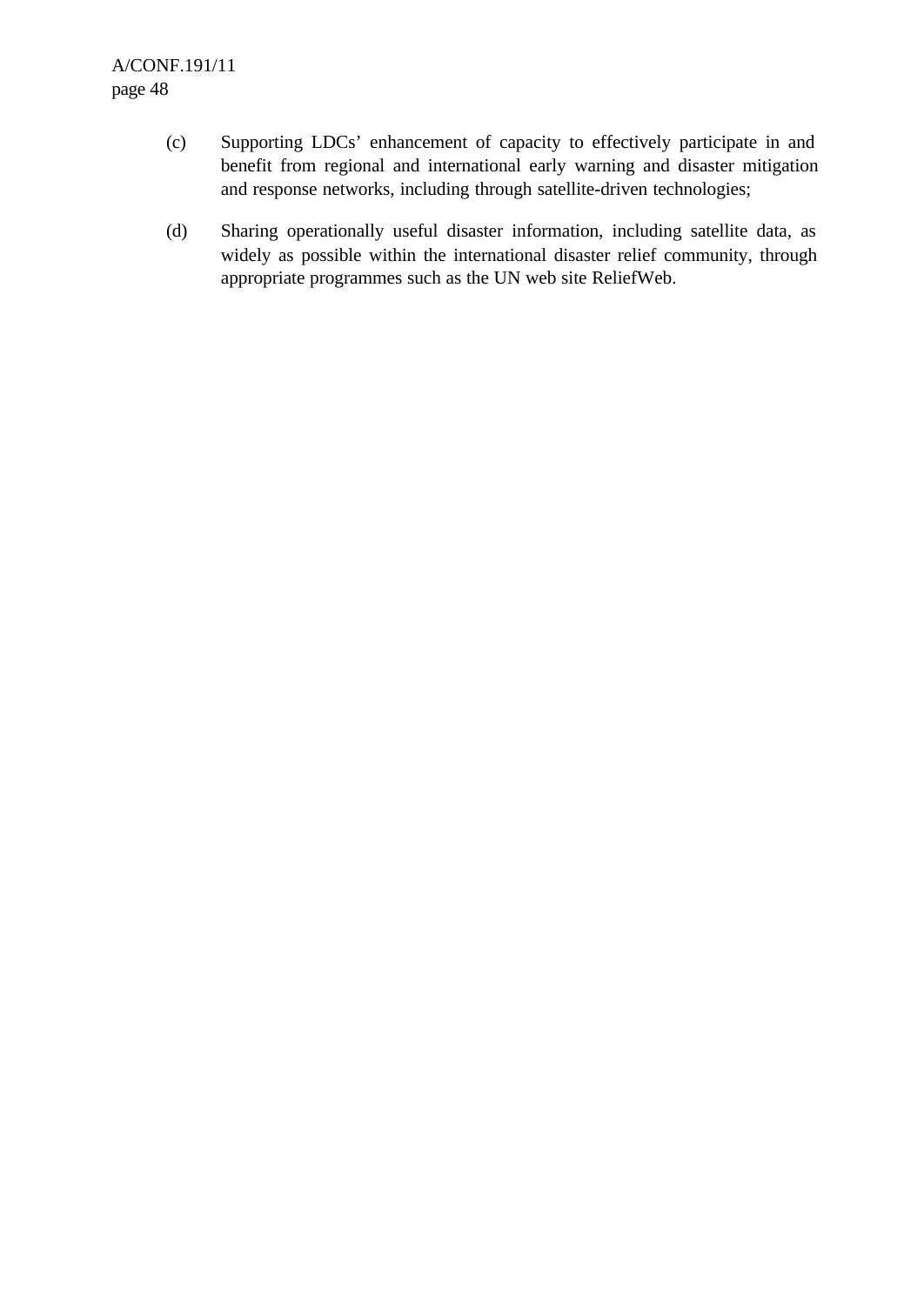(c) Supporting LDCs’ enhancement of capacity to effectively participate in and benefit from regional and international early warning and disaster mitigation and response networks, including through satellite-driven technologies;

(d) Sharing operationally useful disaster information, including satellite data, as widely as possible within the international disaster relief community, through appropriate programmes such as the UN web site ReliefWeb.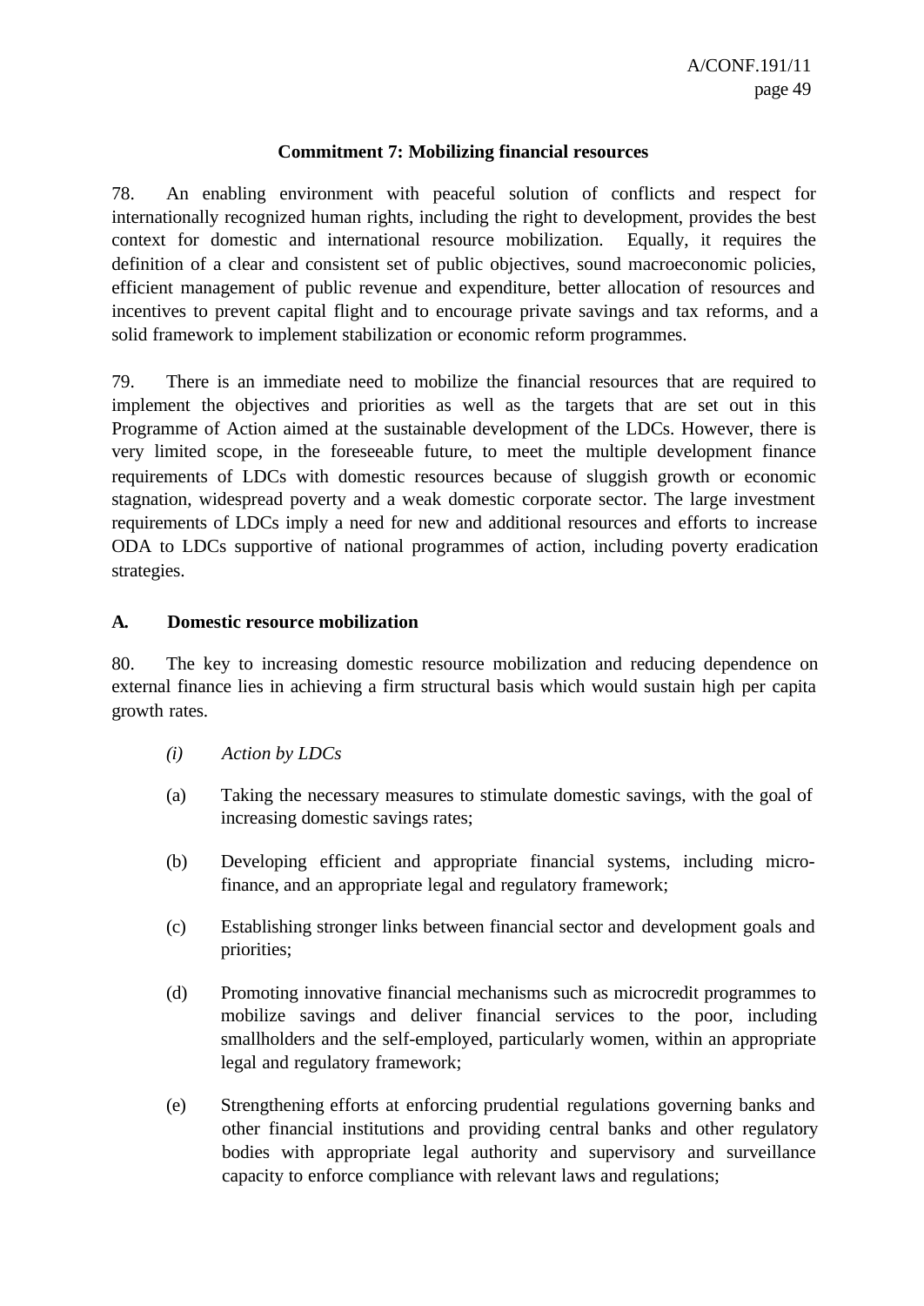**Commitment 7: Mobilizing financial resources**

78. An enabling environment with peaceful solution of conflicts and respect for internationally recognized human rights, including the right to development, provides the best context for domestic and international resource mobilization. Equally, it requires the definition of a clear and consistent set of public objectives, sound macroeconomic policies, efficient management of public revenue and expenditure, better allocation of resources and incentives to prevent capital flight and to encourage private savings and tax reforms, and a solid framework to implement stabilization or economic reform programmes.

79. There is an immediate need to mobilize the financial resources that are required to implement the objectives and priorities as well as the targets that are set out in this Programme of Action aimed at the sustainable development of the LDCs. However, there is very limited scope, in the foreseeable future, to meet the multiple development finance requirements of LDCs with domestic resources because of sluggish growth or economic stagnation, widespread poverty and a weak domestic corporate sector. The large investment requirements of LDCs imply a need for new and additional resources and efforts to increase ODA to LDCs supportive of national programmes of action, including poverty eradication strategies.

**A. Domestic resource mobilization**

80. The key to increasing domestic resource mobilization and reducing dependence on external finance lies in achieving a firm structural basis which would sustain high per capita growth rates.

*(i) Action by LDCs*

(a) Taking the necessary measures to stimulate domestic savings, with the goal of increasing domestic savings rates;

(b) Developing efficient and appropriate financial systems, including micro-finance, and an appropriate legal and regulatory framework;

(c) Establishing stronger links between financial sector and development goals and priorities;

(d) Promoting innovative financial mechanisms such as microcredit programmes to mobilize savings and deliver financial services to the poor, including smallholders and the self-employed, particularly women, within an appropriate legal and regulatory framework;

(e) Strengthening efforts at enforcing prudential regulations governing banks and other financial institutions and providing central banks and other regulatory bodies with appropriate legal authority and supervisory and surveillance capacity to enforce compliance with relevant laws and regulations;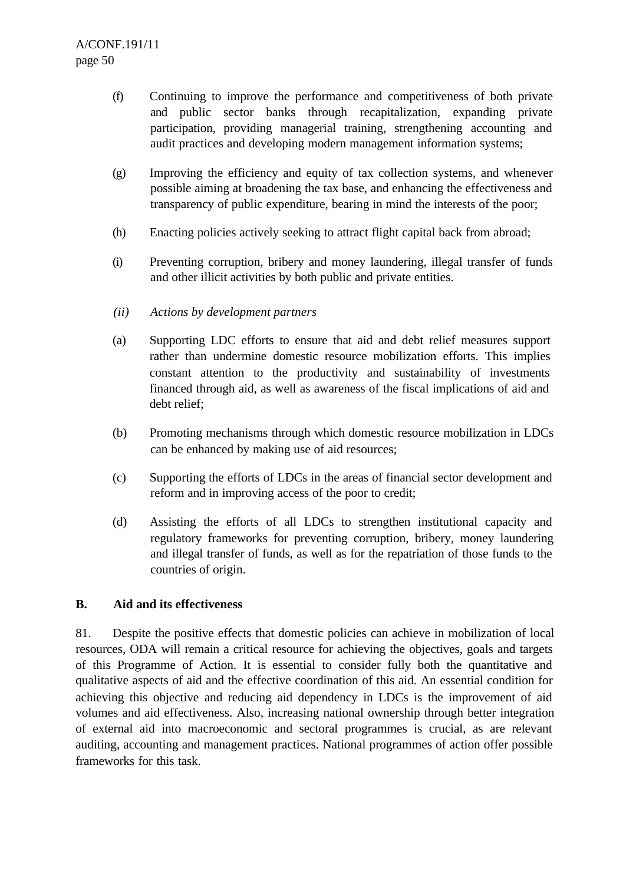(f) Continuing to improve the performance and competitiveness of both private and public sector banks through recapitalization, expanding private participation, providing managerial training, strengthening accounting and audit practices and developing modern management information systems;

(g) Improving the efficiency and equity of tax collection systems, and whenever possible aiming at broadening the tax base, and enhancing the effectiveness and transparency of public expenditure, bearing in mind the interests of the poor;

(h) Enacting policies actively seeking to attract flight capital back from abroad;

(i) Preventing corruption, bribery and money laundering, illegal transfer of funds and other illicit activities by both public and private entities.

*(ii) Actions by development partners*

(a) Supporting LDC efforts to ensure that aid and debt relief measures support rather than undermine domestic resource mobilization efforts. This implies constant attention to the productivity and sustainability of investments financed through aid, as well as awareness of the fiscal implications of aid and debt relief;

(b) Promoting mechanisms through which domestic resource mobilization in LDCs can be enhanced by making use of aid resources;

(c) Supporting the efforts of LDCs in the areas of financial sector development and reform and in improving access of the poor to credit;

(d) Assisting the efforts of all LDCs to strengthen institutional capacity and regulatory frameworks for preventing corruption, bribery, money laundering and illegal transfer of funds, as well as for the repatriation of those funds to the countries of origin.

## B. Aid and its effectiveness

81. Despite the positive effects that domestic policies can achieve in mobilization of local resources, ODA will remain a critical resource for achieving the objectives, goals and targets of this Programme of Action. It is essential to consider fully both the quantitative and qualitative aspects of aid and the effective coordination of this aid. An essential condition for achieving this objective and reducing aid dependency in LDCs is the improvement of aid volumes and aid effectiveness. Also, increasing national ownership through better integration of external aid into macroeconomic and sectoral programmes is crucial, as are relevant auditing, accounting and management practices. National programmes of action offer possible frameworks for this task.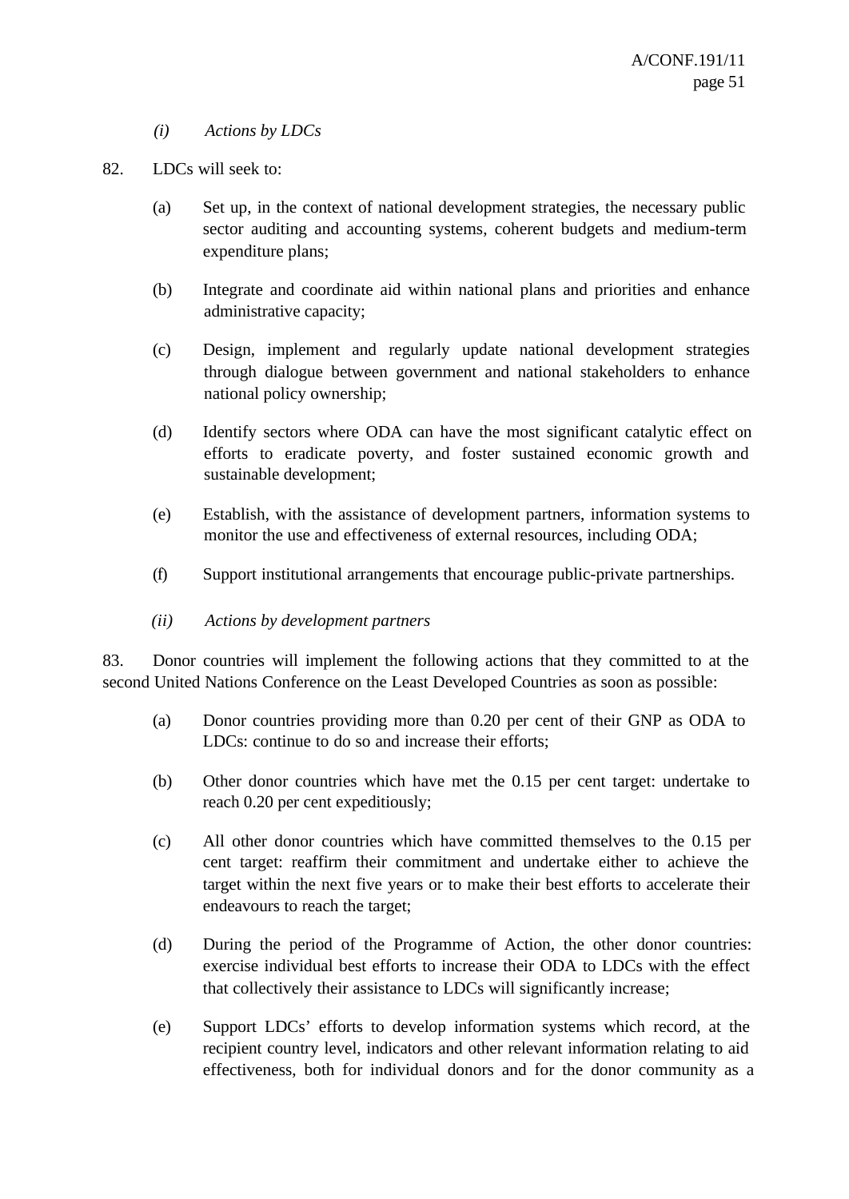*(i) Actions by LDCs*

82. LDCs will seek to:

(a) Set up, in the context of national development strategies, the necessary public sector auditing and accounting systems, coherent budgets and medium-term expenditure plans;

(b) Integrate and coordinate aid within national plans and priorities and enhance administrative capacity;

(c) Design, implement and regularly update national development strategies through dialogue between government and national stakeholders to enhance national policy ownership;

(d) Identify sectors where ODA can have the most significant catalytic effect on efforts to eradicate poverty, and foster sustained economic growth and sustainable development;

(e) Establish, with the assistance of development partners, information systems to monitor the use and effectiveness of external resources, including ODA;

(f) Support institutional arrangements that encourage public-private partnerships.

*(ii) Actions by development partners*

83. Donor countries will implement the following actions that they committed to at the second United Nations Conference on the Least Developed Countries as soon as possible:

(a) Donor countries providing more than 0.20 per cent of their GNP as ODA to LDCs: continue to do so and increase their efforts;

(b) Other donor countries which have met the 0.15 per cent target: undertake to reach 0.20 per cent expeditiously;

(c) All other donor countries which have committed themselves to the 0.15 per cent target: reaffirm their commitment and undertake either to achieve the target within the next five years or to make their best efforts to accelerate their endeavours to reach the target;

(d) During the period of the Programme of Action, the other donor countries: exercise individual best efforts to increase their ODA to LDCs with the effect that collectively their assistance to LDCs will significantly increase;

(e) Support LDCs' efforts to develop information systems which record, at the recipient country level, indicators and other relevant information relating to aid effectiveness, both for individual donors and for the donor community as a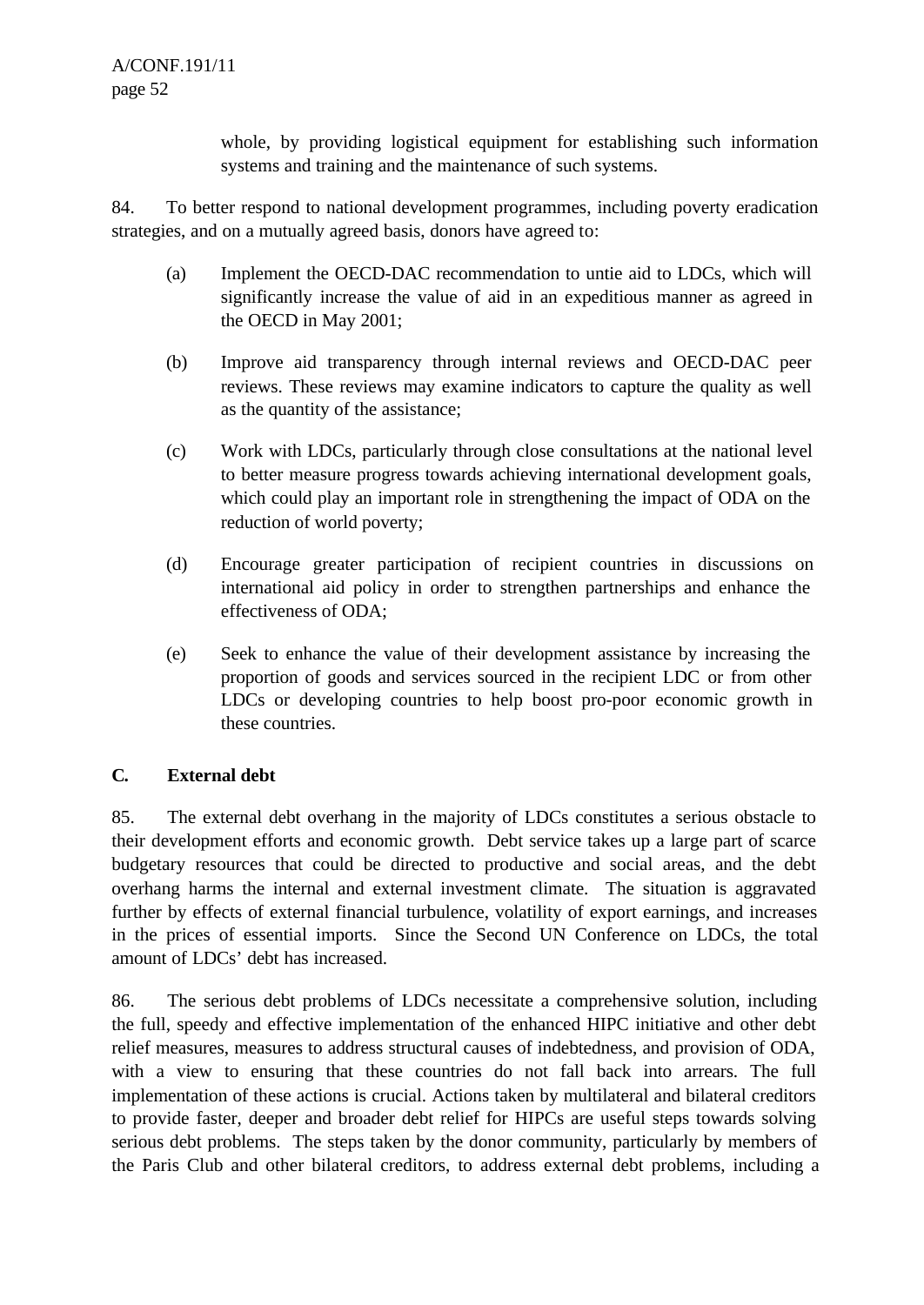whole, by providing logistical equipment for establishing such information systems and training and the maintenance of such systems.

84. To better respond to national development programmes, including poverty eradication strategies, and on a mutually agreed basis, donors have agreed to:

(a) Implement the OECD-DAC recommendation to untie aid to LDCs, which will significantly increase the value of aid in an expeditious manner as agreed in the OECD in May 2001;

(b) Improve aid transparency through internal reviews and OECD-DAC peer reviews. These reviews may examine indicators to capture the quality as well as the quantity of the assistance;

(c) Work with LDCs, particularly through close consultations at the national level to better measure progress towards achieving international development goals, which could play an important role in strengthening the impact of ODA on the reduction of world poverty;

(d) Encourage greater participation of recipient countries in discussions on international aid policy in order to strengthen partnerships and enhance the effectiveness of ODA;

(e) Seek to enhance the value of their development assistance by increasing the proportion of goods and services sourced in the recipient LDC or from other LDCs or developing countries to help boost pro-poor economic growth in these countries.

### C. External debt

85. The external debt overhang in the majority of LDCs constitutes a serious obstacle to their development efforts and economic growth. Debt service takes up a large part of scarce budgetary resources that could be directed to productive and social areas, and the debt overhang harms the internal and external investment climate. The situation is aggravated further by effects of external financial turbulence, volatility of export earnings, and increases in the prices of essential imports. Since the Second UN Conference on LDCs, the total amount of LDCs' debt has increased.

86. The serious debt problems of LDCs necessitate a comprehensive solution, including the full, speedy and effective implementation of the enhanced HIPC initiative and other debt relief measures, measures to address structural causes of indebtedness, and provision of ODA, with a view to ensuring that these countries do not fall back into arrears. The full implementation of these actions is crucial. Actions taken by multilateral and bilateral creditors to provide faster, deeper and broader debt relief for HIPCs are useful steps towards solving serious debt problems. The steps taken by the donor community, particularly by members of the Paris Club and other bilateral creditors, to address external debt problems, including a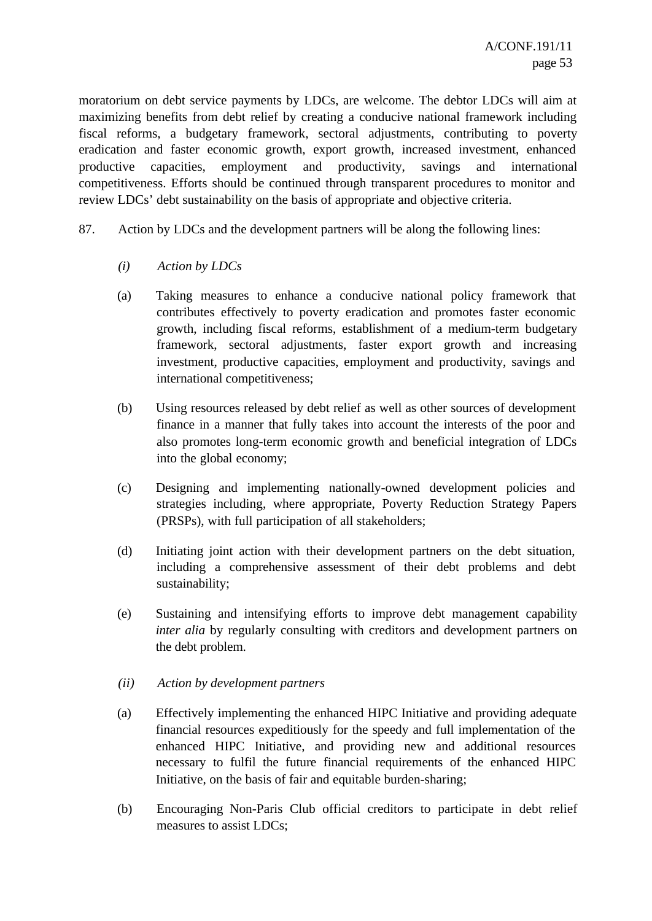moratorium on debt service payments by LDCs, are welcome. The debtor LDCs will aim at maximizing benefits from debt relief by creating a conducive national framework including fiscal reforms, a budgetary framework, sectoral adjustments, contributing to poverty eradication and faster economic growth, export growth, increased investment, enhanced productive capacities, employment and productivity, savings and international competitiveness. Efforts should be continued through transparent procedures to monitor and review LDCs' debt sustainability on the basis of appropriate and objective criteria.

87. Action by LDCs and the development partners will be along the following lines:

*(i) Action by LDCs*

(a) Taking measures to enhance a conducive national policy framework that contributes effectively to poverty eradication and promotes faster economic growth, including fiscal reforms, establishment of a medium-term budgetary framework, sectoral adjustments, faster export growth and increasing investment, productive capacities, employment and productivity, savings and international competitiveness;

(b) Using resources released by debt relief as well as other sources of development finance in a manner that fully takes into account the interests of the poor and also promotes long-term economic growth and beneficial integration of LDCs into the global economy;

(c) Designing and implementing nationally-owned development policies and strategies including, where appropriate, Poverty Reduction Strategy Papers (PRSPs), with full participation of all stakeholders;

(d) Initiating joint action with their development partners on the debt situation, including a comprehensive assessment of their debt problems and debt sustainability;

(e) Sustaining and intensifying efforts to improve debt management capability *inter alia* by regularly consulting with creditors and development partners on the debt problem.

*(ii) Action by development partners*

(a) Effectively implementing the enhanced HIPC Initiative and providing adequate financial resources expeditiously for the speedy and full implementation of the enhanced HIPC Initiative, and providing new and additional resources necessary to fulfil the future financial requirements of the enhanced HIPC Initiative, on the basis of fair and equitable burden-sharing;

(b) Encouraging Non-Paris Club official creditors to participate in debt relief measures to assist LDCs;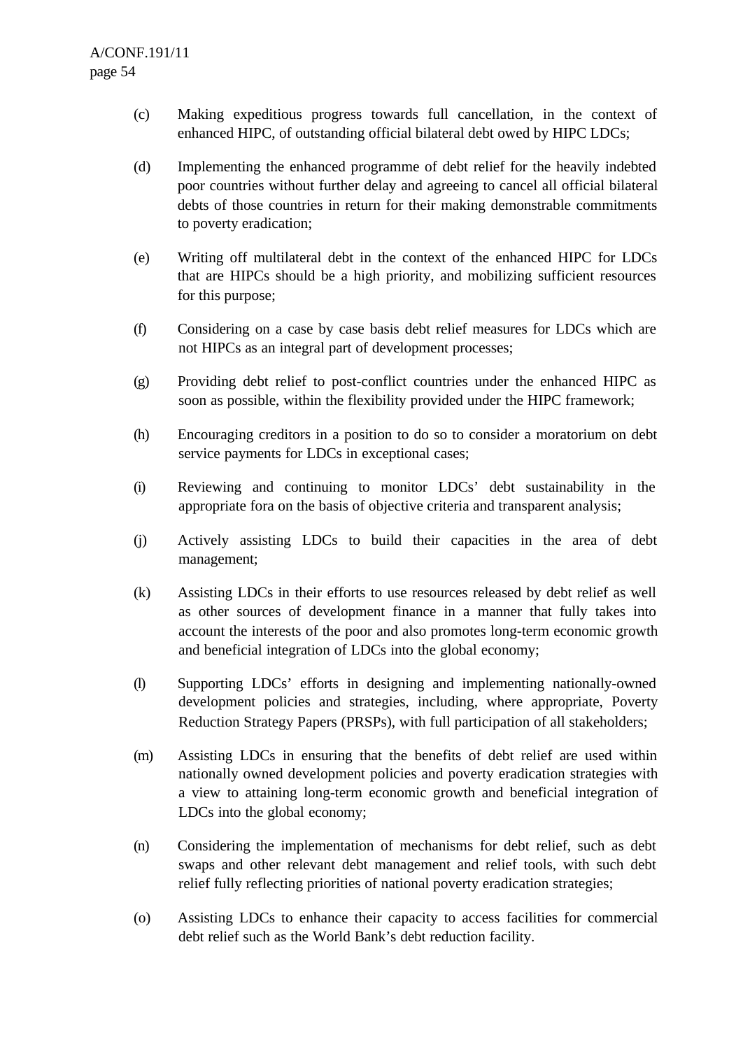(c) Making expeditious progress towards full cancellation, in the context of enhanced HIPC, of outstanding official bilateral debt owed by HIPC LDCs;

(d) Implementing the enhanced programme of debt relief for the heavily indebted poor countries without further delay and agreeing to cancel all official bilateral debts of those countries in return for their making demonstrable commitments to poverty eradication;

(e) Writing off multilateral debt in the context of the enhanced HIPC for LDCs that are HIPCs should be a high priority, and mobilizing sufficient resources for this purpose;

(f) Considering on a case by case basis debt relief measures for LDCs which are not HIPCs as an integral part of development processes;

(g) Providing debt relief to post-conflict countries under the enhanced HIPC as soon as possible, within the flexibility provided under the HIPC framework;

(h) Encouraging creditors in a position to do so to consider a moratorium on debt service payments for LDCs in exceptional cases;

(i) Reviewing and continuing to monitor LDCs' debt sustainability in the appropriate fora on the basis of objective criteria and transparent analysis;

(j) Actively assisting LDCs to build their capacities in the area of debt management;

(k) Assisting LDCs in their efforts to use resources released by debt relief as well as other sources of development finance in a manner that fully takes into account the interests of the poor and also promotes long-term economic growth and beneficial integration of LDCs into the global economy;

(l) Supporting LDCs' efforts in designing and implementing nationally-owned development policies and strategies, including, where appropriate, Poverty Reduction Strategy Papers (PRSPs), with full participation of all stakeholders;

(m) Assisting LDCs in ensuring that the benefits of debt relief are used within nationally owned development policies and poverty eradication strategies with a view to attaining long-term economic growth and beneficial integration of LDCs into the global economy;

(n) Considering the implementation of mechanisms for debt relief, such as debt swaps and other relevant debt management and relief tools, with such debt relief fully reflecting priorities of national poverty eradication strategies;

(o) Assisting LDCs to enhance their capacity to access facilities for commercial debt relief such as the World Bank's debt reduction facility.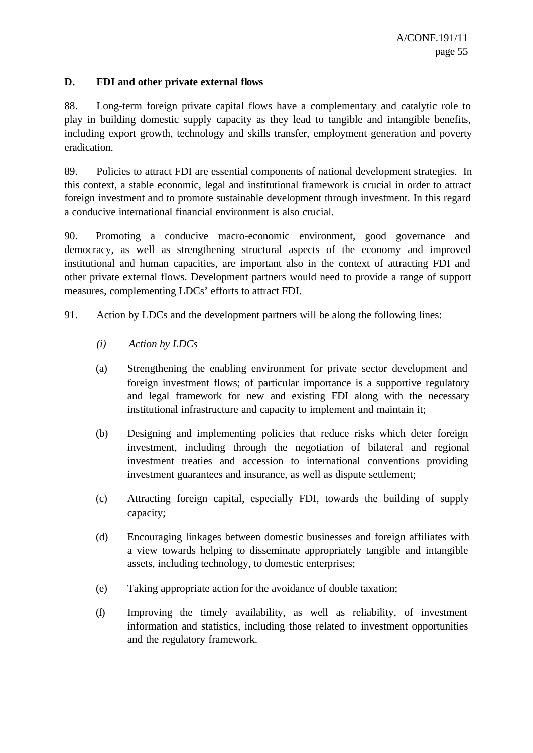## D. FDI and other private external flows

88. Long-term foreign private capital flows have a complementary and catalytic role to play in building domestic supply capacity as they lead to tangible and intangible benefits, including export growth, technology and skills transfer, employment generation and poverty eradication.

89. Policies to attract FDI are essential components of national development strategies. In this context, a stable economic, legal and institutional framework is crucial in order to attract foreign investment and to promote sustainable development through investment. In this regard a conducive international financial environment is also crucial.

90. Promoting a conducive macro-economic environment, good governance and democracy, as well as strengthening structural aspects of the economy and improved institutional and human capacities, are important also in the context of attracting FDI and other private external flows. Development partners would need to provide a range of support measures, complementing LDCs' efforts to attract FDI.

91. Action by LDCs and the development partners will be along the following lines:

*(i) Action by LDCs*

(a) Strengthening the enabling environment for private sector development and foreign investment flows; of particular importance is a supportive regulatory and legal framework for new and existing FDI along with the necessary institutional infrastructure and capacity to implement and maintain it;

(b) Designing and implementing policies that reduce risks which deter foreign investment, including through the negotiation of bilateral and regional investment treaties and accession to international conventions providing investment guarantees and insurance, as well as dispute settlement;

(c) Attracting foreign capital, especially FDI, towards the building of supply capacity;

(d) Encouraging linkages between domestic businesses and foreign affiliates with a view towards helping to disseminate appropriately tangible and intangible assets, including technology, to domestic enterprises;

(e) Taking appropriate action for the avoidance of double taxation;

(f) Improving the timely availability, as well as reliability, of investment information and statistics, including those related to investment opportunities and the regulatory framework.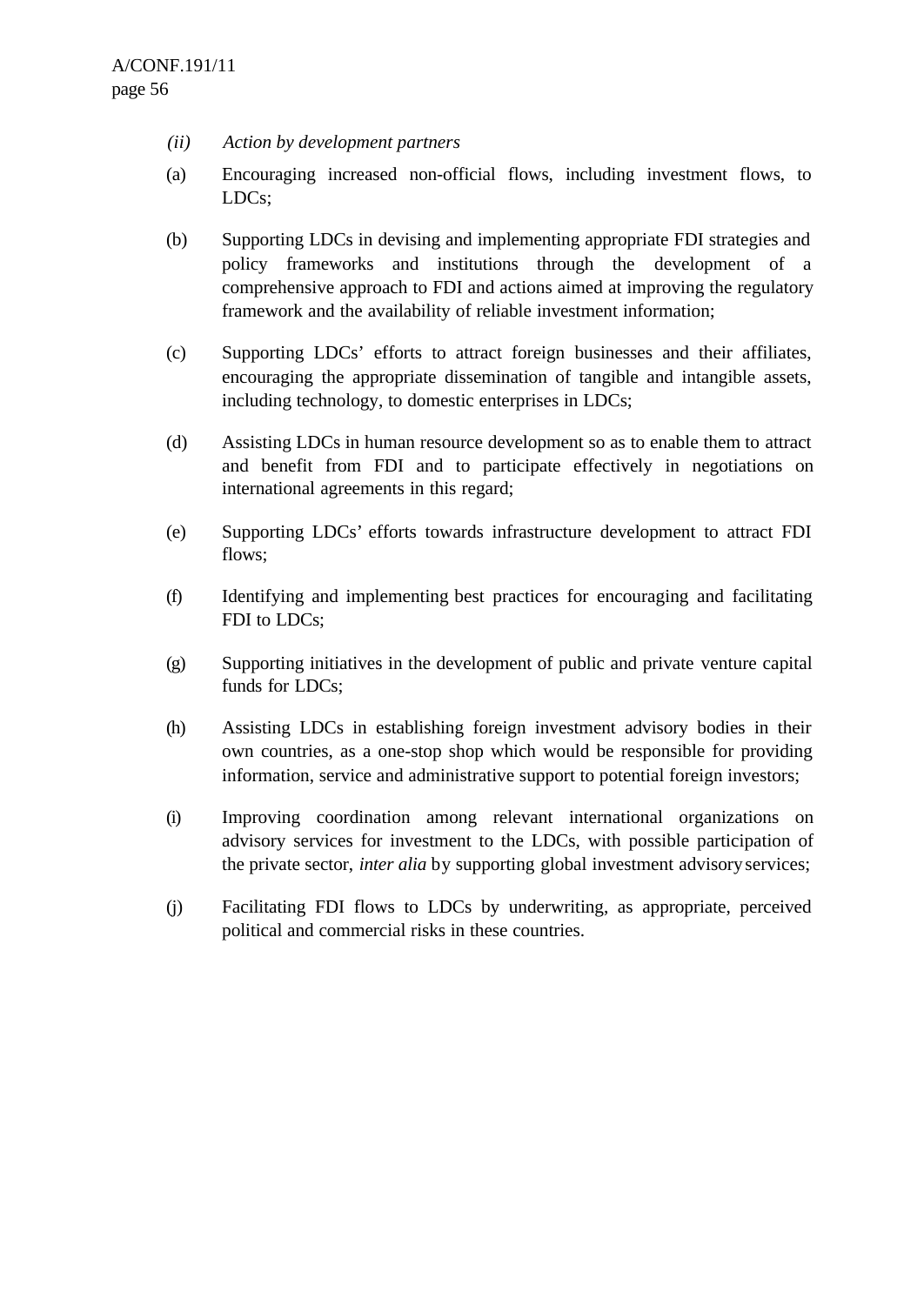*(ii) Action by development partners*

(a) Encouraging increased non-official flows, including investment flows, to LDCs;

(b) Supporting LDCs in devising and implementing appropriate FDI strategies and policy frameworks and institutions through the development of a comprehensive approach to FDI and actions aimed at improving the regulatory framework and the availability of reliable investment information;

(c) Supporting LDCs' efforts to attract foreign businesses and their affiliates, encouraging the appropriate dissemination of tangible and intangible assets, including technology, to domestic enterprises in LDCs;

(d) Assisting LDCs in human resource development so as to enable them to attract and benefit from FDI and to participate effectively in negotiations on international agreements in this regard;

(e) Supporting LDCs' efforts towards infrastructure development to attract FDI flows;

(f) Identifying and implementing best practices for encouraging and facilitating FDI to LDCs;

(g) Supporting initiatives in the development of public and private venture capital funds for LDCs;

(h) Assisting LDCs in establishing foreign investment advisory bodies in their own countries, as a one-stop shop which would be responsible for providing information, service and administrative support to potential foreign investors;

(i) Improving coordination among relevant international organizations on advisory services for investment to the LDCs, with possible participation of the private sector, *inter alia* by supporting global investment advisory services;

(j) Facilitating FDI flows to LDCs by underwriting, as appropriate, perceived political and commercial risks in these countries.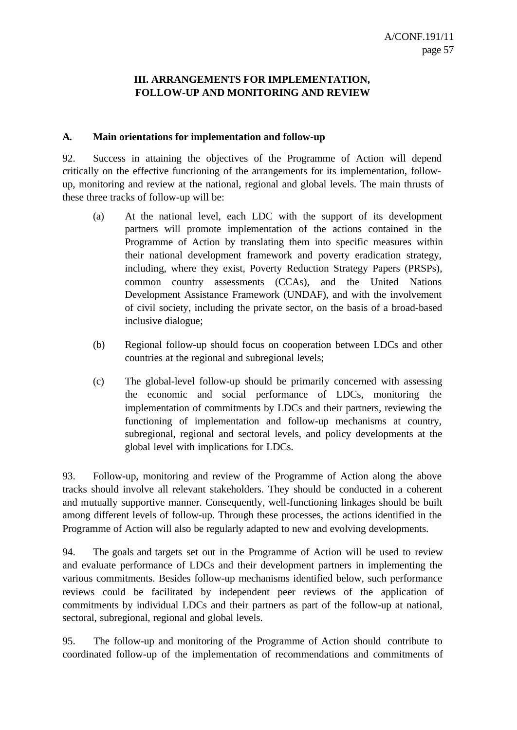## III. ARRANGEMENTS FOR IMPLEMENTATION, FOLLOW-UP AND MONITORING AND REVIEW

### A. Main orientations for implementation and follow-up

92. Success in attaining the objectives of the Programme of Action will depend critically on the effective functioning of the arrangements for its implementation, follow-up, monitoring and review at the national, regional and global levels. The main thrusts of these three tracks of follow-up will be:

(a) At the national level, each LDC with the support of its development partners will promote implementation of the actions contained in the Programme of Action by translating them into specific measures within their national development framework and poverty eradication strategy, including, where they exist, Poverty Reduction Strategy Papers (PRSPs), common country assessments (CCAs), and the United Nations Development Assistance Framework (UNDAF), and with the involvement of civil society, including the private sector, on the basis of a broad-based inclusive dialogue;

(b) Regional follow-up should focus on cooperation between LDCs and other countries at the regional and subregional levels;

(c) The global-level follow-up should be primarily concerned with assessing the economic and social performance of LDCs, monitoring the implementation of commitments by LDCs and their partners, reviewing the functioning of implementation and follow-up mechanisms at country, subregional, regional and sectoral levels, and policy developments at the global level with implications for LDCs.

93. Follow-up, monitoring and review of the Programme of Action along the above tracks should involve all relevant stakeholders. They should be conducted in a coherent and mutually supportive manner. Consequently, well-functioning linkages should be built among different levels of follow-up. Through these processes, the actions identified in the Programme of Action will also be regularly adapted to new and evolving developments.

94. The goals and targets set out in the Programme of Action will be used to review and evaluate performance of LDCs and their development partners in implementing the various commitments. Besides follow-up mechanisms identified below, such performance reviews could be facilitated by independent peer reviews of the application of commitments by individual LDCs and their partners as part of the follow-up at national, sectoral, subregional, regional and global levels.

95. The follow-up and monitoring of the Programme of Action should contribute to coordinated follow-up of the implementation of recommendations and commitments of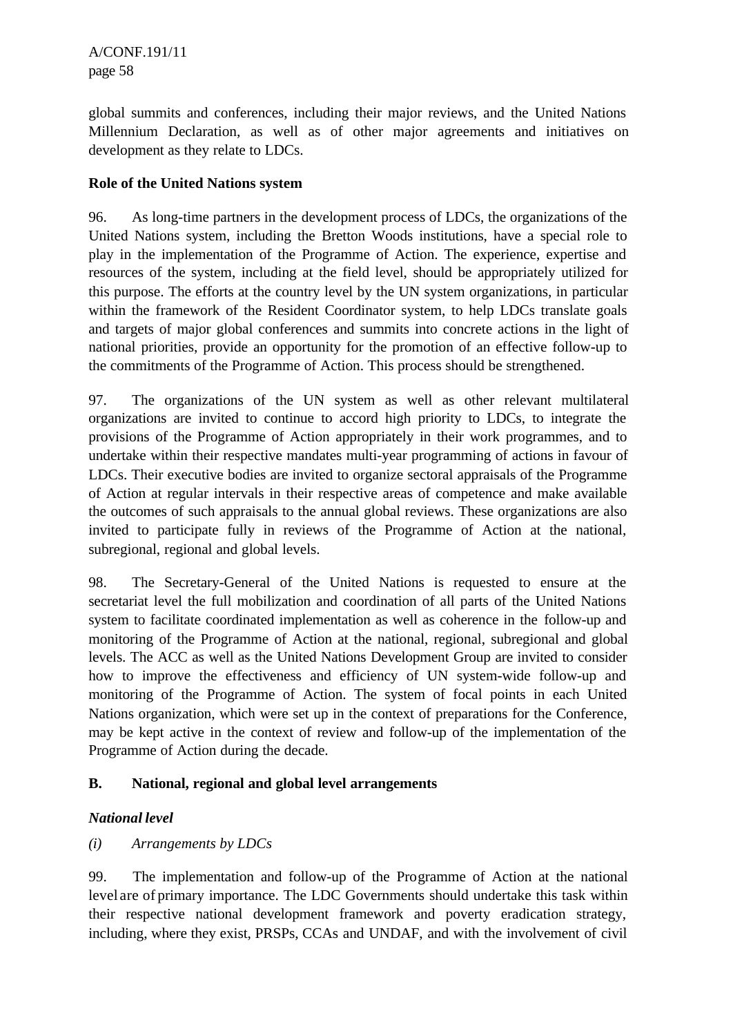global summits and conferences, including their major reviews, and the United Nations Millennium Declaration, as well as of other major agreements and initiatives on development as they relate to LDCs.

**Role of the United Nations system**

96. As long-time partners in the development process of LDCs, the organizations of the United Nations system, including the Bretton Woods institutions, have a special role to play in the implementation of the Programme of Action. The experience, expertise and resources of the system, including at the field level, should be appropriately utilized for this purpose. The efforts at the country level by the UN system organizations, in particular within the framework of the Resident Coordinator system, to help LDCs translate goals and targets of major global conferences and summits into concrete actions in the light of national priorities, provide an opportunity for the promotion of an effective follow-up to the commitments of the Programme of Action. This process should be strengthened.

97. The organizations of the UN system as well as other relevant multilateral organizations are invited to continue to accord high priority to LDCs, to integrate the provisions of the Programme of Action appropriately in their work programmes, and to undertake within their respective mandates multi-year programming of actions in favour of LDCs. Their executive bodies are invited to organize sectoral appraisals of the Programme of Action at regular intervals in their respective areas of competence and make available the outcomes of such appraisals to the annual global reviews. These organizations are also invited to participate fully in reviews of the Programme of Action at the national, subregional, regional and global levels.

98. The Secretary-General of the United Nations is requested to ensure at the secretariat level the full mobilization and coordination of all parts of the United Nations system to facilitate coordinated implementation as well as coherence in the follow-up and monitoring of the Programme of Action at the national, regional, subregional and global levels. The ACC as well as the United Nations Development Group are invited to consider how to improve the effectiveness and efficiency of UN system-wide follow-up and monitoring of the Programme of Action. The system of focal points in each United Nations organization, which were set up in the context of preparations for the Conference, may be kept active in the context of review and follow-up of the implementation of the Programme of Action during the decade.

## B. National, regional and global level arrangements

***National level***

*(i) Arrangements by LDCs*

99. The implementation and follow-up of the Programme of Action at the national level are of primary importance. The LDC Governments should undertake this task within their respective national development framework and poverty eradication strategy, including, where they exist, PRSPs, CCAs and UNDAF, and with the involvement of civil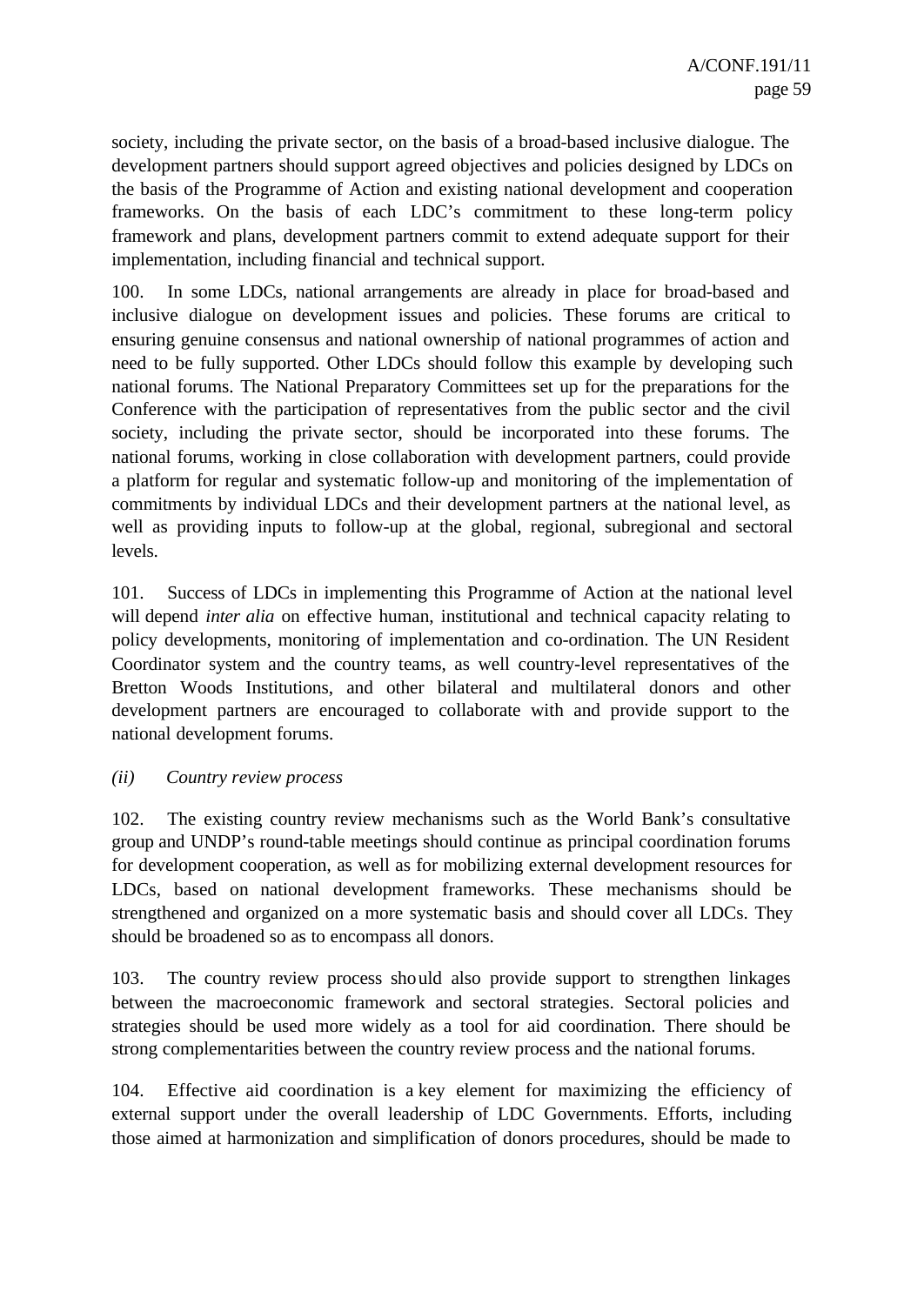society, including the private sector, on the basis of a broad-based inclusive dialogue. The development partners should support agreed objectives and policies designed by LDCs on the basis of the Programme of Action and existing national development and cooperation frameworks. On the basis of each LDC's commitment to these long-term policy framework and plans, development partners commit to extend adequate support for their implementation, including financial and technical support.

100. In some LDCs, national arrangements are already in place for broad-based and inclusive dialogue on development issues and policies. These forums are critical to ensuring genuine consensus and national ownership of national programmes of action and need to be fully supported. Other LDCs should follow this example by developing such national forums. The National Preparatory Committees set up for the preparations for the Conference with the participation of representatives from the public sector and the civil society, including the private sector, should be incorporated into these forums. The national forums, working in close collaboration with development partners, could provide a platform for regular and systematic follow-up and monitoring of the implementation of commitments by individual LDCs and their development partners at the national level, as well as providing inputs to follow-up at the global, regional, subregional and sectoral levels.

101. Success of LDCs in implementing this Programme of Action at the national level will depend *inter alia* on effective human, institutional and technical capacity relating to policy developments, monitoring of implementation and co-ordination. The UN Resident Coordinator system and the country teams, as well country-level representatives of the Bretton Woods Institutions, and other bilateral and multilateral donors and other development partners are encouraged to collaborate with and provide support to the national development forums.

*(ii) Country review process*

102. The existing country review mechanisms such as the World Bank's consultative group and UNDP's round-table meetings should continue as principal coordination forums for development cooperation, as well as for mobilizing external development resources for LDCs, based on national development frameworks. These mechanisms should be strengthened and organized on a more systematic basis and should cover all LDCs. They should be broadened so as to encompass all donors.

103. The country review process should also provide support to strengthen linkages between the macroeconomic framework and sectoral strategies. Sectoral policies and strategies should be used more widely as a tool for aid coordination. There should be strong complementarities between the country review process and the national forums.

104. Effective aid coordination is a key element for maximizing the efficiency of external support under the overall leadership of LDC Governments. Efforts, including those aimed at harmonization and simplification of donors procedures, should be made to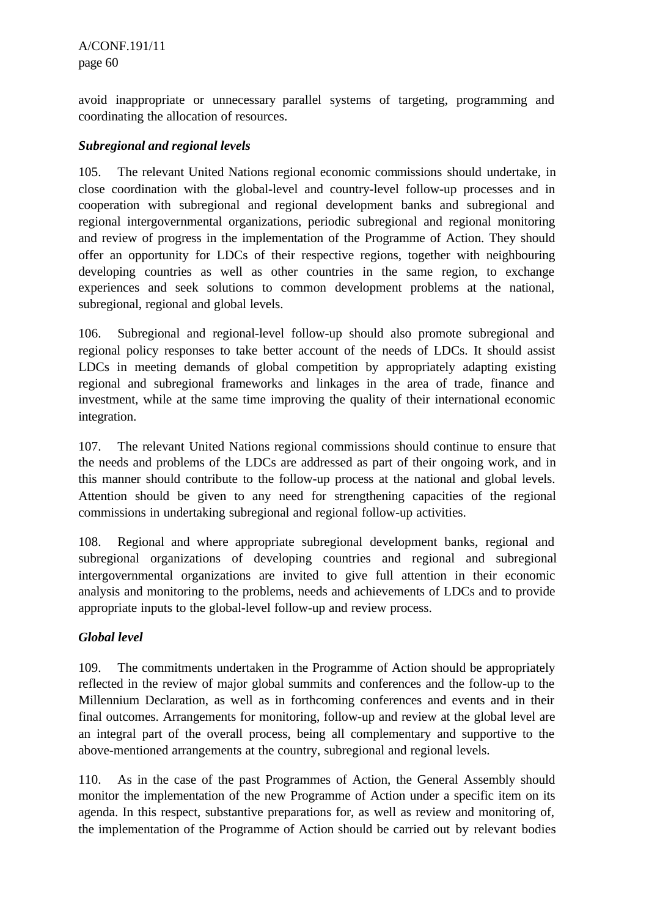avoid inappropriate or unnecessary parallel systems of targeting, programming and coordinating the allocation of resources.

***Subregional and regional levels***

105. The relevant United Nations regional economic commissions should undertake, in close coordination with the global-level and country-level follow-up processes and in cooperation with subregional and regional development banks and subregional and regional intergovernmental organizations, periodic subregional and regional monitoring and review of progress in the implementation of the Programme of Action. They should offer an opportunity for LDCs of their respective regions, together with neighbouring developing countries as well as other countries in the same region, to exchange experiences and seek solutions to common development problems at the national, subregional, regional and global levels.

106. Subregional and regional-level follow-up should also promote subregional and regional policy responses to take better account of the needs of LDCs. It should assist LDCs in meeting demands of global competition by appropriately adapting existing regional and subregional frameworks and linkages in the area of trade, finance and investment, while at the same time improving the quality of their international economic integration.

107. The relevant United Nations regional commissions should continue to ensure that the needs and problems of the LDCs are addressed as part of their ongoing work, and in this manner should contribute to the follow-up process at the national and global levels. Attention should be given to any need for strengthening capacities of the regional commissions in undertaking subregional and regional follow-up activities.

108. Regional and where appropriate subregional development banks, regional and subregional organizations of developing countries and regional and subregional intergovernmental organizations are invited to give full attention in their economic analysis and monitoring to the problems, needs and achievements of LDCs and to provide appropriate inputs to the global-level follow-up and review process.

***Global level***

109. The commitments undertaken in the Programme of Action should be appropriately reflected in the review of major global summits and conferences and the follow-up to the Millennium Declaration, as well as in forthcoming conferences and events and in their final outcomes. Arrangements for monitoring, follow-up and review at the global level are an integral part of the overall process, being all complementary and supportive to the above-mentioned arrangements at the country, subregional and regional levels.

110. As in the case of the past Programmes of Action, the General Assembly should monitor the implementation of the new Programme of Action under a specific item on its agenda. In this respect, substantive preparations for, as well as review and monitoring of, the implementation of the Programme of Action should be carried out by relevant bodies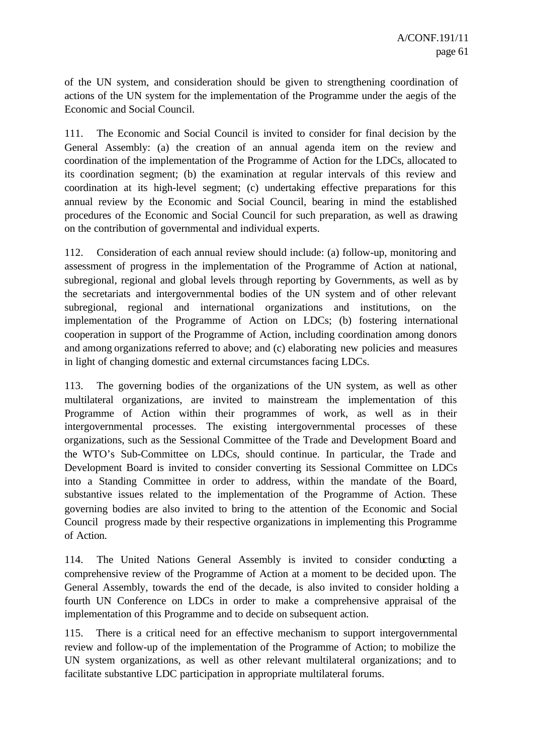of the UN system, and consideration should be given to strengthening coordination of actions of the UN system for the implementation of the Programme under the aegis of the Economic and Social Council.

111. The Economic and Social Council is invited to consider for final decision by the General Assembly: (a) the creation of an annual agenda item on the review and coordination of the implementation of the Programme of Action for the LDCs, allocated to its coordination segment; (b) the examination at regular intervals of this review and coordination at its high-level segment; (c) undertaking effective preparations for this annual review by the Economic and Social Council, bearing in mind the established procedures of the Economic and Social Council for such preparation, as well as drawing on the contribution of governmental and individual experts.

112. Consideration of each annual review should include: (a) follow-up, monitoring and assessment of progress in the implementation of the Programme of Action at national, subregional, regional and global levels through reporting by Governments, as well as by the secretariats and intergovernmental bodies of the UN system and of other relevant subregional, regional and international organizations and institutions, on the implementation of the Programme of Action on LDCs; (b) fostering international cooperation in support of the Programme of Action, including coordination among donors and among organizations referred to above; and (c) elaborating new policies and measures in light of changing domestic and external circumstances facing LDCs.

113. The governing bodies of the organizations of the UN system, as well as other multilateral organizations, are invited to mainstream the implementation of this Programme of Action within their programmes of work, as well as in their intergovernmental processes. The existing intergovernmental processes of these organizations, such as the Sessional Committee of the Trade and Development Board and the WTO's Sub-Committee on LDCs, should continue. In particular, the Trade and Development Board is invited to consider converting its Sessional Committee on LDCs into a Standing Committee in order to address, within the mandate of the Board, substantive issues related to the implementation of the Programme of Action. These governing bodies are also invited to bring to the attention of the Economic and Social Council progress made by their respective organizations in implementing this Programme of Action.

114. The United Nations General Assembly is invited to consider conducting a comprehensive review of the Programme of Action at a moment to be decided upon. The General Assembly, towards the end of the decade, is also invited to consider holding a fourth UN Conference on LDCs in order to make a comprehensive appraisal of the implementation of this Programme and to decide on subsequent action.

115. There is a critical need for an effective mechanism to support intergovernmental review and follow-up of the implementation of the Programme of Action; to mobilize the UN system organizations, as well as other relevant multilateral organizations; and to facilitate substantive LDC participation in appropriate multilateral forums.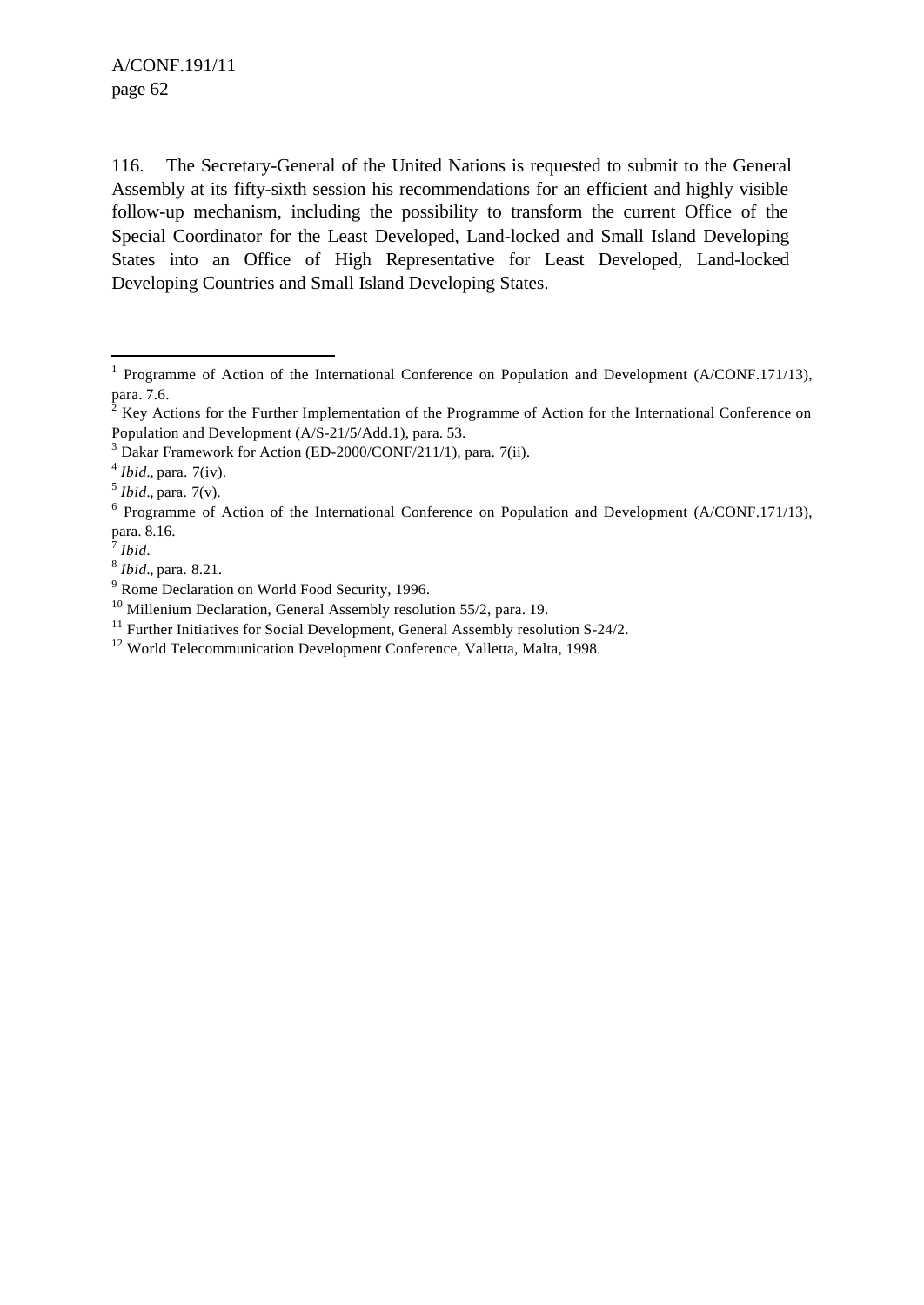116. The Secretary-General of the United Nations is requested to submit to the General Assembly at its fifty-sixth session his recommendations for an efficient and highly visible follow-up mechanism, including the possibility to transform the current Office of the Special Coordinator for the Least Developed, Land-locked and Small Island Developing States into an Office of High Representative for Least Developed, Land-locked Developing Countries and Small Island Developing States.

---

[1] Programme of Action of the International Conference on Population and Development (A/CONF.171/13), para. 7.6.

[2] Key Actions for the Further Implementation of the Programme of Action for the International Conference on Population and Development (A/S-21/5/Add.1), para. 53.

[3] Dakar Framework for Action (ED-2000/CONF/211/1), para. 7(ii).

[4] *Ibid*., para. 7(iv).

[5] *Ibid*., para. 7(v).

[6] Programme of Action of the International Conference on Population and Development (A/CONF.171/13), para. 8.16.

[7] *Ibid*.

[8] *Ibid*., para. 8.21.

[9] Rome Declaration on World Food Security, 1996.

[10] Millenium Declaration, General Assembly resolution 55/2, para. 19.

[11] Further Initiatives for Social Development, General Assembly resolution S-24/2.

[12] World Telecommunication Development Conference, Valletta, Malta, 1998.